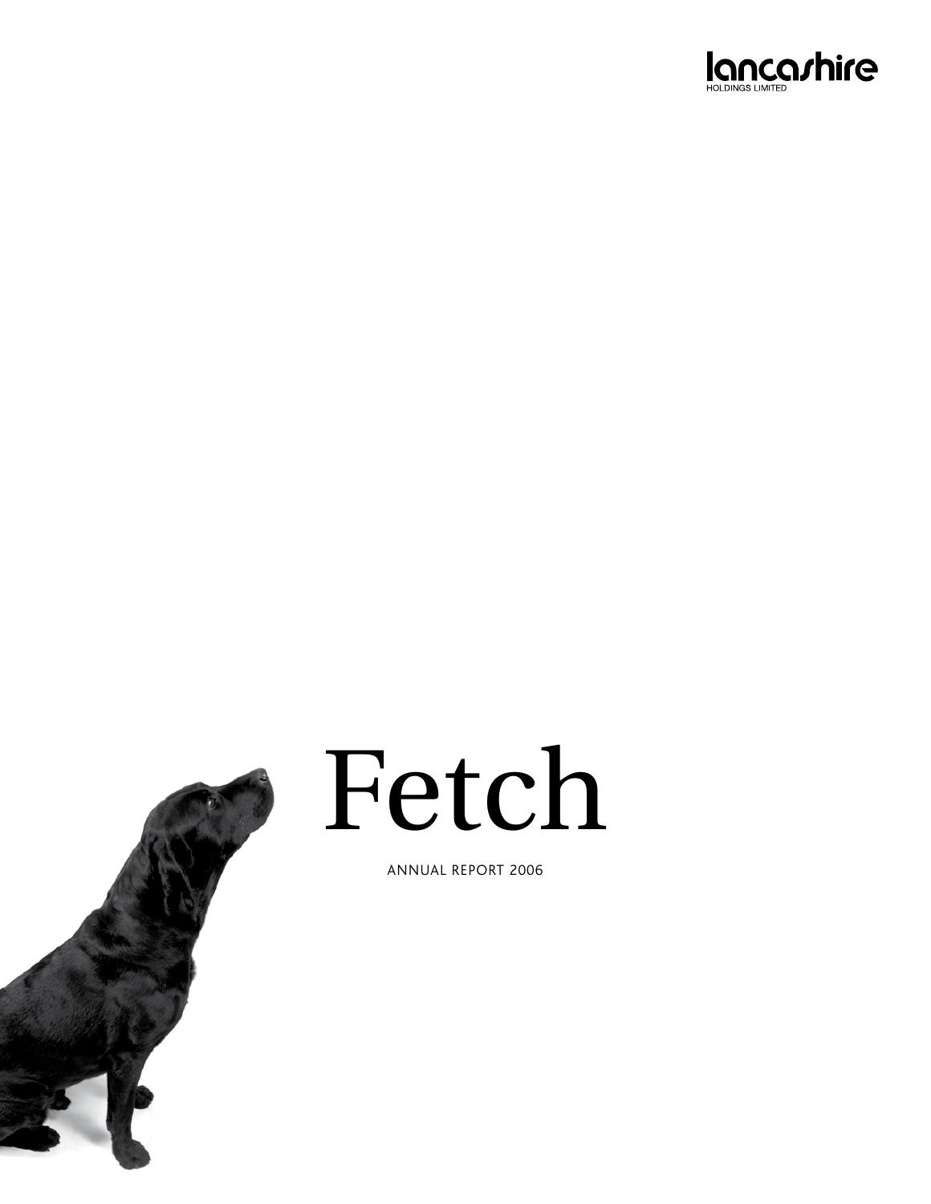lancashire
HOLDINGS LIMITED

# Fetch

ANNUAL REPORT 2006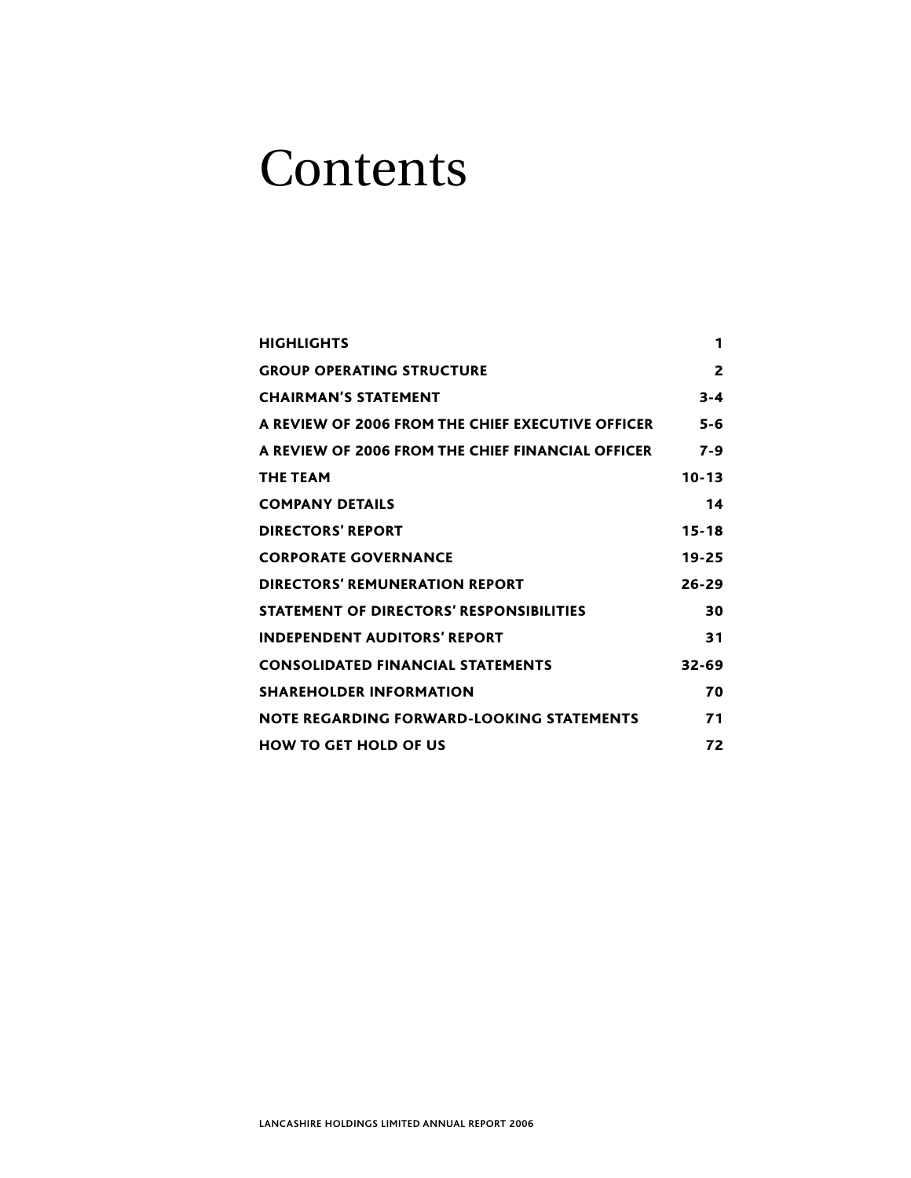# Contents

| | |
|---|---|
| **HIGHLIGHTS** | **1** |
| **GROUP OPERATING STRUCTURE** | **2** |
| **CHAIRMAN'S STATEMENT** | **3-4** |
| **A REVIEW OF 2006 FROM THE CHIEF EXECUTIVE OFFICER** | **5-6** |
| **A REVIEW OF 2006 FROM THE CHIEF FINANCIAL OFFICER** | **7-9** |
| **THE TEAM** | **10-13** |
| **COMPANY DETAILS** | **14** |
| **DIRECTORS' REPORT** | **15-18** |
| **CORPORATE GOVERNANCE** | **19-25** |
| **DIRECTORS' REMUNERATION REPORT** | **26-29** |
| **STATEMENT OF DIRECTORS' RESPONSIBILITIES** | **30** |
| **INDEPENDENT AUDITORS' REPORT** | **31** |
| **CONSOLIDATED FINANCIAL STATEMENTS** | **32-69** |
| **SHAREHOLDER INFORMATION** | **70** |
| **NOTE REGARDING FORWARD-LOOKING STATEMENTS** | **71** |
| **HOW TO GET HOLD OF US** | **72** |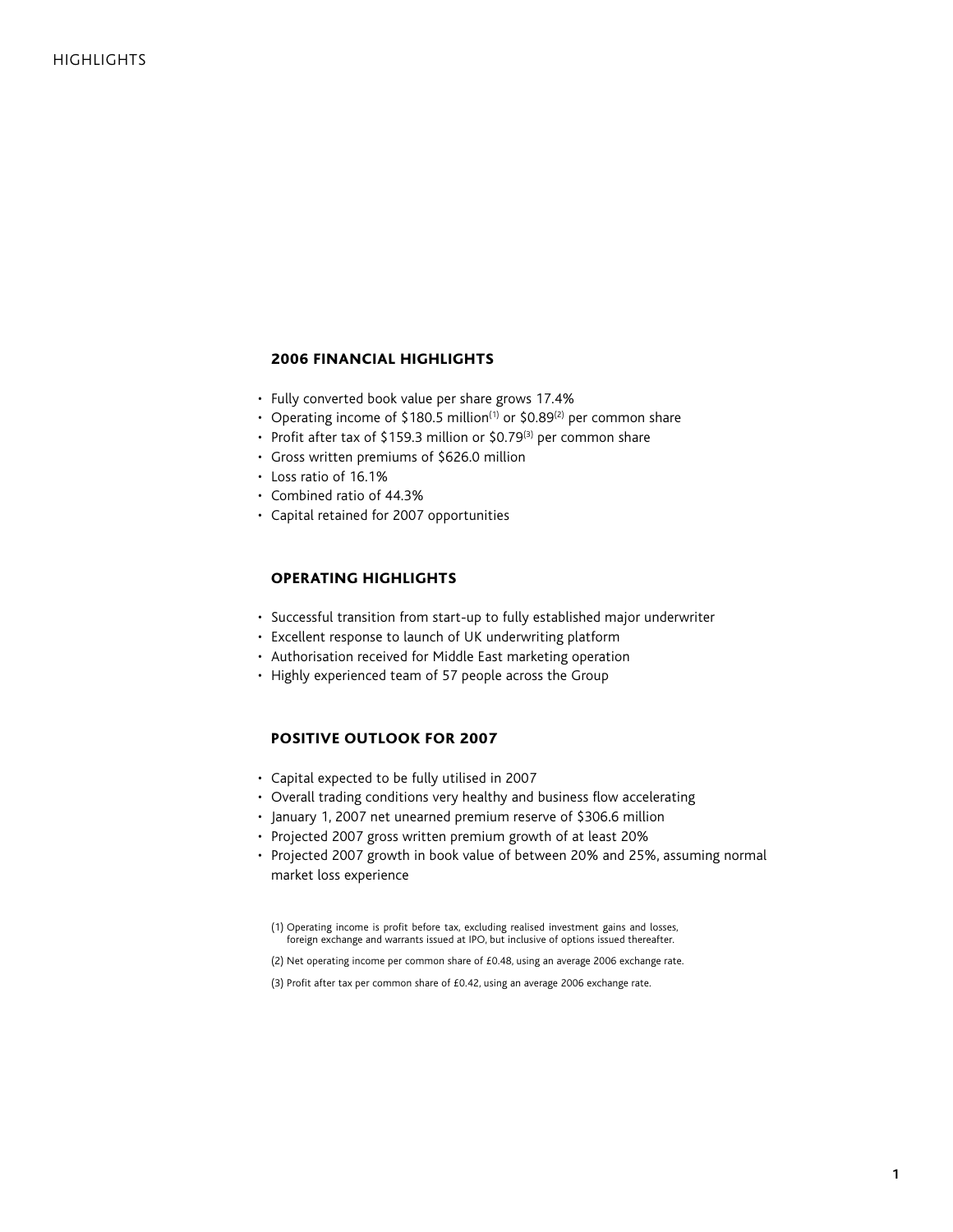# HIGHLIGHTS

## 2006 FINANCIAL HIGHLIGHTS

- Fully converted book value per share grows 17.4%
- Operating income of \$180.5 million[1] or \$0.89[2] per common share
- Profit after tax of \$159.3 million or \$0.79[3] per common share
- Gross written premiums of \$626.0 million
- Loss ratio of 16.1%
- Combined ratio of 44.3%
- Capital retained for 2007 opportunities

## OPERATING HIGHLIGHTS

- Successful transition from start-up to fully established major underwriter
- Excellent response to launch of UK underwriting platform
- Authorisation received for Middle East marketing operation
- Highly experienced team of 57 people across the Group

## POSITIVE OUTLOOK FOR 2007

- Capital expected to be fully utilised in 2007
- Overall trading conditions very healthy and business flow accelerating
- January 1, 2007 net unearned premium reserve of \$306.6 million
- Projected 2007 gross written premium growth of at least 20%
- Projected 2007 growth in book value of between 20% and 25%, assuming normal market loss experience

(1) Operating income is profit before tax, excluding realised investment gains and losses, foreign exchange and warrants issued at IPO, but inclusive of options issued thereafter.

(2) Net operating income per common share of £0.48, using an average 2006 exchange rate.

(3) Profit after tax per common share of £0.42, using an average 2006 exchange rate.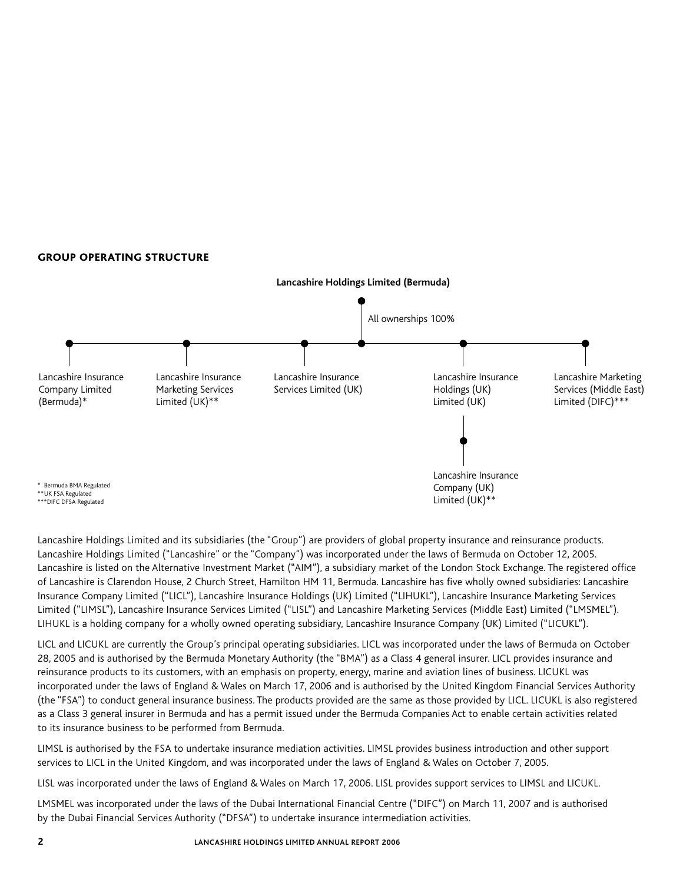## GROUP OPERATING STRUCTURE

**Lancashire Holdings Limited (Bermuda)**

All ownerships 100%

- Lancashire Insurance Company Limited (Bermuda)*
- Lancashire Insurance Marketing Services Limited (UK)**
- Lancashire Insurance Services Limited (UK)
- Lancashire Insurance Holdings (UK) Limited (UK)
  - Lancashire Insurance Company (UK) Limited (UK)**
- Lancashire Marketing Services (Middle East) Limited (DIFC)***

\* Bermuda BMA Regulated
** UK FSA Regulated
*** DIFC DFSA Regulated

Lancashire Holdings Limited and its subsidiaries (the "Group") are providers of global property insurance and reinsurance products. Lancashire Holdings Limited ("Lancashire" or the "Company") was incorporated under the laws of Bermuda on October 12, 2005. Lancashire is listed on the Alternative Investment Market ("AIM"), a subsidiary market of the London Stock Exchange. The registered office of Lancashire is Clarendon House, 2 Church Street, Hamilton HM 11, Bermuda. Lancashire has five wholly owned subsidiaries: Lancashire Insurance Company Limited ("LICL"), Lancashire Insurance Holdings (UK) Limited ("LIHUKL"), Lancashire Insurance Marketing Services Limited ("LIMSL"), Lancashire Insurance Services Limited ("LISL") and Lancashire Marketing Services (Middle East) Limited ("LMSMEL"). LIHUKL is a holding company for a wholly owned operating subsidiary, Lancashire Insurance Company (UK) Limited ("LICUKL").

LICL and LICUKL are currently the Group's principal operating subsidiaries. LICL was incorporated under the laws of Bermuda on October 28, 2005 and is authorised by the Bermuda Monetary Authority (the "BMA") as a Class 4 general insurer. LICL provides insurance and reinsurance products to its customers, with an emphasis on property, energy, marine and aviation lines of business. LICUKL was incorporated under the laws of England & Wales on March 17, 2006 and is authorised by the United Kingdom Financial Services Authority (the "FSA") to conduct general insurance business. The products provided are the same as those provided by LICL. LICUKL is also registered as a Class 3 general insurer in Bermuda and has a permit issued under the Bermuda Companies Act to enable certain activities related to its insurance business to be performed from Bermuda.

LIMSL is authorised by the FSA to undertake insurance mediation activities. LIMSL provides business introduction and other support services to LICL in the United Kingdom, and was incorporated under the laws of England & Wales on October 7, 2005.

LISL was incorporated under the laws of England & Wales on March 17, 2006. LISL provides support services to LIMSL and LICUKL.

LMSMEL was incorporated under the laws of the Dubai International Financial Centre ("DIFC") on March 11, 2007 and is authorised by the Dubai Financial Services Authority ("DFSA") to undertake insurance intermediation activities.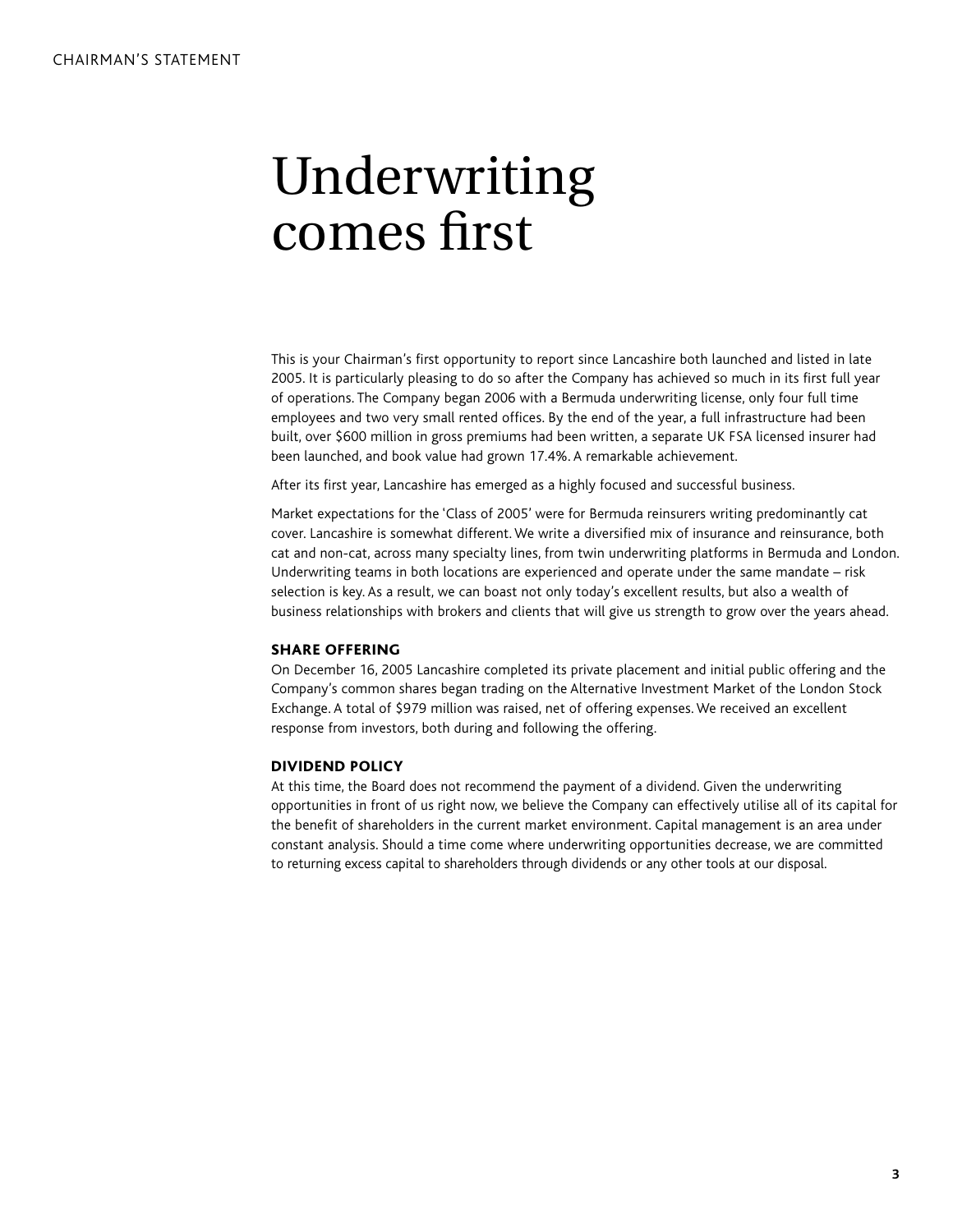# Underwriting comes first

This is your Chairman's first opportunity to report since Lancashire both launched and listed in late 2005. It is particularly pleasing to do so after the Company has achieved so much in its first full year of operations. The Company began 2006 with a Bermuda underwriting license, only four full time employees and two very small rented offices. By the end of the year, a full infrastructure had been built, over $600 million in gross premiums had been written, a separate UK FSA licensed insurer had been launched, and book value had grown 17.4%. A remarkable achievement.

After its first year, Lancashire has emerged as a highly focused and successful business.

Market expectations for the 'Class of 2005' were for Bermuda reinsurers writing predominantly cat cover. Lancashire is somewhat different. We write a diversified mix of insurance and reinsurance, both cat and non-cat, across many specialty lines, from twin underwriting platforms in Bermuda and London. Underwriting teams in both locations are experienced and operate under the same mandate – risk selection is key. As a result, we can boast not only today's excellent results, but also a wealth of business relationships with brokers and clients that will give us strength to grow over the years ahead.

## SHARE OFFERING

On December 16, 2005 Lancashire completed its private placement and initial public offering and the Company's common shares began trading on the Alternative Investment Market of the London Stock Exchange. A total of $979 million was raised, net of offering expenses. We received an excellent response from investors, both during and following the offering.

## DIVIDEND POLICY

At this time, the Board does not recommend the payment of a dividend. Given the underwriting opportunities in front of us right now, we believe the Company can effectively utilise all of its capital for the benefit of shareholders in the current market environment. Capital management is an area under constant analysis. Should a time come where underwriting opportunities decrease, we are committed to returning excess capital to shareholders through dividends or any other tools at our disposal.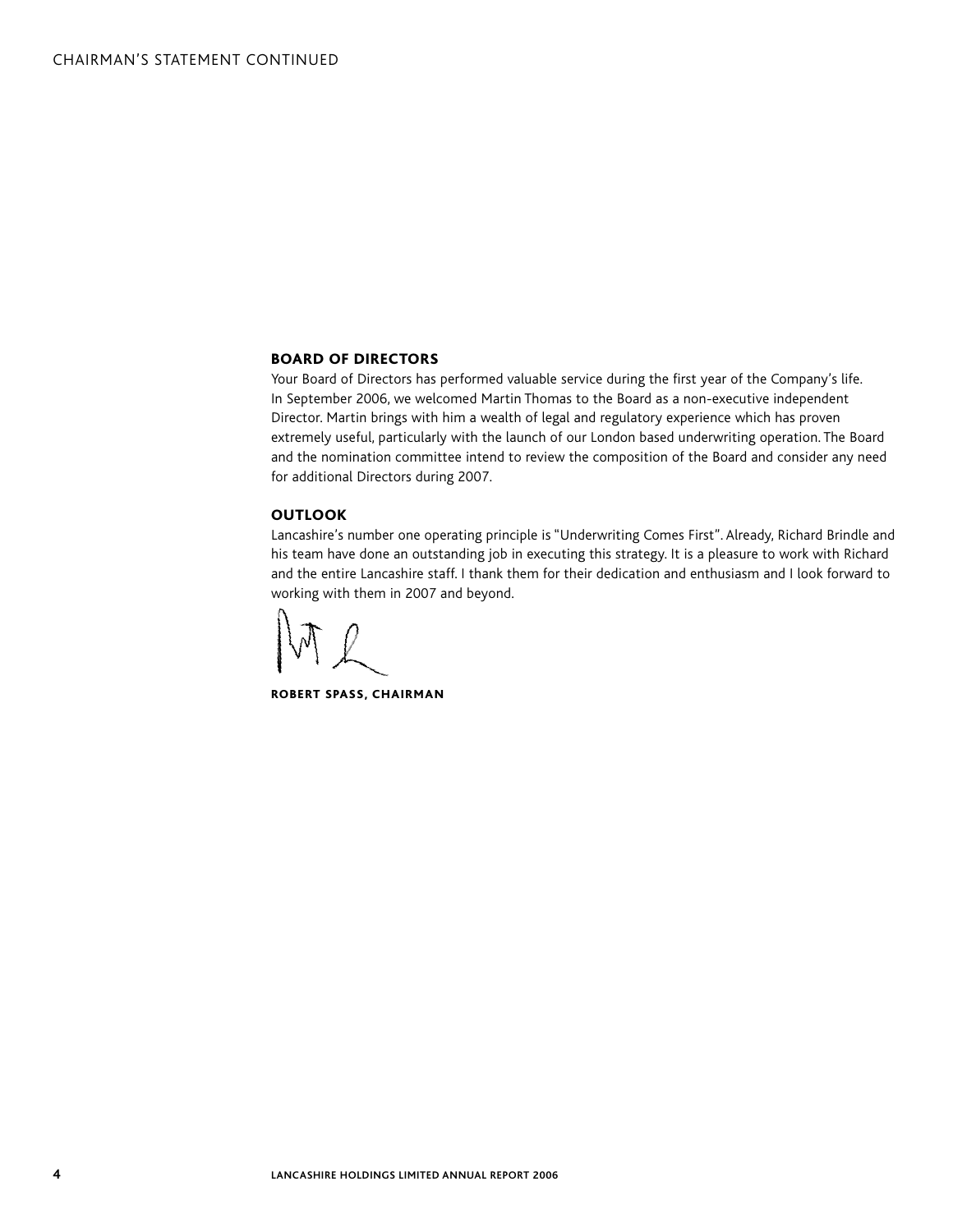## BOARD OF DIRECTORS

Your Board of Directors has performed valuable service during the first year of the Company's life. In September 2006, we welcomed Martin Thomas to the Board as a non-executive independent Director. Martin brings with him a wealth of legal and regulatory experience which has proven extremely useful, particularly with the launch of our London based underwriting operation. The Board and the nomination committee intend to review the composition of the Board and consider any need for additional Directors during 2007.

## OUTLOOK

Lancashire's number one operating principle is "Underwriting Comes First". Already, Richard Brindle and his team have done an outstanding job in executing this strategy. It is a pleasure to work with Richard and the entire Lancashire staff. I thank them for their dedication and enthusiasm and I look forward to working with them in 2007 and beyond.

**ROBERT SPASS, CHAIRMAN**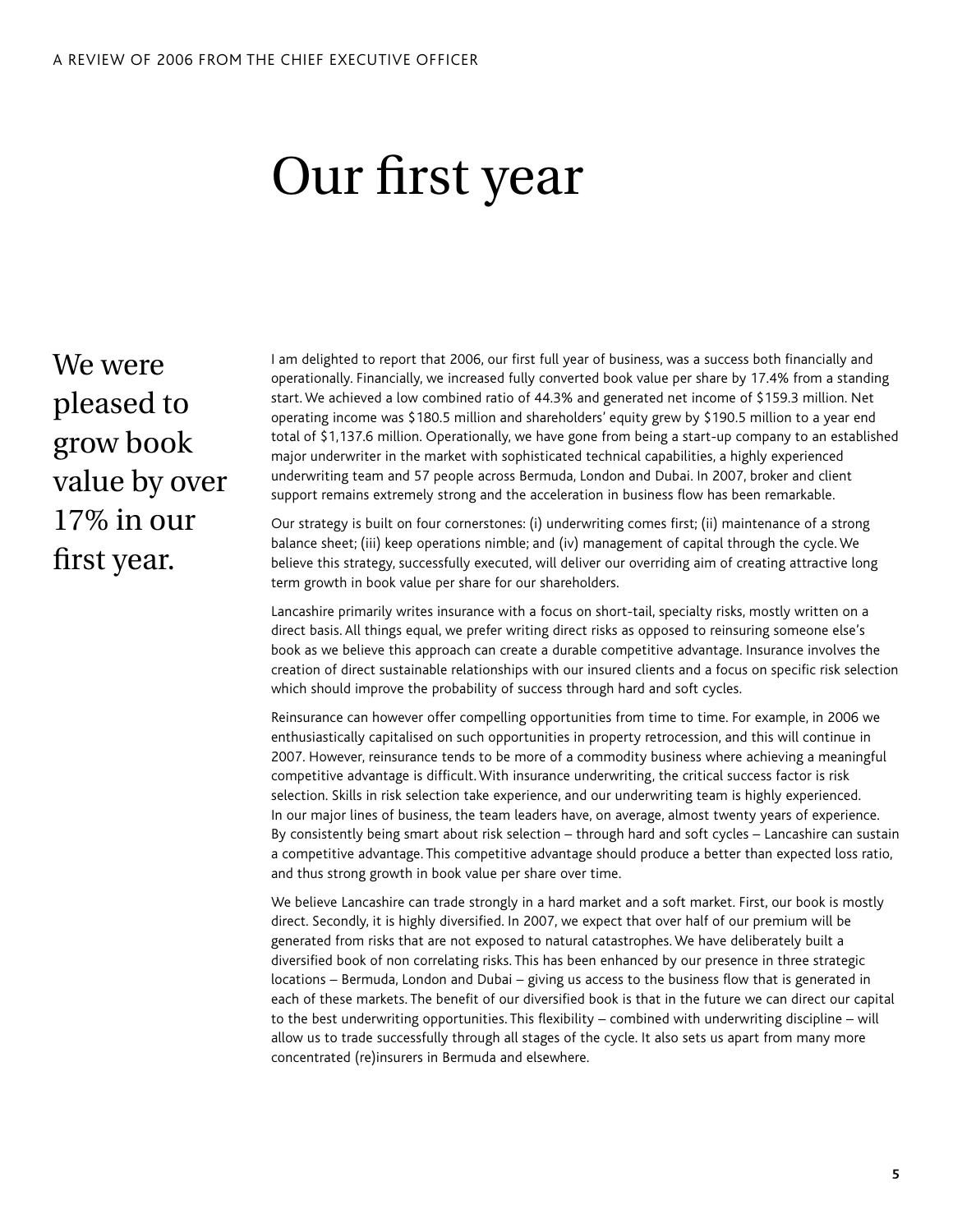# Our first year

We were pleased to grow book value by over 17% in our first year.

I am delighted to report that 2006, our first full year of business, was a success both financially and operationally. Financially, we increased fully converted book value per share by 17.4% from a standing start. We achieved a low combined ratio of 44.3% and generated net income of $159.3 million. Net operating income was $180.5 million and shareholders' equity grew by $190.5 million to a year end total of $1,137.6 million. Operationally, we have gone from being a start-up company to an established major underwriter in the market with sophisticated technical capabilities, a highly experienced underwriting team and 57 people across Bermuda, London and Dubai. In 2007, broker and client support remains extremely strong and the acceleration in business flow has been remarkable.

Our strategy is built on four cornerstones: (i) underwriting comes first; (ii) maintenance of a strong balance sheet; (iii) keep operations nimble; and (iv) management of capital through the cycle. We believe this strategy, successfully executed, will deliver our overriding aim of creating attractive long term growth in book value per share for our shareholders.

Lancashire primarily writes insurance with a focus on short-tail, specialty risks, mostly written on a direct basis. All things equal, we prefer writing direct risks as opposed to reinsuring someone else's book as we believe this approach can create a durable competitive advantage. Insurance involves the creation of direct sustainable relationships with our insured clients and a focus on specific risk selection which should improve the probability of success through hard and soft cycles.

Reinsurance can however offer compelling opportunities from time to time. For example, in 2006 we enthusiastically capitalised on such opportunities in property retrocession, and this will continue in 2007. However, reinsurance tends to be more of a commodity business where achieving a meaningful competitive advantage is difficult. With insurance underwriting, the critical success factor is risk selection. Skills in risk selection take experience, and our underwriting team is highly experienced. In our major lines of business, the team leaders have, on average, almost twenty years of experience. By consistently being smart about risk selection – through hard and soft cycles – Lancashire can sustain a competitive advantage. This competitive advantage should produce a better than expected loss ratio, and thus strong growth in book value per share over time.

We believe Lancashire can trade strongly in a hard market and a soft market. First, our book is mostly direct. Secondly, it is highly diversified. In 2007, we expect that over half of our premium will be generated from risks that are not exposed to natural catastrophes. We have deliberately built a diversified book of non correlating risks. This has been enhanced by our presence in three strategic locations – Bermuda, London and Dubai – giving us access to the business flow that is generated in each of these markets. The benefit of our diversified book is that in the future we can direct our capital to the best underwriting opportunities. This flexibility – combined with underwriting discipline – will allow us to trade successfully through all stages of the cycle. It also sets us apart from many more concentrated (re)insurers in Bermuda and elsewhere.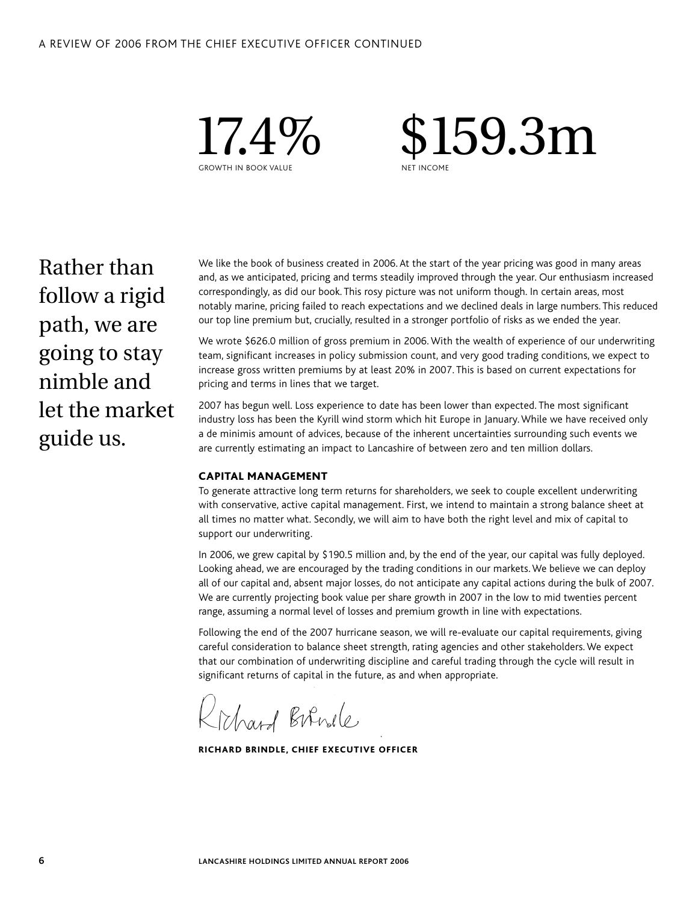17.4%
GROWTH IN BOOK VALUE

$159.3m
NET INCOME

Rather than follow a rigid path, we are going to stay nimble and let the market guide us.

We like the book of business created in 2006. At the start of the year pricing was good in many areas and, as we anticipated, pricing and terms steadily improved through the year. Our enthusiasm increased correspondingly, as did our book. This rosy picture was not uniform though. In certain areas, most notably marine, pricing failed to reach expectations and we declined deals in large numbers. This reduced our top line premium but, crucially, resulted in a stronger portfolio of risks as we ended the year.

We wrote $626.0 million of gross premium in 2006. With the wealth of experience of our underwriting team, significant increases in policy submission count, and very good trading conditions, we expect to increase gross written premiums by at least 20% in 2007. This is based on current expectations for pricing and terms in lines that we target.

2007 has begun well. Loss experience to date has been lower than expected. The most significant industry loss has been the Kyrill wind storm which hit Europe in January. While we have received only a de minimis amount of advices, because of the inherent uncertainties surrounding such events we are currently estimating an impact to Lancashire of between zero and ten million dollars.

### CAPITAL MANAGEMENT

To generate attractive long term returns for shareholders, we seek to couple excellent underwriting with conservative, active capital management. First, we intend to maintain a strong balance sheet at all times no matter what. Secondly, we will aim to have both the right level and mix of capital to support our underwriting.

In 2006, we grew capital by $190.5 million and, by the end of the year, our capital was fully deployed. Looking ahead, we are encouraged by the trading conditions in our markets. We believe we can deploy all of our capital and, absent major losses, do not anticipate any capital actions during the bulk of 2007. We are currently projecting book value per share growth in 2007 in the low to mid twenties percent range, assuming a normal level of losses and premium growth in line with expectations.

Following the end of the 2007 hurricane season, we will re-evaluate our capital requirements, giving careful consideration to balance sheet strength, rating agencies and other stakeholders. We expect that our combination of underwriting discipline and careful trading through the cycle will result in significant returns of capital in the future, as and when appropriate.

Richard Brindle

**RICHARD BRINDLE, CHIEF EXECUTIVE OFFICER**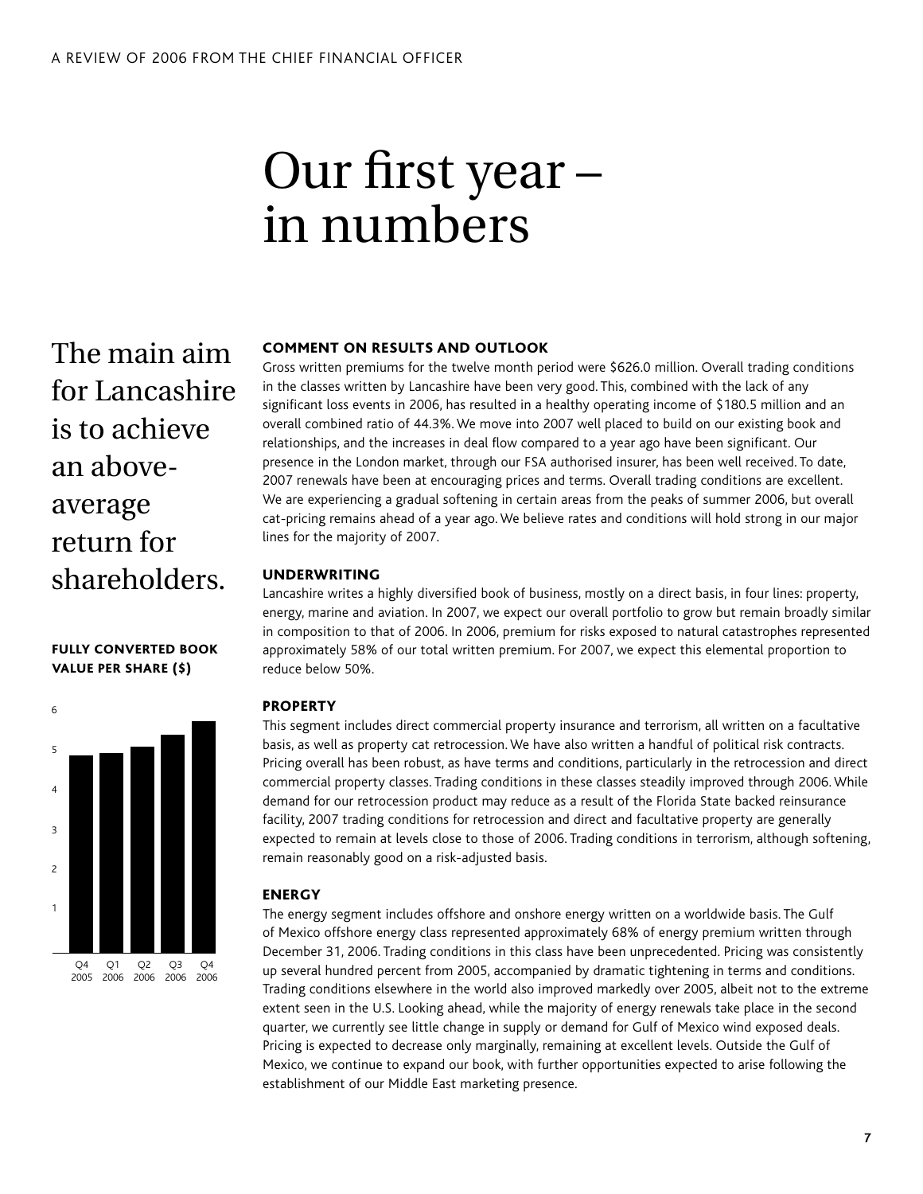# Our first year – in numbers

The main aim for Lancashire is to achieve an above-average return for shareholders.

**FULLY CONVERTED BOOK VALUE PER SHARE ($)**

6
5
4
3
2
1

Q4 2005 Q1 2006 Q2 2006 Q3 2006 Q4 2006

## COMMENT ON RESULTS AND OUTLOOK

Gross written premiums for the twelve month period were $626.0 million. Overall trading conditions in the classes written by Lancashire have been very good. This, combined with the lack of any significant loss events in 2006, has resulted in a healthy operating income of $180.5 million and an overall combined ratio of 44.3%. We move into 2007 well placed to build on our existing book and relationships, and the increases in deal flow compared to a year ago have been significant. Our presence in the London market, through our FSA authorised insurer, has been well received. To date, 2007 renewals have been at encouraging prices and terms. Overall trading conditions are excellent. We are experiencing a gradual softening in certain areas from the peaks of summer 2006, but overall cat-pricing remains ahead of a year ago. We believe rates and conditions will hold strong in our major lines for the majority of 2007.

## UNDERWRITING

Lancashire writes a highly diversified book of business, mostly on a direct basis, in four lines: property, energy, marine and aviation. In 2007, we expect our overall portfolio to grow but remain broadly similar in composition to that of 2006. In 2006, premium for risks exposed to natural catastrophes represented approximately 58% of our total written premium. For 2007, we expect this elemental proportion to reduce below 50%.

### PROPERTY

This segment includes direct commercial property insurance and terrorism, all written on a facultative basis, as well as property cat retrocession. We have also written a handful of political risk contracts. Pricing overall has been robust, as have terms and conditions, particularly in the retrocession and direct commercial property classes. Trading conditions in these classes steadily improved through 2006. While demand for our retrocession product may reduce as a result of the Florida State backed reinsurance facility, 2007 trading conditions for retrocession and direct and facultative property are generally expected to remain at levels close to those of 2006. Trading conditions in terrorism, although softening, remain reasonably good on a risk-adjusted basis.

### ENERGY

The energy segment includes offshore and onshore energy written on a worldwide basis. The Gulf of Mexico offshore energy class represented approximately 68% of energy premium written through December 31, 2006. Trading conditions in this class have been unprecedented. Pricing was consistently up several hundred percent from 2005, accompanied by dramatic tightening in terms and conditions. Trading conditions elsewhere in the world also improved markedly over 2005, albeit not to the extreme extent seen in the U.S. Looking ahead, while the majority of energy renewals take place in the second quarter, we currently see little change in supply or demand for Gulf of Mexico wind exposed deals. Pricing is expected to decrease only marginally, remaining at excellent levels. Outside the Gulf of Mexico, we continue to expand our book, with further opportunities expected to arise following the establishment of our Middle East marketing presence.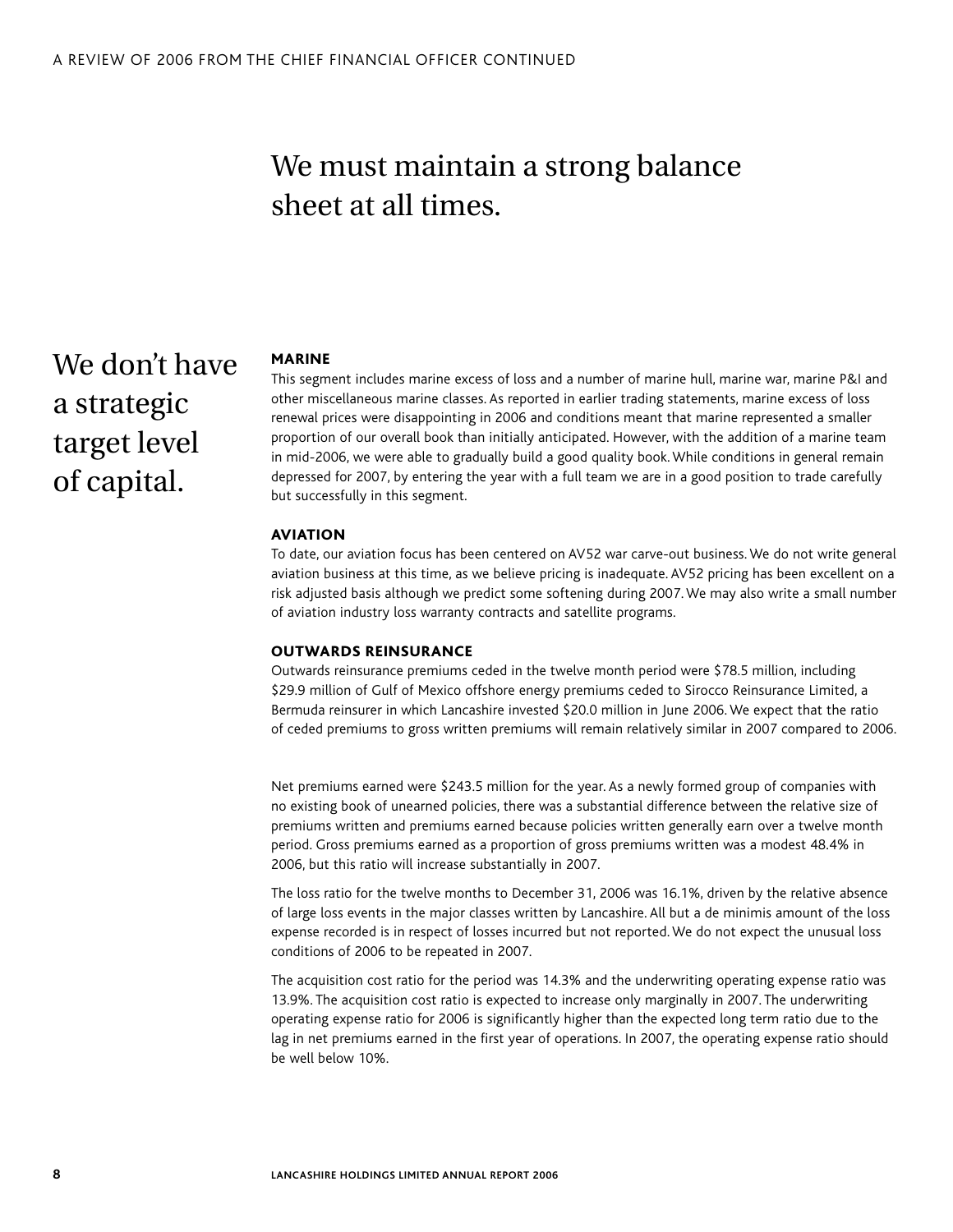We must maintain a strong balance sheet at all times.

We don't have a strategic target level of capital.

### MARINE

This segment includes marine excess of loss and a number of marine hull, marine war, marine P&I and other miscellaneous marine classes. As reported in earlier trading statements, marine excess of loss renewal prices were disappointing in 2006 and conditions meant that marine represented a smaller proportion of our overall book than initially anticipated. However, with the addition of a marine team in mid-2006, we were able to gradually build a good quality book. While conditions in general remain depressed for 2007, by entering the year with a full team we are in a good position to trade carefully but successfully in this segment.

### AVIATION

To date, our aviation focus has been centered on AV52 war carve-out business. We do not write general aviation business at this time, as we believe pricing is inadequate. AV52 pricing has been excellent on a risk adjusted basis although we predict some softening during 2007. We may also write a small number of aviation industry loss warranty contracts and satellite programs.

### OUTWARDS REINSURANCE

Outwards reinsurance premiums ceded in the twelve month period were $78.5 million, including $29.9 million of Gulf of Mexico offshore energy premiums ceded to Sirocco Reinsurance Limited, a Bermuda reinsurer in which Lancashire invested $20.0 million in June 2006. We expect that the ratio of ceded premiums to gross written premiums will remain relatively similar in 2007 compared to 2006.

Net premiums earned were $243.5 million for the year. As a newly formed group of companies with no existing book of unearned policies, there was a substantial difference between the relative size of premiums written and premiums earned because policies written generally earn over a twelve month period. Gross premiums earned as a proportion of gross premiums written was a modest 48.4% in 2006, but this ratio will increase substantially in 2007.

The loss ratio for the twelve months to December 31, 2006 was 16.1%, driven by the relative absence of large loss events in the major classes written by Lancashire. All but a de minimis amount of the loss expense recorded is in respect of losses incurred but not reported. We do not expect the unusual loss conditions of 2006 to be repeated in 2007.

The acquisition cost ratio for the period was 14.3% and the underwriting operating expense ratio was 13.9%. The acquisition cost ratio is expected to increase only marginally in 2007. The underwriting operating expense ratio for 2006 is significantly higher than the expected long term ratio due to the lag in net premiums earned in the first year of operations. In 2007, the operating expense ratio should be well below 10%.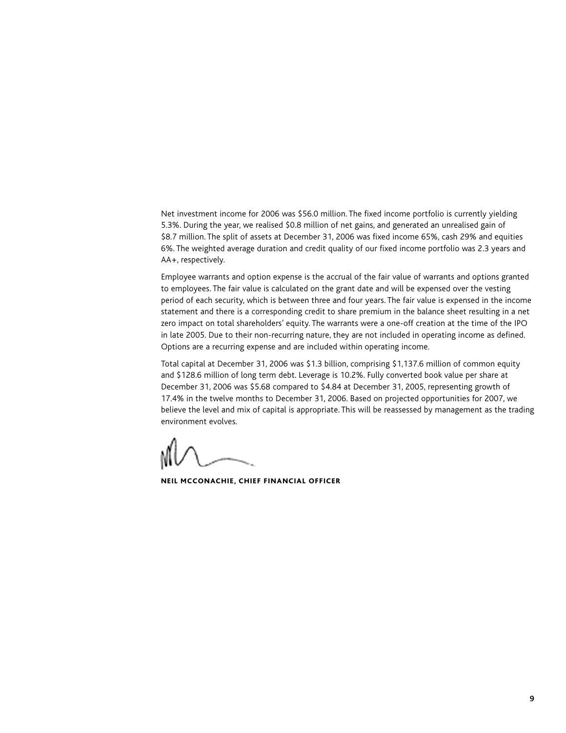Net investment income for 2006 was $56.0 million. The fixed income portfolio is currently yielding 5.3%. During the year, we realised $0.8 million of net gains, and generated an unrealised gain of $8.7 million. The split of assets at December 31, 2006 was fixed income 65%, cash 29% and equities 6%. The weighted average duration and credit quality of our fixed income portfolio was 2.3 years and AA+, respectively.

Employee warrants and option expense is the accrual of the fair value of warrants and options granted to employees. The fair value is calculated on the grant date and will be expensed over the vesting period of each security, which is between three and four years. The fair value is expensed in the income statement and there is a corresponding credit to share premium in the balance sheet resulting in a net zero impact on total shareholders' equity. The warrants were a one-off creation at the time of the IPO in late 2005. Due to their non-recurring nature, they are not included in operating income as defined. Options are a recurring expense and are included within operating income.

Total capital at December 31, 2006 was $1.3 billion, comprising $1,137.6 million of common equity and $128.6 million of long term debt. Leverage is 10.2%. Fully converted book value per share at December 31, 2006 was $5.68 compared to $4.84 at December 31, 2005, representing growth of 17.4% in the twelve months to December 31, 2006. Based on projected opportunities for 2007, we believe the level and mix of capital is appropriate. This will be reassessed by management as the trading environment evolves.

**NEIL MCCONACHIE, CHIEF FINANCIAL OFFICER**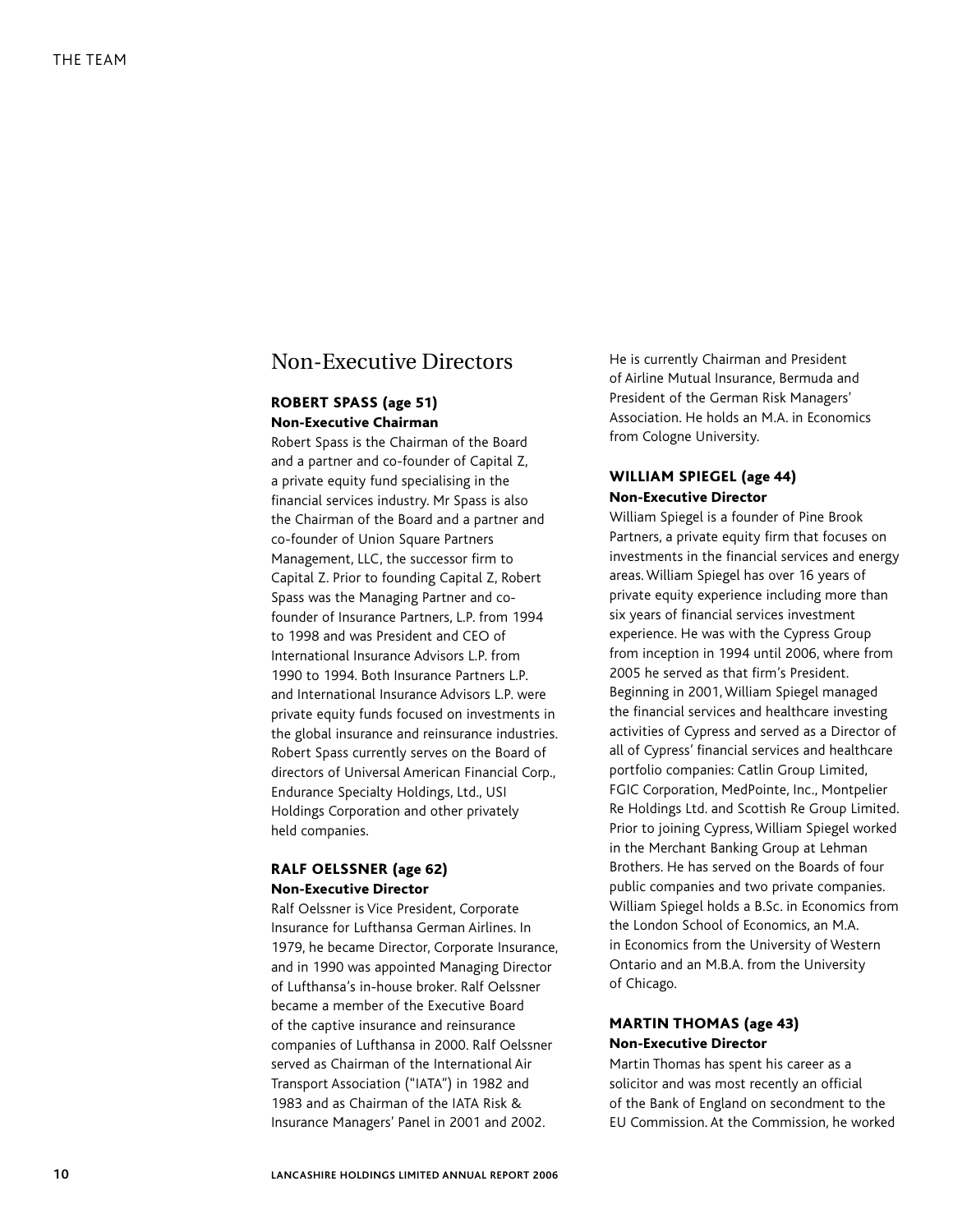## Non-Executive Directors

### ROBERT SPASS (age 51)
**Non-Executive Chairman**

Robert Spass is the Chairman of the Board and a partner and co-founder of Capital Z, a private equity fund specialising in the financial services industry. Mr Spass is also the Chairman of the Board and a partner and co-founder of Union Square Partners Management, LLC, the successor firm to Capital Z. Prior to founding Capital Z, Robert Spass was the Managing Partner and co-founder of Insurance Partners, L.P. from 1994 to 1998 and was President and CEO of International Insurance Advisors L.P. from 1990 to 1994. Both Insurance Partners L.P. and International Insurance Advisors L.P. were private equity funds focused on investments in the global insurance and reinsurance industries. Robert Spass currently serves on the Board of directors of Universal American Financial Corp., Endurance Specialty Holdings, Ltd., USI Holdings Corporation and other privately held companies.

### RALF OELSSNER (age 62)
**Non-Executive Director**

Ralf Oelssner is Vice President, Corporate Insurance for Lufthansa German Airlines. In 1979, he became Director, Corporate Insurance, and in 1990 was appointed Managing Director of Lufthansa's in-house broker. Ralf Oelssner became a member of the Executive Board of the captive insurance and reinsurance companies of Lufthansa in 2000. Ralf Oelssner served as Chairman of the International Air Transport Association ("IATA") in 1982 and 1983 and as Chairman of the IATA Risk & Insurance Managers' Panel in 2001 and 2002. He is currently Chairman and President of Airline Mutual Insurance, Bermuda and President of the German Risk Managers' Association. He holds an M.A. in Economics from Cologne University.

### WILLIAM SPIEGEL (age 44)
**Non-Executive Director**

William Spiegel is a founder of Pine Brook Partners, a private equity firm that focuses on investments in the financial services and energy areas. William Spiegel has over 16 years of private equity experience including more than six years of financial services investment experience. He was with the Cypress Group from inception in 1994 until 2006, where from 2005 he served as that firm's President. Beginning in 2001, William Spiegel managed the financial services and healthcare investing activities of Cypress and served as a Director of all of Cypress' financial services and healthcare portfolio companies: Catlin Group Limited, FGIC Corporation, MedPointe, Inc., Montpelier Re Holdings Ltd. and Scottish Re Group Limited. Prior to joining Cypress, William Spiegel worked in the Merchant Banking Group at Lehman Brothers. He has served on the Boards of four public companies and two private companies. William Spiegel holds a B.Sc. in Economics from the London School of Economics, an M.A. in Economics from the University of Western Ontario and an M.B.A. from the University of Chicago.

### MARTIN THOMAS (age 43)
**Non-Executive Director**

Martin Thomas has spent his career as a solicitor and was most recently an official of the Bank of England on secondment to the EU Commission. At the Commission, he worked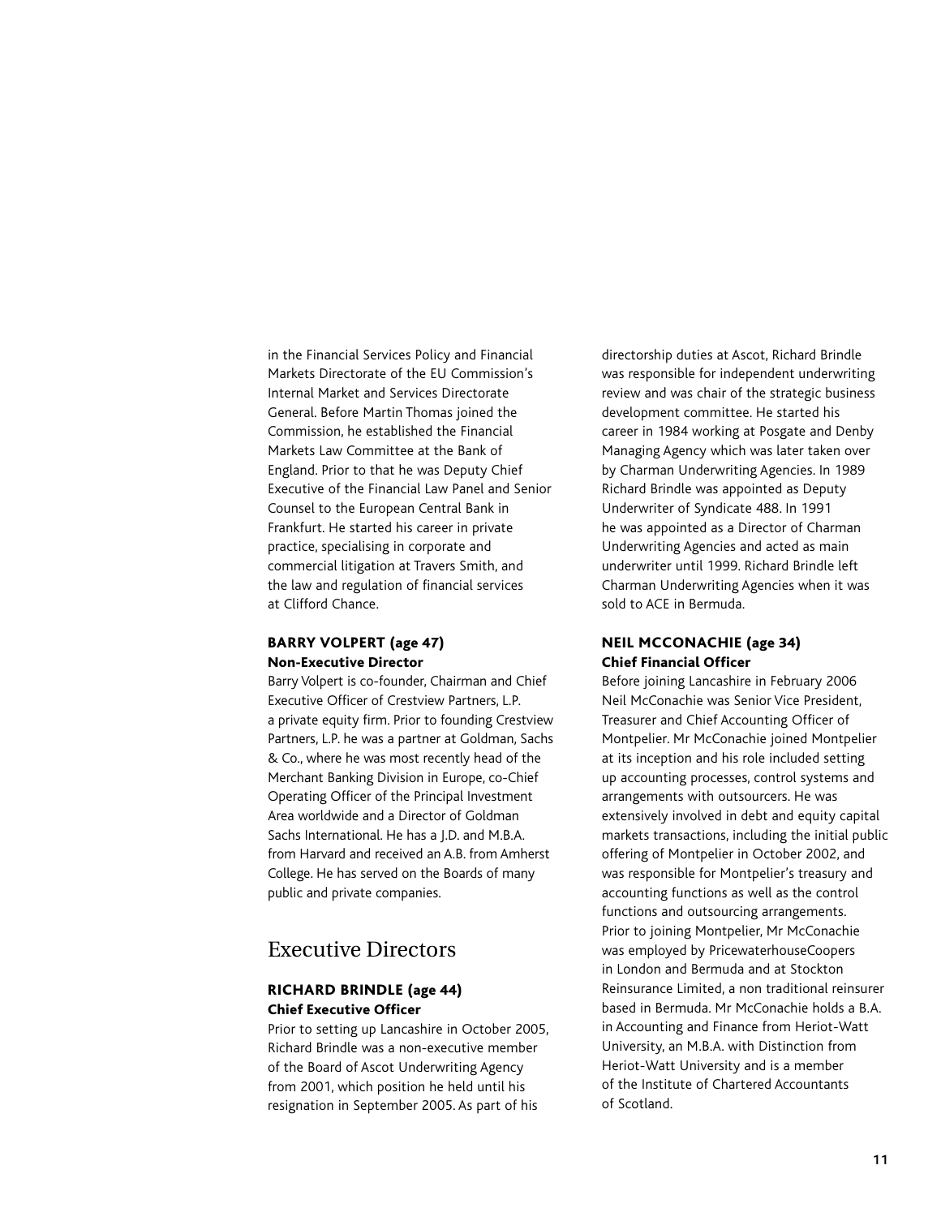in the Financial Services Policy and Financial Markets Directorate of the EU Commission's Internal Market and Services Directorate General. Before Martin Thomas joined the Commission, he established the Financial Markets Law Committee at the Bank of England. Prior to that he was Deputy Chief Executive of the Financial Law Panel and Senior Counsel to the European Central Bank in Frankfurt. He started his career in private practice, specialising in corporate and commercial litigation at Travers Smith, and the law and regulation of financial services at Clifford Chance.

### BARRY VOLPERT (age 47)
**Non-Executive Director**

Barry Volpert is co-founder, Chairman and Chief Executive Officer of Crestview Partners, L.P. a private equity firm. Prior to founding Crestview Partners, L.P. he was a partner at Goldman, Sachs & Co., where he was most recently head of the Merchant Banking Division in Europe, co-Chief Operating Officer of the Principal Investment Area worldwide and a Director of Goldman Sachs International. He has a J.D. and M.B.A. from Harvard and received an A.B. from Amherst College. He has served on the Boards of many public and private companies.

## Executive Directors

### RICHARD BRINDLE (age 44)
**Chief Executive Officer**

Prior to setting up Lancashire in October 2005, Richard Brindle was a non-executive member of the Board of Ascot Underwriting Agency from 2001, which position he held until his resignation in September 2005. As part of his directorship duties at Ascot, Richard Brindle was responsible for independent underwriting review and was chair of the strategic business development committee. He started his career in 1984 working at Posgate and Denby Managing Agency which was later taken over by Charman Underwriting Agencies. In 1989 Richard Brindle was appointed as Deputy Underwriter of Syndicate 488. In 1991 he was appointed as a Director of Charman Underwriting Agencies and acted as main underwriter until 1999. Richard Brindle left Charman Underwriting Agencies when it was sold to ACE in Bermuda.

### NEIL MCCONACHIE (age 34)
**Chief Financial Officer**

Before joining Lancashire in February 2006 Neil McConachie was Senior Vice President, Treasurer and Chief Accounting Officer of Montpelier. Mr McConachie joined Montpelier at its inception and his role included setting up accounting processes, control systems and arrangements with outsourcers. He was extensively involved in debt and equity capital markets transactions, including the initial public offering of Montpelier in October 2002, and was responsible for Montpelier's treasury and accounting functions as well as the control functions and outsourcing arrangements. Prior to joining Montpelier, Mr McConachie was employed by PricewaterhouseCoopers in London and Bermuda and at Stockton Reinsurance Limited, a non traditional reinsurer based in Bermuda. Mr McConachie holds a B.A. in Accounting and Finance from Heriot-Watt University, an M.B.A. with Distinction from Heriot-Watt University and is a member of the Institute of Chartered Accountants of Scotland.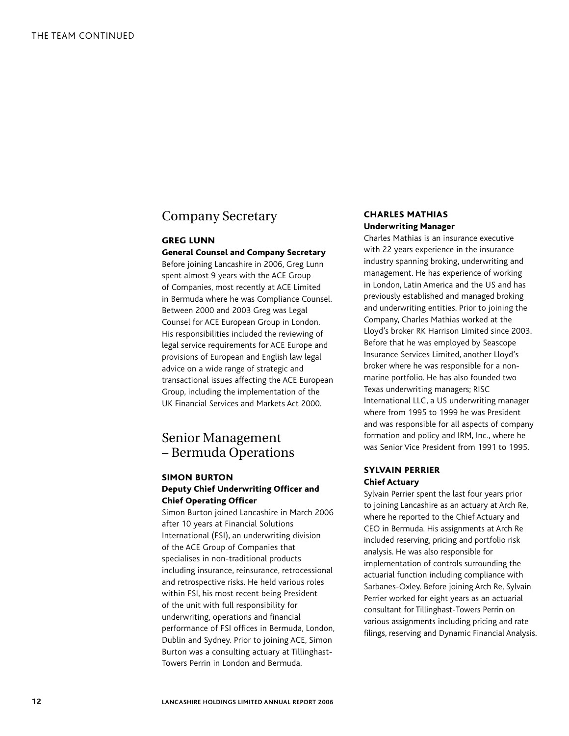## Company Secretary

### GREG LUNN

**General Counsel and Company Secretary**

Before joining Lancashire in 2006, Greg Lunn spent almost 9 years with the ACE Group of Companies, most recently at ACE Limited in Bermuda where he was Compliance Counsel. Between 2000 and 2003 Greg was Legal Counsel for ACE European Group in London. His responsibilities included the reviewing of legal service requirements for ACE Europe and provisions of European and English law legal advice on a wide range of strategic and transactional issues affecting the ACE European Group, including the implementation of the UK Financial Services and Markets Act 2000.

## Senior Management – Bermuda Operations

### SIMON BURTON

**Deputy Chief Underwriting Officer and Chief Operating Officer**

Simon Burton joined Lancashire in March 2006 after 10 years at Financial Solutions International (FSI), an underwriting division of the ACE Group of Companies that specialises in non-traditional products including insurance, reinsurance, retrocessional and retrospective risks. He held various roles within FSI, his most recent being President of the unit with full responsibility for underwriting, operations and financial performance of FSI offices in Bermuda, London, Dublin and Sydney. Prior to joining ACE, Simon Burton was a consulting actuary at Tillinghast-Towers Perrin in London and Bermuda.

### CHARLES MATHIAS

**Underwriting Manager**

Charles Mathias is an insurance executive with 22 years experience in the insurance industry spanning broking, underwriting and management. He has experience of working in London, Latin America and the US and has previously established and managed broking and underwriting entities. Prior to joining the Company, Charles Mathias worked at the Lloyd's broker RK Harrison Limited since 2003. Before that he was employed by Seascope Insurance Services Limited, another Lloyd's broker where he was responsible for a non-marine portfolio. He has also founded two Texas underwriting managers; RISC International LLC, a US underwriting manager where from 1995 to 1999 he was President and was responsible for all aspects of company formation and policy and IRM, Inc., where he was Senior Vice President from 1991 to 1995.

### SYLVAIN PERRIER

**Chief Actuary**

Sylvain Perrier spent the last four years prior to joining Lancashire as an actuary at Arch Re, where he reported to the Chief Actuary and CEO in Bermuda. His assignments at Arch Re included reserving, pricing and portfolio risk analysis. He was also responsible for implementation of controls surrounding the actuarial function including compliance with Sarbanes-Oxley. Before joining Arch Re, Sylvain Perrier worked for eight years as an actuarial consultant for Tillinghast-Towers Perrin on various assignments including pricing and rate filings, reserving and Dynamic Financial Analysis.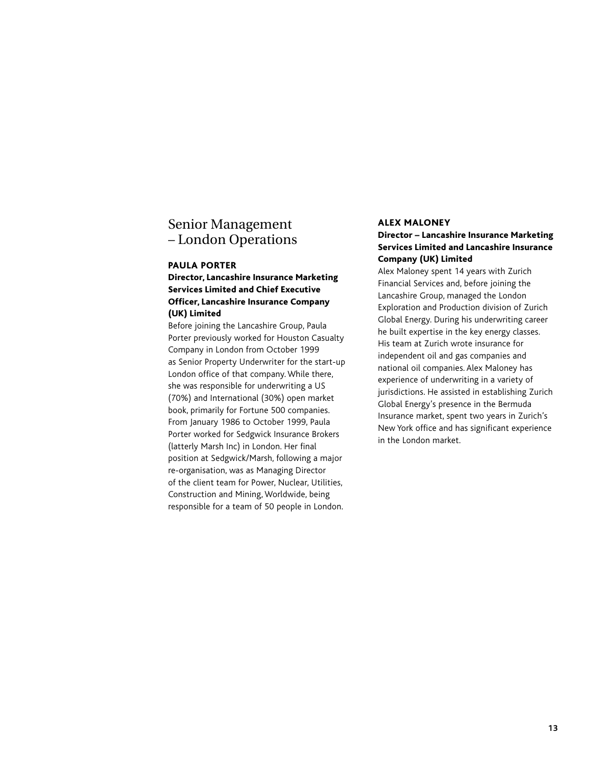# Senior Management – London Operations

### PAULA PORTER

**Director, Lancashire Insurance Marketing Services Limited and Chief Executive Officer, Lancashire Insurance Company (UK) Limited**

Before joining the Lancashire Group, Paula Porter previously worked for Houston Casualty Company in London from October 1999 as Senior Property Underwriter for the start-up London office of that company. While there, she was responsible for underwriting a US (70%) and International (30%) open market book, primarily for Fortune 500 companies. From January 1986 to October 1999, Paula Porter worked for Sedgwick Insurance Brokers (latterly Marsh Inc) in London. Her final position at Sedgwick/Marsh, following a major re-organisation, was as Managing Director of the client team for Power, Nuclear, Utilities, Construction and Mining, Worldwide, being responsible for a team of 50 people in London.

### ALEX MALONEY

**Director – Lancashire Insurance Marketing Services Limited and Lancashire Insurance Company (UK) Limited**

Alex Maloney spent 14 years with Zurich Financial Services and, before joining the Lancashire Group, managed the London Exploration and Production division of Zurich Global Energy. During his underwriting career he built expertise in the key energy classes. His team at Zurich wrote insurance for independent oil and gas companies and national oil companies. Alex Maloney has experience of underwriting in a variety of jurisdictions. He assisted in establishing Zurich Global Energy's presence in the Bermuda Insurance market, spent two years in Zurich's New York office and has significant experience in the London market.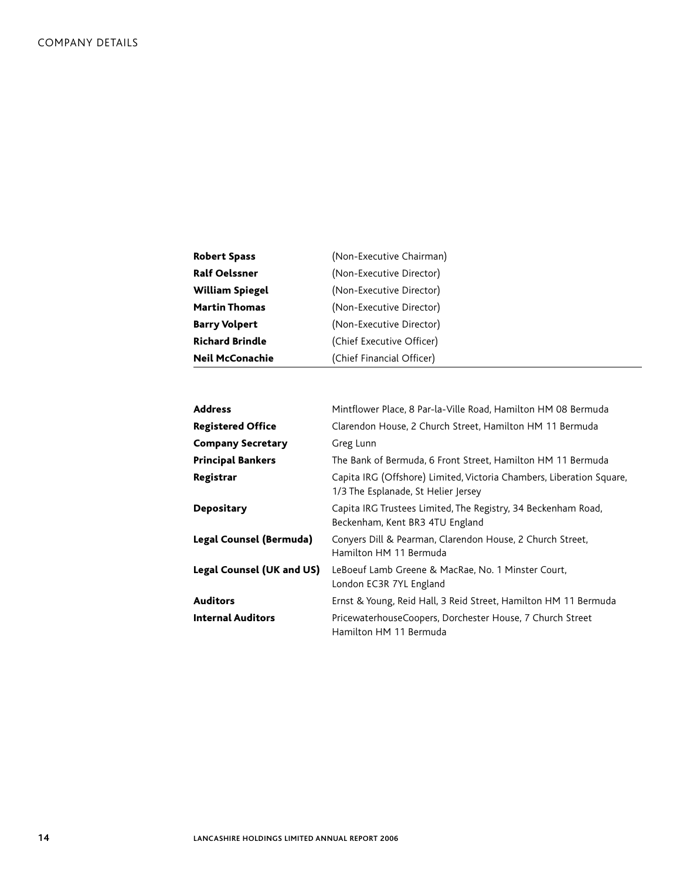# COMPANY DETAILS

| | |
|---|---|
| **Robert Spass** | (Non-Executive Chairman) |
| **Ralf Oelssner** | (Non-Executive Director) |
| **William Spiegel** | (Non-Executive Director) |
| **Martin Thomas** | (Non-Executive Director) |
| **Barry Volpert** | (Non-Executive Director) |
| **Richard Brindle** | (Chief Executive Officer) |
| **Neil McConachie** | (Chief Financial Officer) |

| | |
|---|---|
| **Address** | Mintflower Place, 8 Par-la-Ville Road, Hamilton HM 08 Bermuda |
| **Registered Office** | Clarendon House, 2 Church Street, Hamilton HM 11 Bermuda |
| **Company Secretary** | Greg Lunn |
| **Principal Bankers** | The Bank of Bermuda, 6 Front Street, Hamilton HM 11 Bermuda |
| **Registrar** | Capita IRG (Offshore) Limited, Victoria Chambers, Liberation Square, 1/3 The Esplanade, St Helier Jersey |
| **Depositary** | Capita IRG Trustees Limited, The Registry, 34 Beckenham Road, Beckenham, Kent BR3 4TU England |
| **Legal Counsel (Bermuda)** | Conyers Dill & Pearman, Clarendon House, 2 Church Street, Hamilton HM 11 Bermuda |
| **Legal Counsel (UK and US)** | LeBoeuf Lamb Greene & MacRae, No. 1 Minster Court, London EC3R 7YL England |
| **Auditors** | Ernst & Young, Reid Hall, 3 Reid Street, Hamilton HM 11 Bermuda |
| **Internal Auditors** | PricewaterhouseCoopers, Dorchester House, 7 Church Street Hamilton HM 11 Bermuda |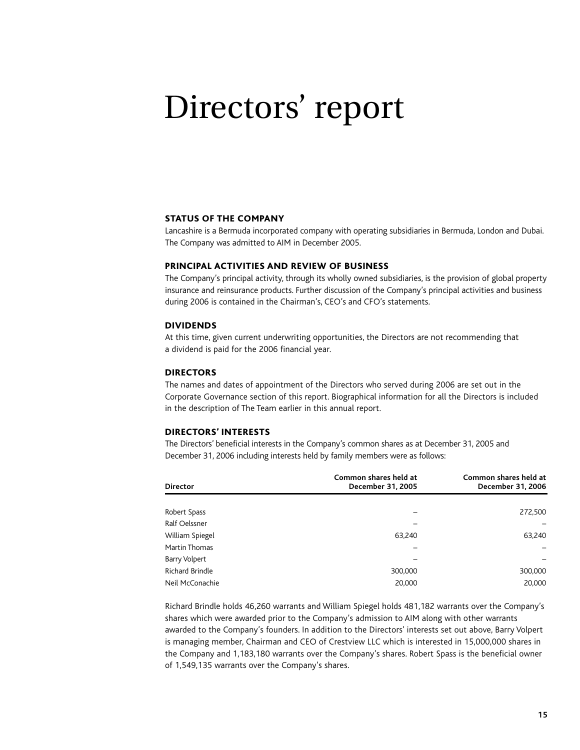# Directors' report

## STATUS OF THE COMPANY

Lancashire is a Bermuda incorporated company with operating subsidiaries in Bermuda, London and Dubai. The Company was admitted to AIM in December 2005.

## PRINCIPAL ACTIVITIES AND REVIEW OF BUSINESS

The Company's principal activity, through its wholly owned subsidiaries, is the provision of global property insurance and reinsurance products. Further discussion of the Company's principal activities and business during 2006 is contained in the Chairman's, CEO's and CFO's statements.

## DIVIDENDS

At this time, given current underwriting opportunities, the Directors are not recommending that a dividend is paid for the 2006 financial year.

## DIRECTORS

The names and dates of appointment of the Directors who served during 2006 are set out in the Corporate Governance section of this report. Biographical information for all the Directors is included in the description of The Team earlier in this annual report.

## DIRECTORS' INTERESTS

The Directors' beneficial interests in the Company's common shares as at December 31, 2005 and December 31, 2006 including interests held by family members were as follows:

| Director | Common shares held at December 31, 2005 | Common shares held at December 31, 2006 |
|---|---|---|
| Robert Spass | – | 272,500 |
| Ralf Oelssner | – | – |
| William Spiegel | 63,240 | 63,240 |
| Martin Thomas | – | – |
| Barry Volpert | – | – |
| Richard Brindle | 300,000 | 300,000 |
| Neil McConachie | 20,000 | 20,000 |

Richard Brindle holds 46,260 warrants and William Spiegel holds 481,182 warrants over the Company's shares which were awarded prior to the Company's admission to AIM along with other warrants awarded to the Company's founders. In addition to the Directors' interests set out above, Barry Volpert is managing member, Chairman and CEO of Crestview LLC which is interested in 15,000,000 shares in the Company and 1,183,180 warrants over the Company's shares. Robert Spass is the beneficial owner of 1,549,135 warrants over the Company's shares.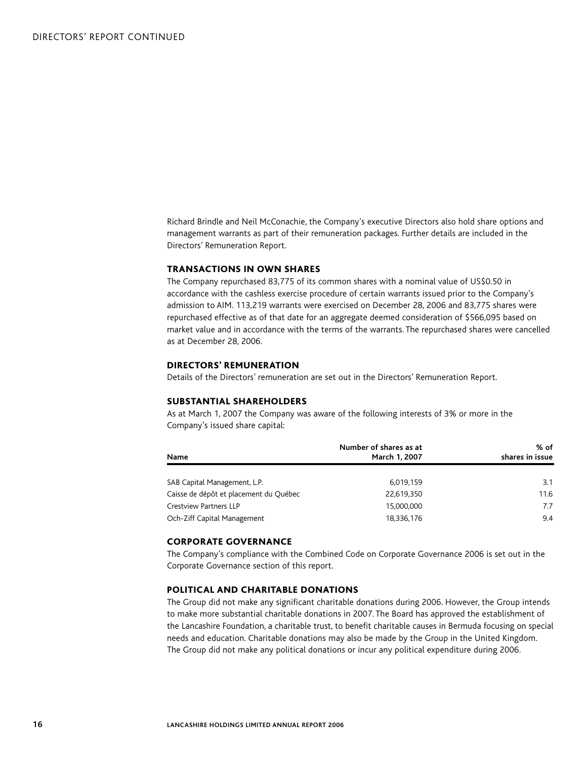Richard Brindle and Neil McConachie, the Company's executive Directors also hold share options and management warrants as part of their remuneration packages. Further details are included in the Directors' Remuneration Report.

## TRANSACTIONS IN OWN SHARES

The Company repurchased 83,775 of its common shares with a nominal value of US$0.50 in accordance with the cashless exercise procedure of certain warrants issued prior to the Company's admission to AIM. 113,219 warrants were exercised on December 28, 2006 and 83,775 shares were repurchased effective as of that date for an aggregate deemed consideration of $566,095 based on market value and in accordance with the terms of the warrants. The repurchased shares were cancelled as at December 28, 2006.

## DIRECTORS' REMUNERATION

Details of the Directors' remuneration are set out in the Directors' Remuneration Report.

## SUBSTANTIAL SHAREHOLDERS

As at March 1, 2007 the Company was aware of the following interests of 3% or more in the Company's issued share capital:

| Name | Number of shares as at March 1, 2007 | % of shares in issue |
|---|---|---|
| SAB Capital Management, L.P. | 6,019,159 | 3.1 |
| Caisse de dépôt et placement du Québec | 22,619,350 | 11.6 |
| Crestview Partners LLP | 15,000,000 | 7.7 |
| Och-Ziff Capital Management | 18,336,176 | 9.4 |

## CORPORATE GOVERNANCE

The Company's compliance with the Combined Code on Corporate Governance 2006 is set out in the Corporate Governance section of this report.

## POLITICAL AND CHARITABLE DONATIONS

The Group did not make any significant charitable donations during 2006. However, the Group intends to make more substantial charitable donations in 2007. The Board has approved the establishment of the Lancashire Foundation, a charitable trust, to benefit charitable causes in Bermuda focusing on special needs and education. Charitable donations may also be made by the Group in the United Kingdom. The Group did not make any political donations or incur any political expenditure during 2006.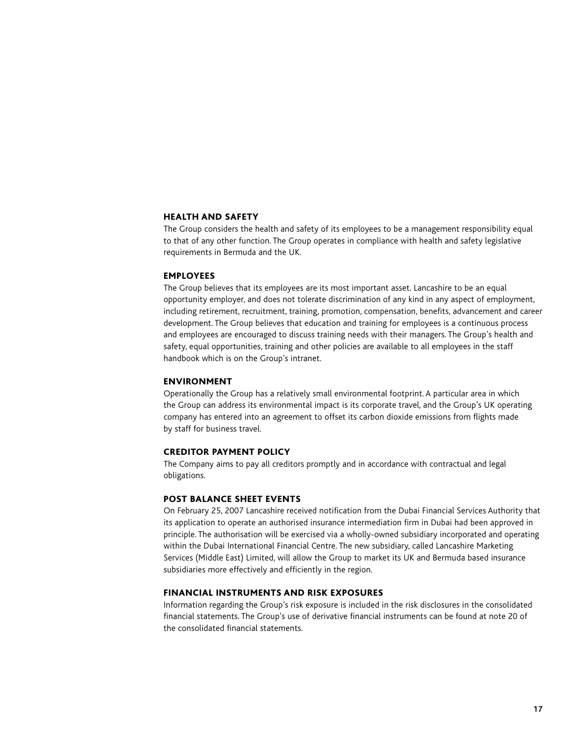## HEALTH AND SAFETY

The Group considers the health and safety of its employees to be a management responsibility equal to that of any other function. The Group operates in compliance with health and safety legislative requirements in Bermuda and the UK.

## EMPLOYEES

The Group believes that its employees are its most important asset. Lancashire to be an equal opportunity employer, and does not tolerate discrimination of any kind in any aspect of employment, including retirement, recruitment, training, promotion, compensation, benefits, advancement and career development. The Group believes that education and training for employees is a continuous process and employees are encouraged to discuss training needs with their managers. The Group's health and safety, equal opportunities, training and other policies are available to all employees in the staff handbook which is on the Group's intranet.

## ENVIRONMENT

Operationally the Group has a relatively small environmental footprint. A particular area in which the Group can address its environmental impact is its corporate travel, and the Group's UK operating company has entered into an agreement to offset its carbon dioxide emissions from flights made by staff for business travel.

## CREDITOR PAYMENT POLICY

The Company aims to pay all creditors promptly and in accordance with contractual and legal obligations.

## POST BALANCE SHEET EVENTS

On February 25, 2007 Lancashire received notification from the Dubai Financial Services Authority that its application to operate an authorised insurance intermediation firm in Dubai had been approved in principle. The authorisation will be exercised via a wholly-owned subsidiary incorporated and operating within the Dubai International Financial Centre. The new subsidiary, called Lancashire Marketing Services (Middle East) Limited, will allow the Group to market its UK and Bermuda based insurance subsidiaries more effectively and efficiently in the region.

## FINANCIAL INSTRUMENTS AND RISK EXPOSURES

Information regarding the Group's risk exposure is included in the risk disclosures in the consolidated financial statements. The Group's use of derivative financial instruments can be found at note 20 of the consolidated financial statements.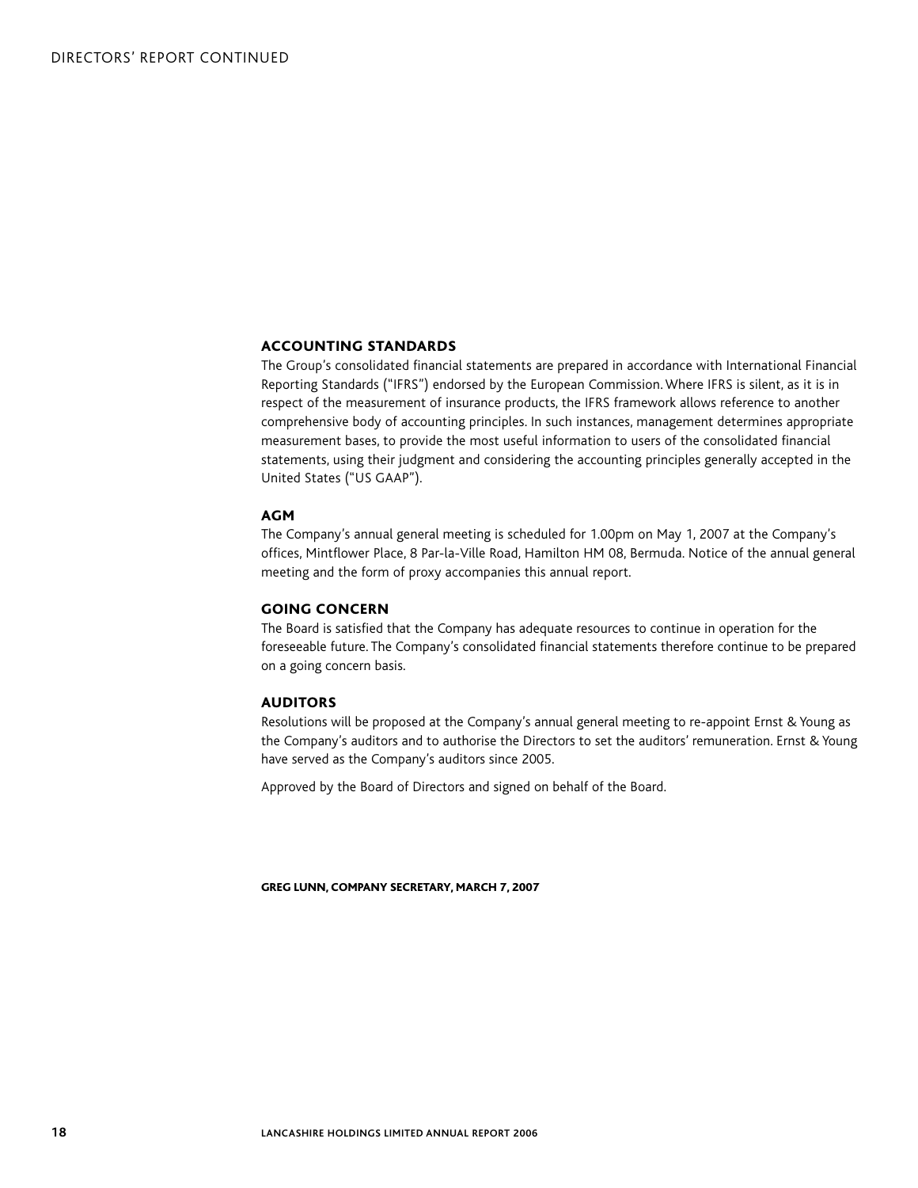## ACCOUNTING STANDARDS

The Group's consolidated financial statements are prepared in accordance with International Financial Reporting Standards ("IFRS") endorsed by the European Commission. Where IFRS is silent, as it is in respect of the measurement of insurance products, the IFRS framework allows reference to another comprehensive body of accounting principles. In such instances, management determines appropriate measurement bases, to provide the most useful information to users of the consolidated financial statements, using their judgment and considering the accounting principles generally accepted in the United States ("US GAAP").

## AGM

The Company's annual general meeting is scheduled for 1.00pm on May 1, 2007 at the Company's offices, Mintflower Place, 8 Par-la-Ville Road, Hamilton HM 08, Bermuda. Notice of the annual general meeting and the form of proxy accompanies this annual report.

## GOING CONCERN

The Board is satisfied that the Company has adequate resources to continue in operation for the foreseeable future. The Company's consolidated financial statements therefore continue to be prepared on a going concern basis.

## AUDITORS

Resolutions will be proposed at the Company's annual general meeting to re-appoint Ernst & Young as the Company's auditors and to authorise the Directors to set the auditors' remuneration. Ernst & Young have served as the Company's auditors since 2005.

Approved by the Board of Directors and signed on behalf of the Board.

**GREG LUNN, COMPANY SECRETARY, MARCH 7, 2007**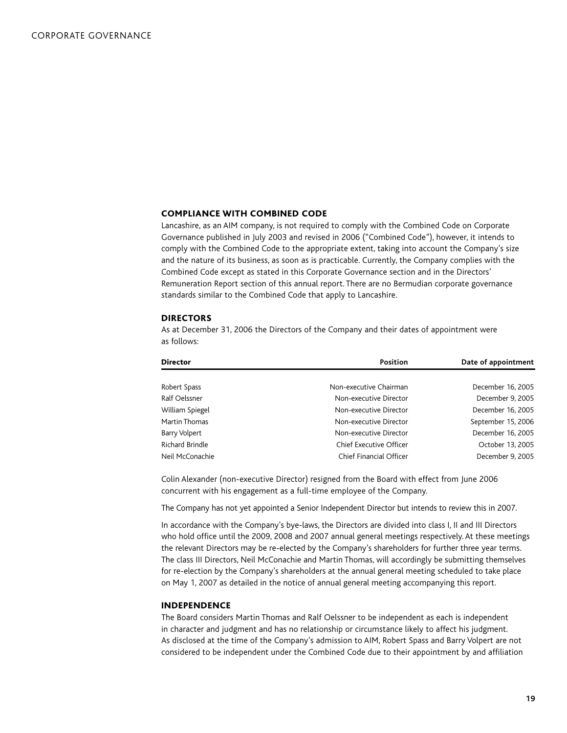## COMPLIANCE WITH COMBINED CODE

Lancashire, as an AIM company, is not required to comply with the Combined Code on Corporate Governance published in July 2003 and revised in 2006 ("Combined Code"), however, it intends to comply with the Combined Code to the appropriate extent, taking into account the Company's size and the nature of its business, as soon as is practicable. Currently, the Company complies with the Combined Code except as stated in this Corporate Governance section and in the Directors' Remuneration Report section of this annual report. There are no Bermudian corporate governance standards similar to the Combined Code that apply to Lancashire.

## DIRECTORS

As at December 31, 2006 the Directors of the Company and their dates of appointment were as follows:

| Director | Position | Date of appointment |
|---|---|---|
| Robert Spass | Non-executive Chairman | December 16, 2005 |
| Ralf Oelssner | Non-executive Director | December 9, 2005 |
| William Spiegel | Non-executive Director | December 16, 2005 |
| Martin Thomas | Non-executive Director | September 15, 2006 |
| Barry Volpert | Non-executive Director | December 16, 2005 |
| Richard Brindle | Chief Executive Officer | October 13, 2005 |
| Neil McConachie | Chief Financial Officer | December 9, 2005 |

Colin Alexander (non-executive Director) resigned from the Board with effect from June 2006 concurrent with his engagement as a full-time employee of the Company.

The Company has not yet appointed a Senior Independent Director but intends to review this in 2007.

In accordance with the Company's bye-laws, the Directors are divided into class I, II and III Directors who hold office until the 2009, 2008 and 2007 annual general meetings respectively. At these meetings the relevant Directors may be re-elected by the Company's shareholders for further three year terms. The class III Directors, Neil McConachie and Martin Thomas, will accordingly be submitting themselves for re-election by the Company's shareholders at the annual general meeting scheduled to take place on May 1, 2007 as detailed in the notice of annual general meeting accompanying this report.

## INDEPENDENCE

The Board considers Martin Thomas and Ralf Oelssner to be independent as each is independent in character and judgment and has no relationship or circumstance likely to affect his judgment. As disclosed at the time of the Company's admission to AIM, Robert Spass and Barry Volpert are not considered to be independent under the Combined Code due to their appointment by and affiliation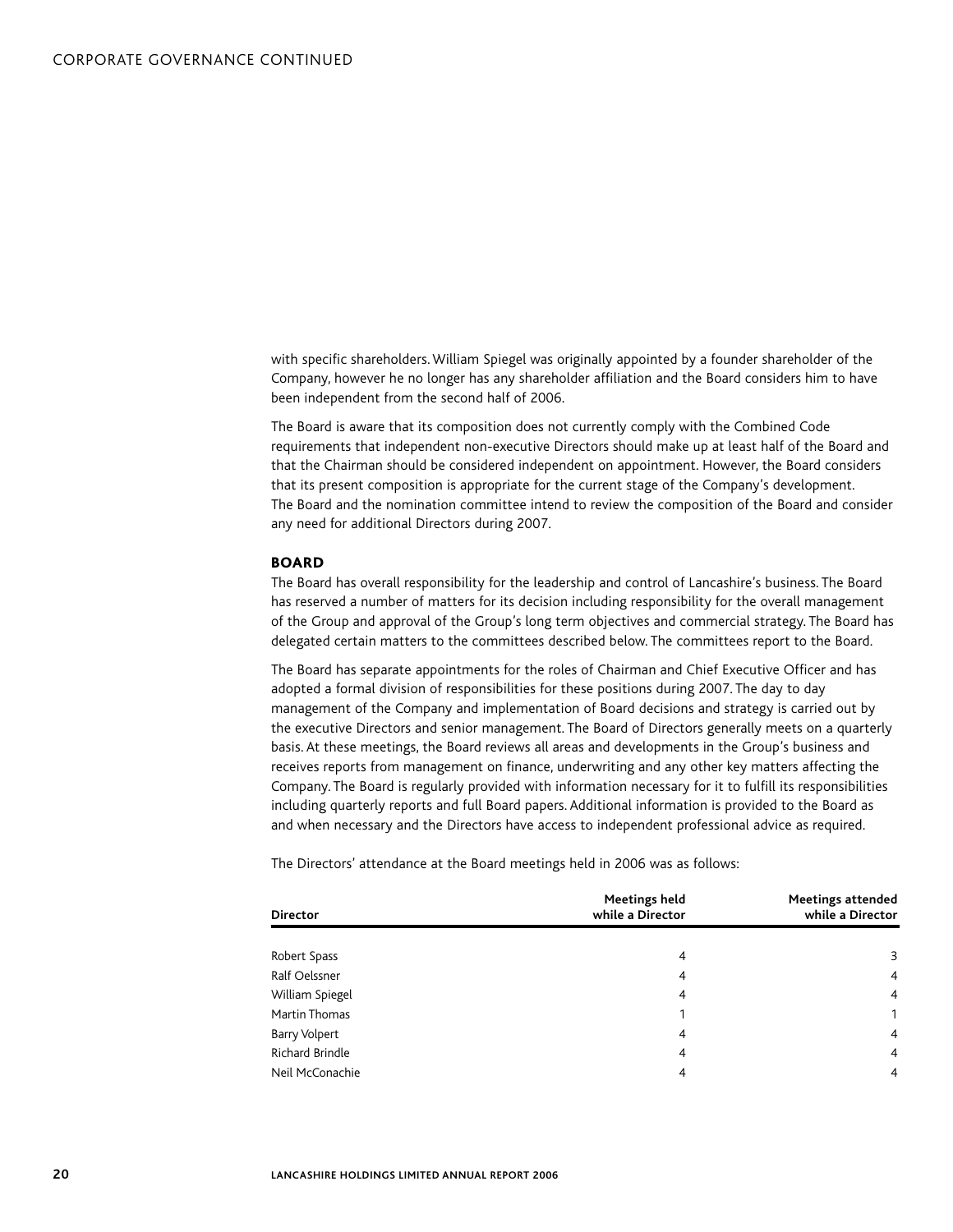with specific shareholders. William Spiegel was originally appointed by a founder shareholder of the Company, however he no longer has any shareholder affiliation and the Board considers him to have been independent from the second half of 2006.

The Board is aware that its composition does not currently comply with the Combined Code requirements that independent non-executive Directors should make up at least half of the Board and that the Chairman should be considered independent on appointment. However, the Board considers that its present composition is appropriate for the current stage of the Company's development. The Board and the nomination committee intend to review the composition of the Board and consider any need for additional Directors during 2007.

## BOARD

The Board has overall responsibility for the leadership and control of Lancashire's business. The Board has reserved a number of matters for its decision including responsibility for the overall management of the Group and approval of the Group's long term objectives and commercial strategy. The Board has delegated certain matters to the committees described below. The committees report to the Board.

The Board has separate appointments for the roles of Chairman and Chief Executive Officer and has adopted a formal division of responsibilities for these positions during 2007. The day to day management of the Company and implementation of Board decisions and strategy is carried out by the executive Directors and senior management. The Board of Directors generally meets on a quarterly basis. At these meetings, the Board reviews all areas and developments in the Group's business and receives reports from management on finance, underwriting and any other key matters affecting the Company. The Board is regularly provided with information necessary for it to fulfill its responsibilities including quarterly reports and full Board papers. Additional information is provided to the Board as and when necessary and the Directors have access to independent professional advice as required.

The Directors' attendance at the Board meetings held in 2006 was as follows:

| Director | Meetings held while a Director | Meetings attended while a Director |
|---|---|---|
| Robert Spass | 4 | 3 |
| Ralf Oelssner | 4 | 4 |
| William Spiegel | 4 | 4 |
| Martin Thomas | 1 | 1 |
| Barry Volpert | 4 | 4 |
| Richard Brindle | 4 | 4 |
| Neil McConachie | 4 | 4 |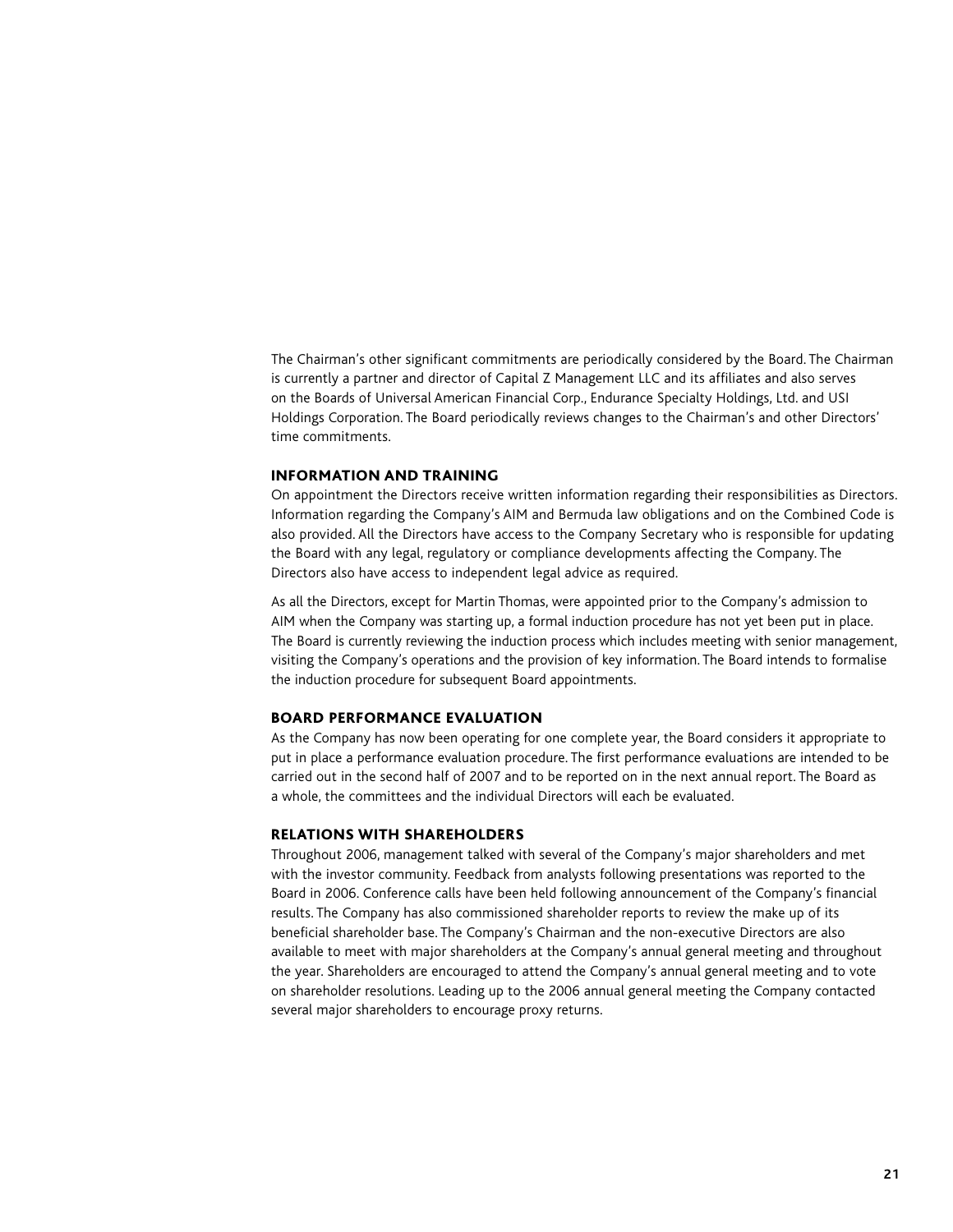The Chairman's other significant commitments are periodically considered by the Board. The Chairman is currently a partner and director of Capital Z Management LLC and its affiliates and also serves on the Boards of Universal American Financial Corp., Endurance Specialty Holdings, Ltd. and USI Holdings Corporation. The Board periodically reviews changes to the Chairman's and other Directors' time commitments.

## INFORMATION AND TRAINING

On appointment the Directors receive written information regarding their responsibilities as Directors. Information regarding the Company's AIM and Bermuda law obligations and on the Combined Code is also provided. All the Directors have access to the Company Secretary who is responsible for updating the Board with any legal, regulatory or compliance developments affecting the Company. The Directors also have access to independent legal advice as required.

As all the Directors, except for Martin Thomas, were appointed prior to the Company's admission to AIM when the Company was starting up, a formal induction procedure has not yet been put in place. The Board is currently reviewing the induction process which includes meeting with senior management, visiting the Company's operations and the provision of key information. The Board intends to formalise the induction procedure for subsequent Board appointments.

## BOARD PERFORMANCE EVALUATION

As the Company has now been operating for one complete year, the Board considers it appropriate to put in place a performance evaluation procedure. The first performance evaluations are intended to be carried out in the second half of 2007 and to be reported on in the next annual report. The Board as a whole, the committees and the individual Directors will each be evaluated.

## RELATIONS WITH SHAREHOLDERS

Throughout 2006, management talked with several of the Company's major shareholders and met with the investor community. Feedback from analysts following presentations was reported to the Board in 2006. Conference calls have been held following announcement of the Company's financial results. The Company has also commissioned shareholder reports to review the make up of its beneficial shareholder base. The Company's Chairman and the non-executive Directors are also available to meet with major shareholders at the Company's annual general meeting and throughout the year. Shareholders are encouraged to attend the Company's annual general meeting and to vote on shareholder resolutions. Leading up to the 2006 annual general meeting the Company contacted several major shareholders to encourage proxy returns.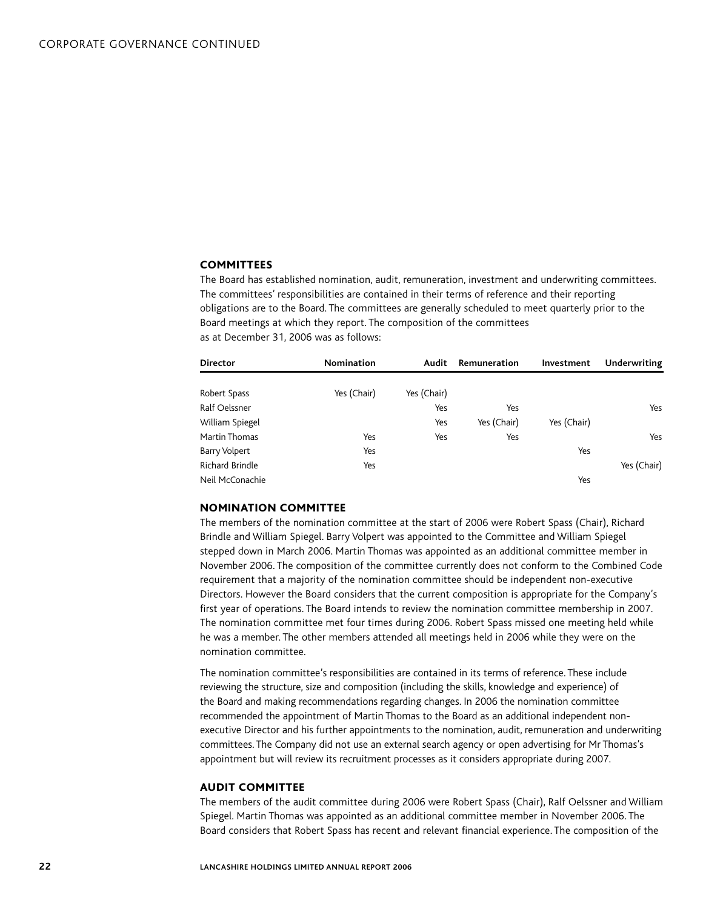## COMMITTEES

The Board has established nomination, audit, remuneration, investment and underwriting committees. The committees' responsibilities are contained in their terms of reference and their reporting obligations are to the Board. The committees are generally scheduled to meet quarterly prior to the Board meetings at which they report. The composition of the committees as at December 31, 2006 was as follows:

| Director | Nomination | Audit | Remuneration | Investment | Underwriting |
|---|---|---|---|---|---|
| Robert Spass | Yes (Chair) | Yes (Chair) | | | |
| Ralf Oelssner | | Yes | Yes | | Yes |
| William Spiegel | | Yes | Yes (Chair) | Yes (Chair) | |
| Martin Thomas | Yes | Yes | Yes | | Yes |
| Barry Volpert | Yes | | | Yes | |
| Richard Brindle | Yes | | | | Yes (Chair) |
| Neil McConachie | | | | Yes | |

## NOMINATION COMMITTEE

The members of the nomination committee at the start of 2006 were Robert Spass (Chair), Richard Brindle and William Spiegel. Barry Volpert was appointed to the Committee and William Spiegel stepped down in March 2006. Martin Thomas was appointed as an additional committee member in November 2006. The composition of the committee currently does not conform to the Combined Code requirement that a majority of the nomination committee should be independent non-executive Directors. However the Board considers that the current composition is appropriate for the Company's first year of operations. The Board intends to review the nomination committee membership in 2007. The nomination committee met four times during 2006. Robert Spass missed one meeting held while he was a member. The other members attended all meetings held in 2006 while they were on the nomination committee.

The nomination committee's responsibilities are contained in its terms of reference. These include reviewing the structure, size and composition (including the skills, knowledge and experience) of the Board and making recommendations regarding changes. In 2006 the nomination committee recommended the appointment of Martin Thomas to the Board as an additional independent non-executive Director and his further appointments to the nomination, audit, remuneration and underwriting committees. The Company did not use an external search agency or open advertising for Mr Thomas's appointment but will review its recruitment processes as it considers appropriate during 2007.

## AUDIT COMMITTEE

The members of the audit committee during 2006 were Robert Spass (Chair), Ralf Oelssner and William Spiegel. Martin Thomas was appointed as an additional committee member in November 2006. The Board considers that Robert Spass has recent and relevant financial experience. The composition of the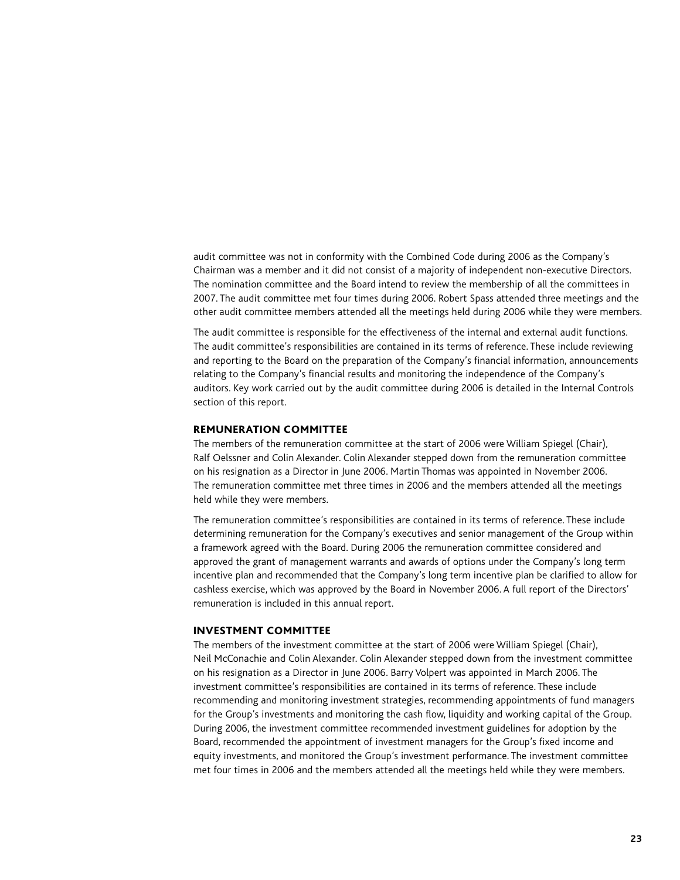audit committee was not in conformity with the Combined Code during 2006 as the Company's Chairman was a member and it did not consist of a majority of independent non-executive Directors. The nomination committee and the Board intend to review the membership of all the committees in 2007. The audit committee met four times during 2006. Robert Spass attended three meetings and the other audit committee members attended all the meetings held during 2006 while they were members.

The audit committee is responsible for the effectiveness of the internal and external audit functions. The audit committee's responsibilities are contained in its terms of reference. These include reviewing and reporting to the Board on the preparation of the Company's financial information, announcements relating to the Company's financial results and monitoring the independence of the Company's auditors. Key work carried out by the audit committee during 2006 is detailed in the Internal Controls section of this report.

### REMUNERATION COMMITTEE

The members of the remuneration committee at the start of 2006 were William Spiegel (Chair), Ralf Oelssner and Colin Alexander. Colin Alexander stepped down from the remuneration committee on his resignation as a Director in June 2006. Martin Thomas was appointed in November 2006. The remuneration committee met three times in 2006 and the members attended all the meetings held while they were members.

The remuneration committee's responsibilities are contained in its terms of reference. These include determining remuneration for the Company's executives and senior management of the Group within a framework agreed with the Board. During 2006 the remuneration committee considered and approved the grant of management warrants and awards of options under the Company's long term incentive plan and recommended that the Company's long term incentive plan be clarified to allow for cashless exercise, which was approved by the Board in November 2006. A full report of the Directors' remuneration is included in this annual report.

### INVESTMENT COMMITTEE

The members of the investment committee at the start of 2006 were William Spiegel (Chair), Neil McConachie and Colin Alexander. Colin Alexander stepped down from the investment committee on his resignation as a Director in June 2006. Barry Volpert was appointed in March 2006. The investment committee's responsibilities are contained in its terms of reference. These include recommending and monitoring investment strategies, recommending appointments of fund managers for the Group's investments and monitoring the cash flow, liquidity and working capital of the Group. During 2006, the investment committee recommended investment guidelines for adoption by the Board, recommended the appointment of investment managers for the Group's fixed income and equity investments, and monitored the Group's investment performance. The investment committee met four times in 2006 and the members attended all the meetings held while they were members.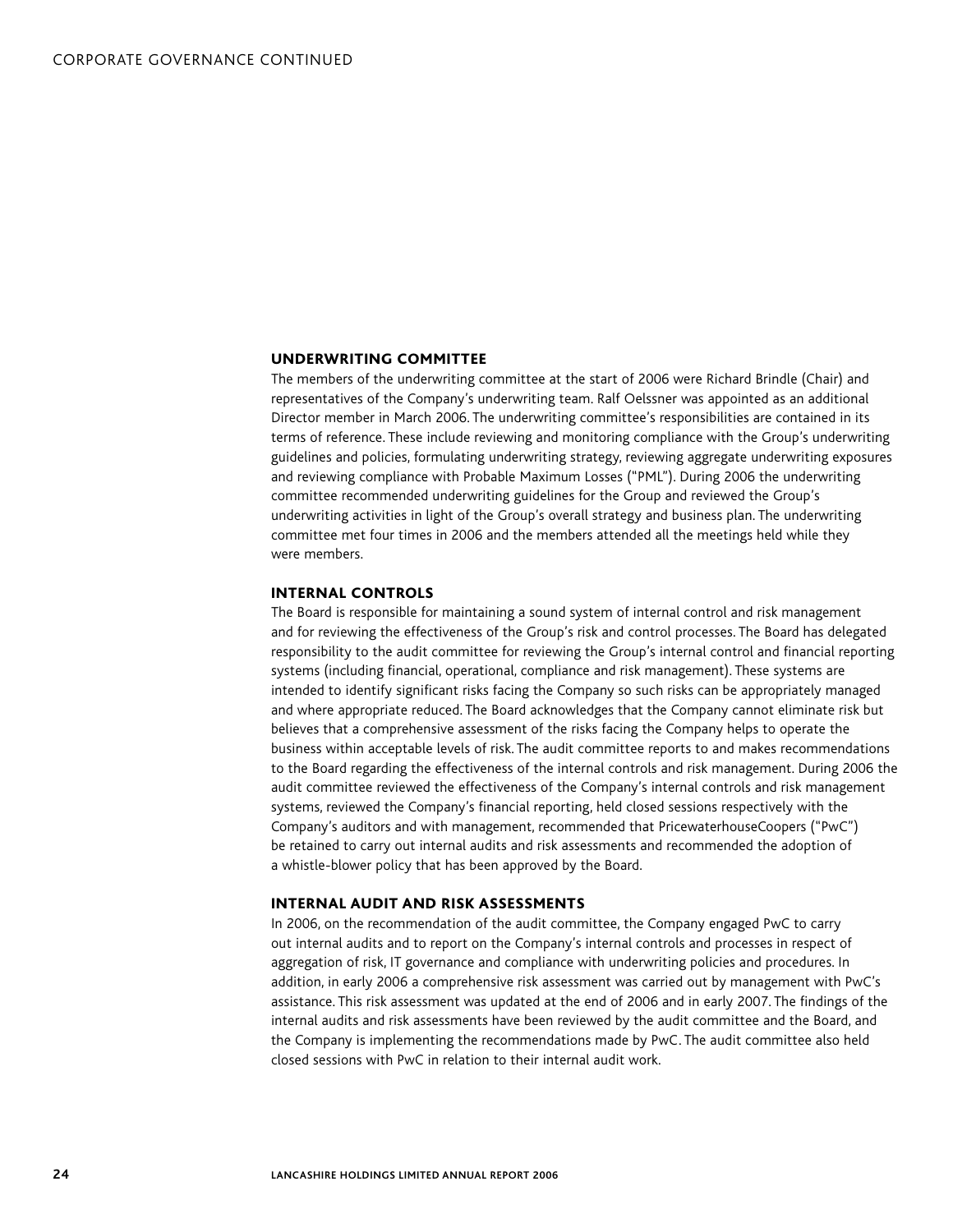## UNDERWRITING COMMITTEE

The members of the underwriting committee at the start of 2006 were Richard Brindle (Chair) and representatives of the Company's underwriting team. Ralf Oelssner was appointed as an additional Director member in March 2006. The underwriting committee's responsibilities are contained in its terms of reference. These include reviewing and monitoring compliance with the Group's underwriting guidelines and policies, formulating underwriting strategy, reviewing aggregate underwriting exposures and reviewing compliance with Probable Maximum Losses ("PML"). During 2006 the underwriting committee recommended underwriting guidelines for the Group and reviewed the Group's underwriting activities in light of the Group's overall strategy and business plan. The underwriting committee met four times in 2006 and the members attended all the meetings held while they were members.

## INTERNAL CONTROLS

The Board is responsible for maintaining a sound system of internal control and risk management and for reviewing the effectiveness of the Group's risk and control processes. The Board has delegated responsibility to the audit committee for reviewing the Group's internal control and financial reporting systems (including financial, operational, compliance and risk management). These systems are intended to identify significant risks facing the Company so such risks can be appropriately managed and where appropriate reduced. The Board acknowledges that the Company cannot eliminate risk but believes that a comprehensive assessment of the risks facing the Company helps to operate the business within acceptable levels of risk. The audit committee reports to and makes recommendations to the Board regarding the effectiveness of the internal controls and risk management. During 2006 the audit committee reviewed the effectiveness of the Company's internal controls and risk management systems, reviewed the Company's financial reporting, held closed sessions respectively with the Company's auditors and with management, recommended that PricewaterhouseCoopers ("PwC") be retained to carry out internal audits and risk assessments and recommended the adoption of a whistle-blower policy that has been approved by the Board.

## INTERNAL AUDIT AND RISK ASSESSMENTS

In 2006, on the recommendation of the audit committee, the Company engaged PwC to carry out internal audits and to report on the Company's internal controls and processes in respect of aggregation of risk, IT governance and compliance with underwriting policies and procedures. In addition, in early 2006 a comprehensive risk assessment was carried out by management with PwC's assistance. This risk assessment was updated at the end of 2006 and in early 2007. The findings of the internal audits and risk assessments have been reviewed by the audit committee and the Board, and the Company is implementing the recommendations made by PwC. The audit committee also held closed sessions with PwC in relation to their internal audit work.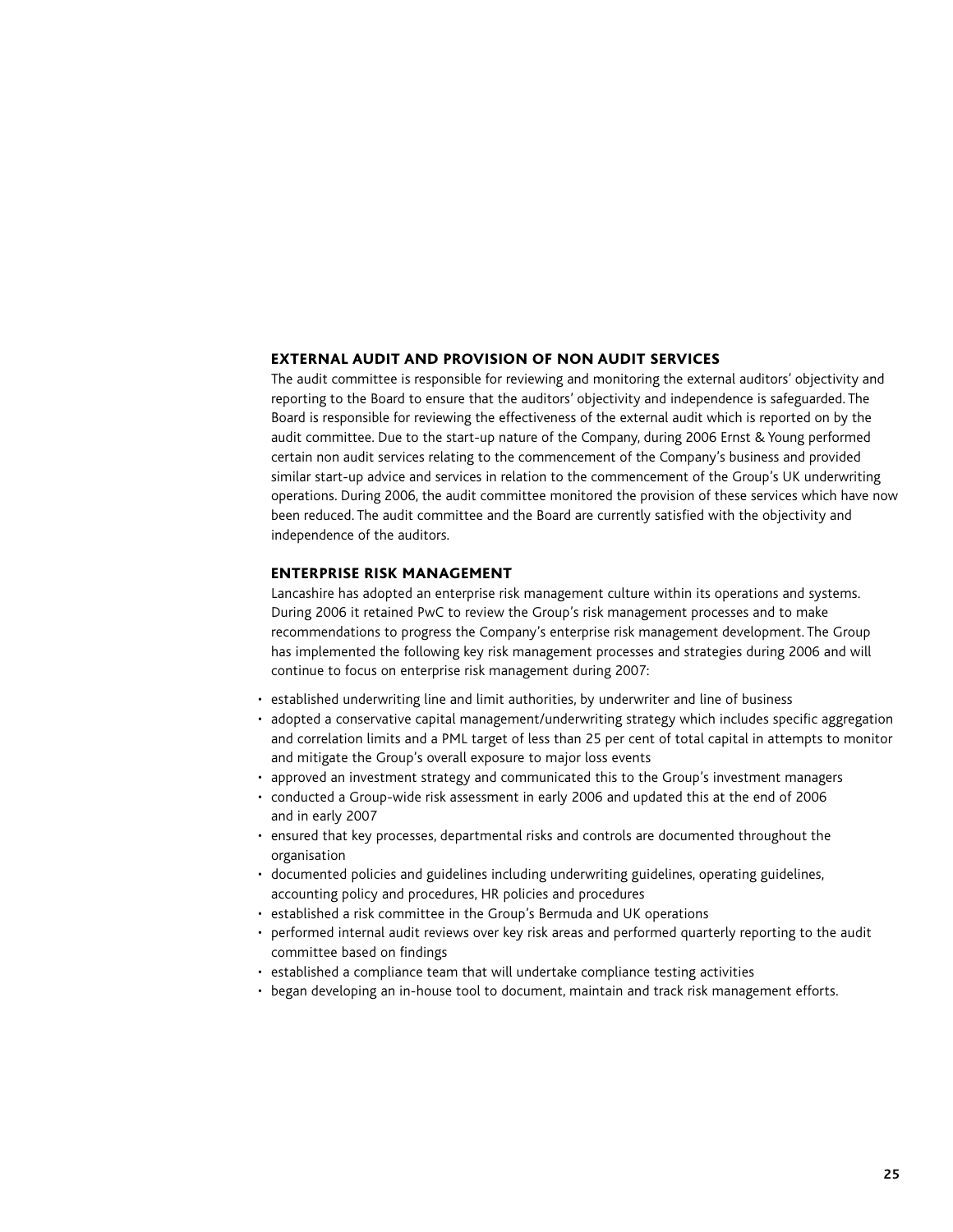## EXTERNAL AUDIT AND PROVISION OF NON AUDIT SERVICES

The audit committee is responsible for reviewing and monitoring the external auditors' objectivity and reporting to the Board to ensure that the auditors' objectivity and independence is safeguarded. The Board is responsible for reviewing the effectiveness of the external audit which is reported on by the audit committee. Due to the start-up nature of the Company, during 2006 Ernst & Young performed certain non audit services relating to the commencement of the Company's business and provided similar start-up advice and services in relation to the commencement of the Group's UK underwriting operations. During 2006, the audit committee monitored the provision of these services which have now been reduced. The audit committee and the Board are currently satisfied with the objectivity and independence of the auditors.

## ENTERPRISE RISK MANAGEMENT

Lancashire has adopted an enterprise risk management culture within its operations and systems. During 2006 it retained PwC to review the Group's risk management processes and to make recommendations to progress the Company's enterprise risk management development. The Group has implemented the following key risk management processes and strategies during 2006 and will continue to focus on enterprise risk management during 2007:

- established underwriting line and limit authorities, by underwriter and line of business
- adopted a conservative capital management/underwriting strategy which includes specific aggregation and correlation limits and a PML target of less than 25 per cent of total capital in attempts to monitor and mitigate the Group's overall exposure to major loss events
- approved an investment strategy and communicated this to the Group's investment managers
- conducted a Group-wide risk assessment in early 2006 and updated this at the end of 2006 and in early 2007
- ensured that key processes, departmental risks and controls are documented throughout the organisation
- documented policies and guidelines including underwriting guidelines, operating guidelines, accounting policy and procedures, HR policies and procedures
- established a risk committee in the Group's Bermuda and UK operations
- performed internal audit reviews over key risk areas and performed quarterly reporting to the audit committee based on findings
- established a compliance team that will undertake compliance testing activities
- began developing an in-house tool to document, maintain and track risk management efforts.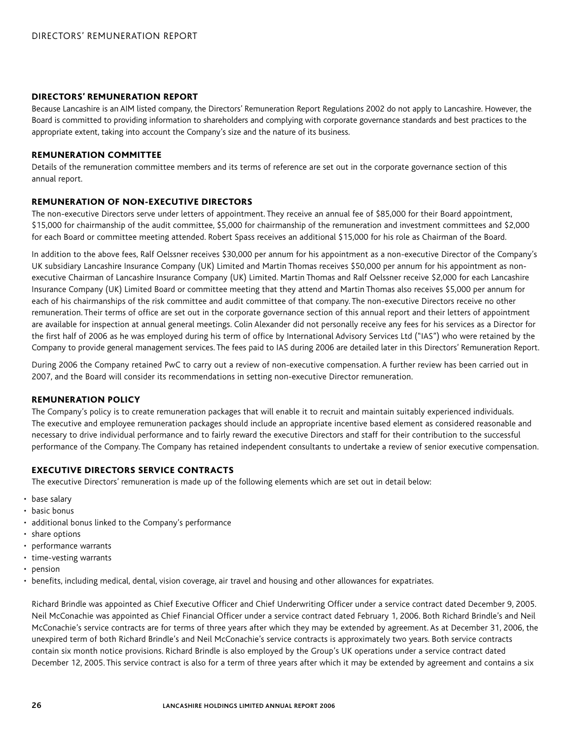## DIRECTORS' REMUNERATION REPORT

Because Lancashire is an AIM listed company, the Directors' Remuneration Report Regulations 2002 do not apply to Lancashire. However, the Board is committed to providing information to shareholders and complying with corporate governance standards and best practices to the appropriate extent, taking into account the Company's size and the nature of its business.

## REMUNERATION COMMITTEE

Details of the remuneration committee members and its terms of reference are set out in the corporate governance section of this annual report.

## REMUNERATION OF NON-EXECUTIVE DIRECTORS

The non-executive Directors serve under letters of appointment. They receive an annual fee of $85,000 for their Board appointment, $15,000 for chairmanship of the audit committee, $5,000 for chairmanship of the remuneration and investment committees and $2,000 for each Board or committee meeting attended. Robert Spass receives an additional $15,000 for his role as Chairman of the Board.

In addition to the above fees, Ralf Oelssner receives $30,000 per annum for his appointment as a non-executive Director of the Company's UK subsidiary Lancashire Insurance Company (UK) Limited and Martin Thomas receives $50,000 per annum for his appointment as non-executive Chairman of Lancashire Insurance Company (UK) Limited. Martin Thomas and Ralf Oelssner receive $2,000 for each Lancashire Insurance Company (UK) Limited Board or committee meeting that they attend and Martin Thomas also receives $5,000 per annum for each of his chairmanships of the risk committee and audit committee of that company. The non-executive Directors receive no other remuneration. Their terms of office are set out in the corporate governance section of this annual report and their letters of appointment are available for inspection at annual general meetings. Colin Alexander did not personally receive any fees for his services as a Director for the first half of 2006 as he was employed during his term of office by International Advisory Services Ltd ("IAS") who were retained by the Company to provide general management services. The fees paid to IAS during 2006 are detailed later in this Directors' Remuneration Report.

During 2006 the Company retained PwC to carry out a review of non-executive compensation. A further review has been carried out in 2007, and the Board will consider its recommendations in setting non-executive Director remuneration.

## REMUNERATION POLICY

The Company's policy is to create remuneration packages that will enable it to recruit and maintain suitably experienced individuals. The executive and employee remuneration packages should include an appropriate incentive based element as considered reasonable and necessary to drive individual performance and to fairly reward the executive Directors and staff for their contribution to the successful performance of the Company. The Company has retained independent consultants to undertake a review of senior executive compensation.

## EXECUTIVE DIRECTORS SERVICE CONTRACTS

The executive Directors' remuneration is made up of the following elements which are set out in detail below:

- base salary
- basic bonus
- additional bonus linked to the Company's performance
- share options
- performance warrants
- time-vesting warrants
- pension
- benefits, including medical, dental, vision coverage, air travel and housing and other allowances for expatriates.

Richard Brindle was appointed as Chief Executive Officer and Chief Underwriting Officer under a service contract dated December 9, 2005. Neil McConachie was appointed as Chief Financial Officer under a service contract dated February 1, 2006. Both Richard Brindle's and Neil McConachie's service contracts are for terms of three years after which they may be extended by agreement. As at December 31, 2006, the unexpired term of both Richard Brindle's and Neil McConachie's service contracts is approximately two years. Both service contracts contain six month notice provisions. Richard Brindle is also employed by the Group's UK operations under a service contract dated December 12, 2005. This service contract is also for a term of three years after which it may be extended by agreement and contains a six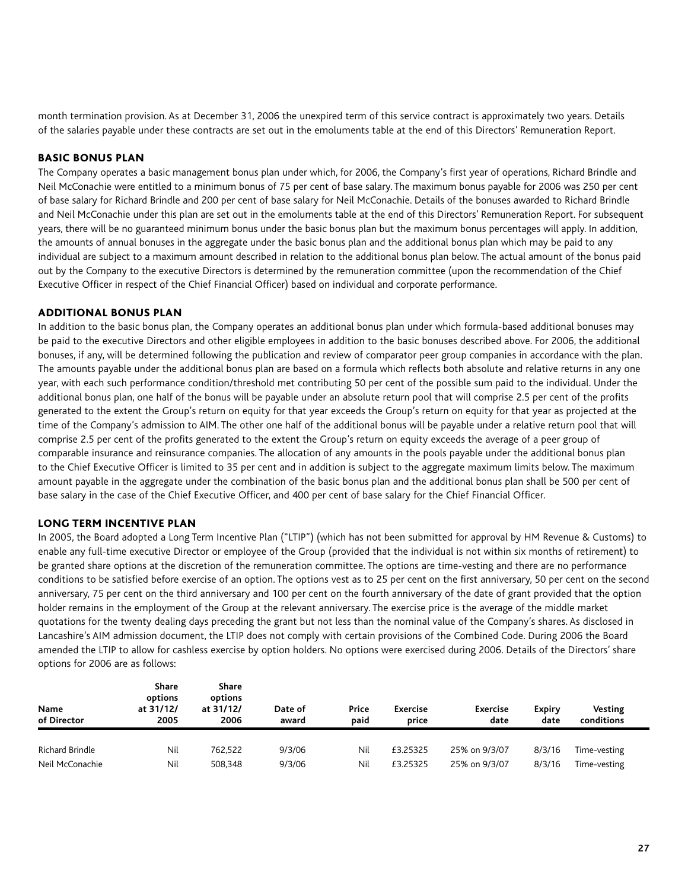month termination provision. As at December 31, 2006 the unexpired term of this service contract is approximately two years. Details of the salaries payable under these contracts are set out in the emoluments table at the end of this Directors' Remuneration Report.

## BASIC BONUS PLAN

The Company operates a basic management bonus plan under which, for 2006, the Company's first year of operations, Richard Brindle and Neil McConachie were entitled to a minimum bonus of 75 per cent of base salary. The maximum bonus payable for 2006 was 250 per cent of base salary for Richard Brindle and 200 per cent of base salary for Neil McConachie. Details of the bonuses awarded to Richard Brindle and Neil McConachie under this plan are set out in the emoluments table at the end of this Directors' Remuneration Report. For subsequent years, there will be no guaranteed minimum bonus under the basic bonus plan but the maximum bonus percentages will apply. In addition, the amounts of annual bonuses in the aggregate under the basic bonus plan and the additional bonus plan which may be paid to any individual are subject to a maximum amount described in relation to the additional bonus plan below. The actual amount of the bonus paid out by the Company to the executive Directors is determined by the remuneration committee (upon the recommendation of the Chief Executive Officer in respect of the Chief Financial Officer) based on individual and corporate performance.

## ADDITIONAL BONUS PLAN

In addition to the basic bonus plan, the Company operates an additional bonus plan under which formula-based additional bonuses may be paid to the executive Directors and other eligible employees in addition to the basic bonuses described above. For 2006, the additional bonuses, if any, will be determined following the publication and review of comparator peer group companies in accordance with the plan. The amounts payable under the additional bonus plan are based on a formula which reflects both absolute and relative returns in any one year, with each such performance condition/threshold met contributing 50 per cent of the possible sum paid to the individual. Under the additional bonus plan, one half of the bonus will be payable under an absolute return pool that will comprise 2.5 per cent of the profits generated to the extent the Group's return on equity for that year exceeds the Group's return on equity for that year as projected at the time of the Company's admission to AIM. The other one half of the additional bonus will be payable under a relative return pool that will comprise 2.5 per cent of the profits generated to the extent the Group's return on equity exceeds the average of a peer group of comparable insurance and reinsurance companies. The allocation of any amounts in the pools payable under the additional bonus plan to the Chief Executive Officer is limited to 35 per cent and in addition is subject to the aggregate maximum limits below. The maximum amount payable in the aggregate under the combination of the basic bonus plan and the additional bonus plan shall be 500 per cent of base salary in the case of the Chief Executive Officer, and 400 per cent of base salary for the Chief Financial Officer.

## LONG TERM INCENTIVE PLAN

In 2005, the Board adopted a Long Term Incentive Plan ("LTIP") (which has not been submitted for approval by HM Revenue & Customs) to enable any full-time executive Director or employee of the Group (provided that the individual is not within six months of retirement) to be granted share options at the discretion of the remuneration committee. The options are time-vesting and there are no performance conditions to be satisfied before exercise of an option. The options vest as to 25 per cent on the first anniversary, 50 per cent on the second anniversary, 75 per cent on the third anniversary and 100 per cent on the fourth anniversary of the date of grant provided that the option holder remains in the employment of the Group at the relevant anniversary. The exercise price is the average of the middle market quotations for the twenty dealing days preceding the grant but not less than the nominal value of the Company's shares. As disclosed in Lancashire's AIM admission document, the LTIP does not comply with certain provisions of the Combined Code. During 2006 the Board amended the LTIP to allow for cashless exercise by option holders. No options were exercised during 2006. Details of the Directors' share options for 2006 are as follows:

| Name of Director | Share options at 31/12/ 2005 | Share options at 31/12/ 2006 | Date of award | Price paid | Exercise price | Exercise date | Expiry date | Vesting conditions |
|---|---|---|---|---|---|---|---|---|
| Richard Brindle | Nil | 762,522 | 9/3/06 | Nil | £3.25325 | 25% on 9/3/07 | 8/3/16 | Time-vesting |
| Neil McConachie | Nil | 508,348 | 9/3/06 | Nil | £3.25325 | 25% on 9/3/07 | 8/3/16 | Time-vesting |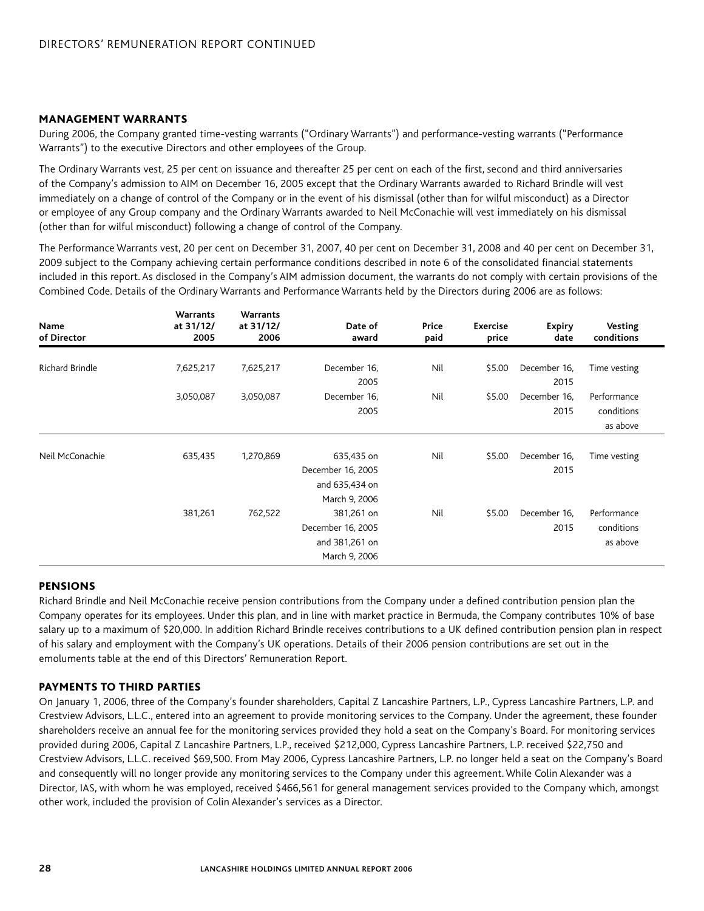## MANAGEMENT WARRANTS

During 2006, the Company granted time-vesting warrants ("Ordinary Warrants") and performance-vesting warrants ("Performance Warrants") to the executive Directors and other employees of the Group.

The Ordinary Warrants vest, 25 per cent on issuance and thereafter 25 per cent on each of the first, second and third anniversaries of the Company's admission to AIM on December 16, 2005 except that the Ordinary Warrants awarded to Richard Brindle will vest immediately on a change of control of the Company or in the event of his dismissal (other than for wilful misconduct) as a Director or employee of any Group company and the Ordinary Warrants awarded to Neil McConachie will vest immediately on his dismissal (other than for wilful misconduct) following a change of control of the Company.

The Performance Warrants vest, 20 per cent on December 31, 2007, 40 per cent on December 31, 2008 and 40 per cent on December 31, 2009 subject to the Company achieving certain performance conditions described in note 6 of the consolidated financial statements included in this report. As disclosed in the Company's AIM admission document, the warrants do not comply with certain provisions of the Combined Code. Details of the Ordinary Warrants and Performance Warrants held by the Directors during 2006 are as follows:

| Name of Director | Warrants at 31/12/2005 | Warrants at 31/12/2006 | Date of award | Price paid | Exercise price | Expiry date | Vesting conditions |
|---|---|---|---|---|---|---|---|
| Richard Brindle | 7,625,217 | 7,625,217 | December 16, 2005 | Nil | $5.00 | December 16, 2015 | Time vesting |
| | 3,050,087 | 3,050,087 | December 16, 2005 | Nil | $5.00 | December 16, 2015 | Performance conditions as above |
| Neil McConachie | 635,435 | 1,270,869 | 635,435 on December 16, 2005 and 635,434 on March 9, 2006 | Nil | $5.00 | December 16, 2015 | Time vesting |
| | 381,261 | 762,522 | 381,261 on December 16, 2005 and 381,261 on March 9, 2006 | Nil | $5.00 | December 16, 2015 | Performance conditions as above |

## PENSIONS

Richard Brindle and Neil McConachie receive pension contributions from the Company under a defined contribution pension plan the Company operates for its employees. Under this plan, and in line with market practice in Bermuda, the Company contributes 10% of base salary up to a maximum of $20,000. In addition Richard Brindle receives contributions to a UK defined contribution pension plan in respect of his salary and employment with the Company's UK operations. Details of their 2006 pension contributions are set out in the emoluments table at the end of this Directors' Remuneration Report.

## PAYMENTS TO THIRD PARTIES

On January 1, 2006, three of the Company's founder shareholders, Capital Z Lancashire Partners, L.P., Cypress Lancashire Partners, L.P. and Crestview Advisors, L.L.C., entered into an agreement to provide monitoring services to the Company. Under the agreement, these founder shareholders receive an annual fee for the monitoring services provided they hold a seat on the Company's Board. For monitoring services provided during 2006, Capital Z Lancashire Partners, L.P., received $212,000, Cypress Lancashire Partners, L.P. received $22,750 and Crestview Advisors, L.L.C. received $69,500. From May 2006, Cypress Lancashire Partners, L.P. no longer held a seat on the Company's Board and consequently will no longer provide any monitoring services to the Company under this agreement. While Colin Alexander was a Director, IAS, with whom he was employed, received $466,561 for general management services provided to the Company which, amongst other work, included the provision of Colin Alexander's services as a Director.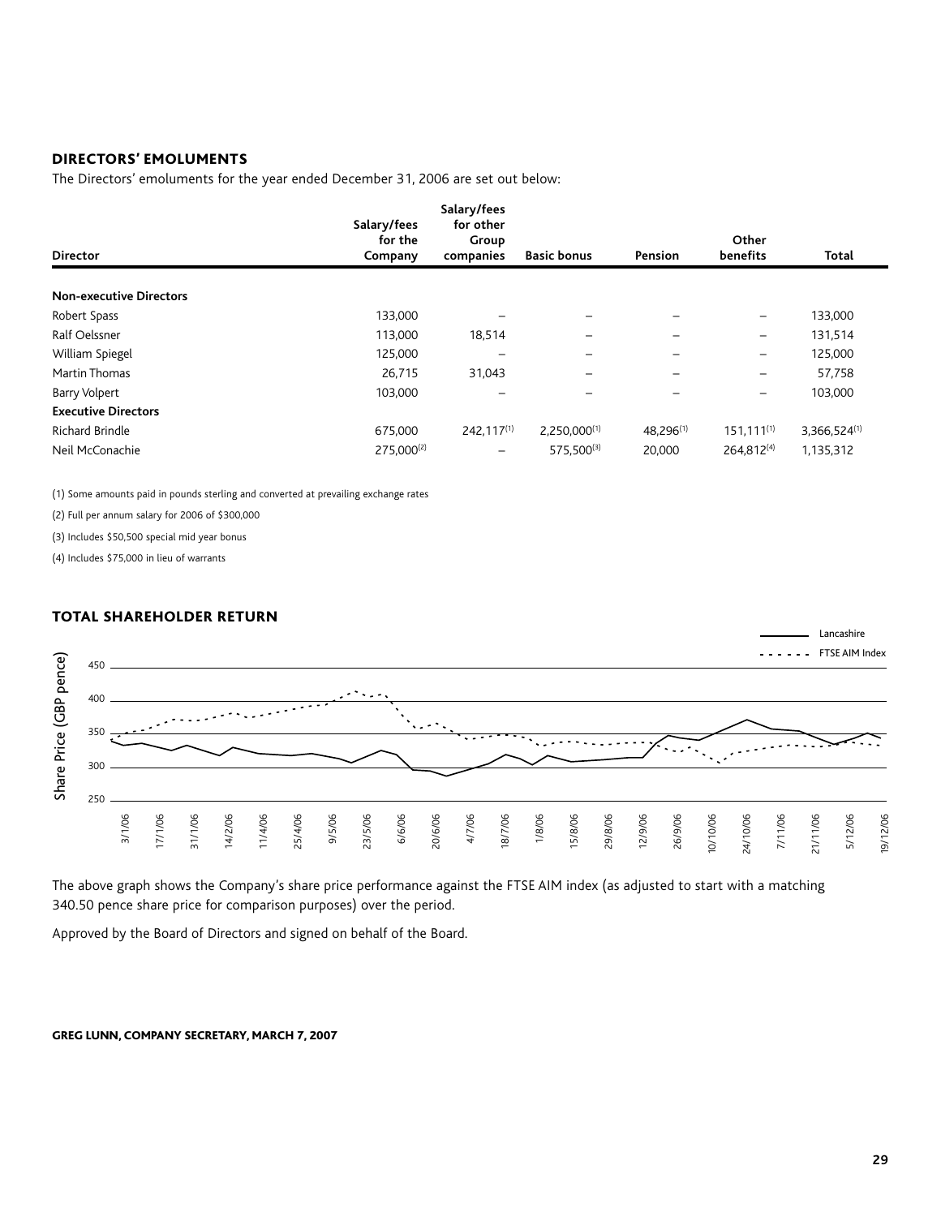## DIRECTORS' EMOLUMENTS

The Directors' emoluments for the year ended December 31, 2006 are set out below:

| Director | Salary/fees for the Company | Salary/fees for other Group companies | Basic bonus | Pension | Other benefits | Total |
|---|---|---|---|---|---|---|
| **Non-executive Directors** | | | | | | |
| Robert Spass | 133,000 | – | – | – | – | 133,000 |
| Ralf Oelssner | 113,000 | 18,514 | – | – | – | 131,514 |
| William Spiegel | 125,000 | – | – | – | – | 125,000 |
| Martin Thomas | 26,715 | 31,043 | – | – | – | 57,758 |
| Barry Volpert | 103,000 | – | – | – | – | 103,000 |
| **Executive Directors** | | | | | | |
| Richard Brindle | 675,000 | 242,117(1) | 2,250,000(1) | 48,296(1) | 151,111(1) | 3,366,524(1) |
| Neil McConachie | 275,000(2) | – | 575,500(3) | 20,000 | 264,812(4) | 1,135,312 |

(1) Some amounts paid in pounds sterling and converted at prevailing exchange rates

(2) Full per annum salary for 2006 of $300,000

(3) Includes $50,500 special mid year bonus

(4) Includes $75,000 in lieu of warrants

## TOTAL SHAREHOLDER RETURN

The above graph shows the Company's share price performance against the FTSE AIM index (as adjusted to start with a matching 340.50 pence share price for comparison purposes) over the period.

Approved by the Board of Directors and signed on behalf of the Board.

**GREG LUNN, COMPANY SECRETARY, MARCH 7, 2007**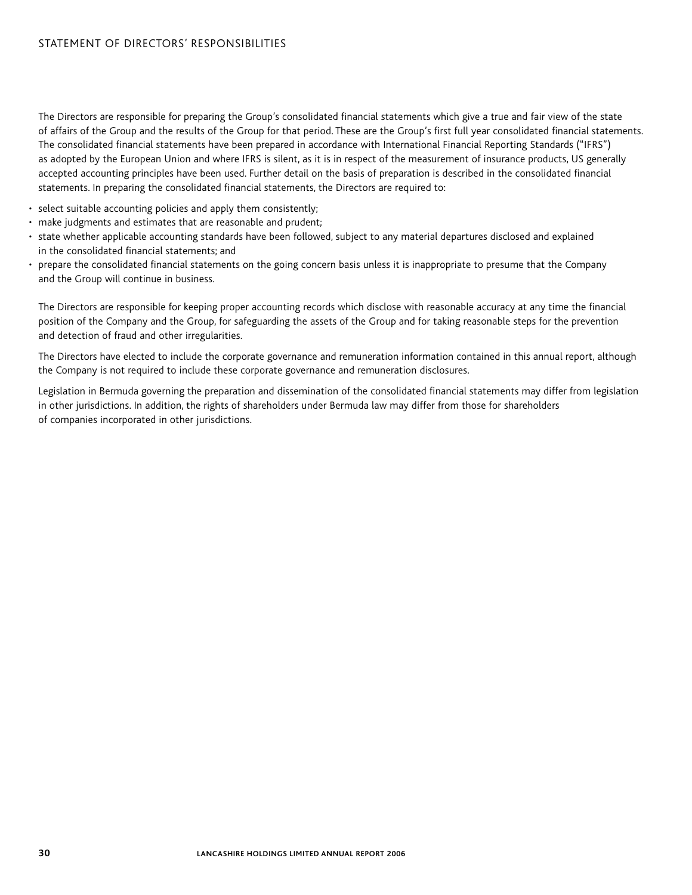# STATEMENT OF DIRECTORS' RESPONSIBILITIES

The Directors are responsible for preparing the Group's consolidated financial statements which give a true and fair view of the state of affairs of the Group and the results of the Group for that period. These are the Group's first full year consolidated financial statements. The consolidated financial statements have been prepared in accordance with International Financial Reporting Standards ("IFRS") as adopted by the European Union and where IFRS is silent, as it is in respect of the measurement of insurance products, US generally accepted accounting principles have been used. Further detail on the basis of preparation is described in the consolidated financial statements. In preparing the consolidated financial statements, the Directors are required to:

- select suitable accounting policies and apply them consistently;
- make judgments and estimates that are reasonable and prudent;
- state whether applicable accounting standards have been followed, subject to any material departures disclosed and explained in the consolidated financial statements; and
- prepare the consolidated financial statements on the going concern basis unless it is inappropriate to presume that the Company and the Group will continue in business.

The Directors are responsible for keeping proper accounting records which disclose with reasonable accuracy at any time the financial position of the Company and the Group, for safeguarding the assets of the Group and for taking reasonable steps for the prevention and detection of fraud and other irregularities.

The Directors have elected to include the corporate governance and remuneration information contained in this annual report, although the Company is not required to include these corporate governance and remuneration disclosures.

Legislation in Bermuda governing the preparation and dissemination of the consolidated financial statements may differ from legislation in other jurisdictions. In addition, the rights of shareholders under Bermuda law may differ from those for shareholders of companies incorporated in other jurisdictions.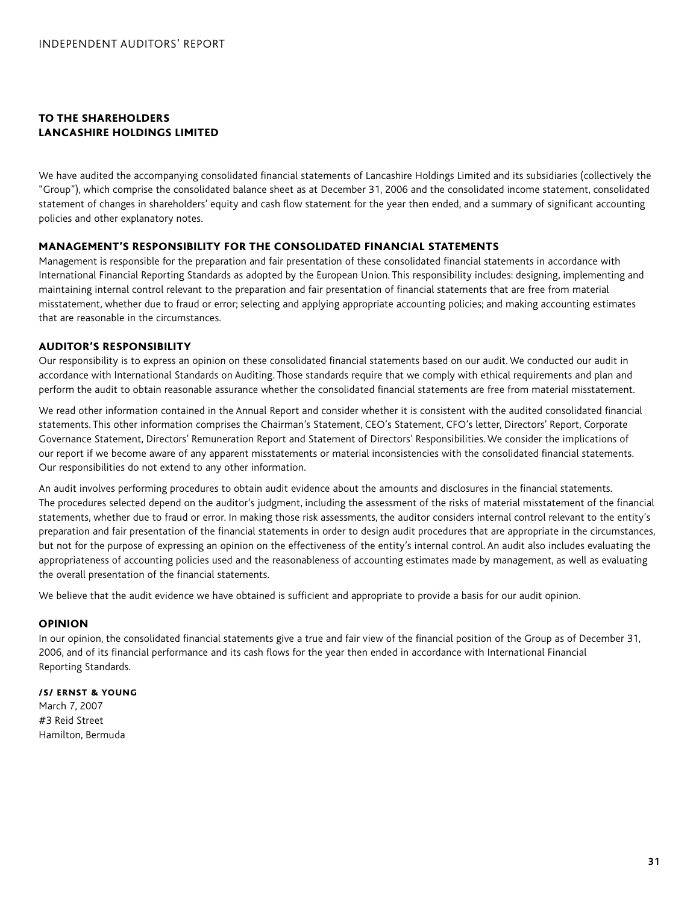# INDEPENDENT AUDITORS' REPORT

**TO THE SHAREHOLDERS**
**LANCASHIRE HOLDINGS LIMITED**

We have audited the accompanying consolidated financial statements of Lancashire Holdings Limited and its subsidiaries (collectively the "Group"), which comprise the consolidated balance sheet as at December 31, 2006 and the consolidated income statement, consolidated statement of changes in shareholders' equity and cash flow statement for the year then ended, and a summary of significant accounting policies and other explanatory notes.

## MANAGEMENT'S RESPONSIBILITY FOR THE CONSOLIDATED FINANCIAL STATEMENTS

Management is responsible for the preparation and fair presentation of these consolidated financial statements in accordance with International Financial Reporting Standards as adopted by the European Union. This responsibility includes: designing, implementing and maintaining internal control relevant to the preparation and fair presentation of financial statements that are free from material misstatement, whether due to fraud or error; selecting and applying appropriate accounting policies; and making accounting estimates that are reasonable in the circumstances.

## AUDITOR'S RESPONSIBILITY

Our responsibility is to express an opinion on these consolidated financial statements based on our audit. We conducted our audit in accordance with International Standards on Auditing. Those standards require that we comply with ethical requirements and plan and perform the audit to obtain reasonable assurance whether the consolidated financial statements are free from material misstatement.

We read other information contained in the Annual Report and consider whether it is consistent with the audited consolidated financial statements. This other information comprises the Chairman's Statement, CEO's Statement, CFO's letter, Directors' Report, Corporate Governance Statement, Directors' Remuneration Report and Statement of Directors' Responsibilities. We consider the implications of our report if we become aware of any apparent misstatements or material inconsistencies with the consolidated financial statements. Our responsibilities do not extend to any other information.

An audit involves performing procedures to obtain audit evidence about the amounts and disclosures in the financial statements. The procedures selected depend on the auditor's judgment, including the assessment of the risks of material misstatement of the financial statements, whether due to fraud or error. In making those risk assessments, the auditor considers internal control relevant to the entity's preparation and fair presentation of the financial statements in order to design audit procedures that are appropriate in the circumstances, but not for the purpose of expressing an opinion on the effectiveness of the entity's internal control. An audit also includes evaluating the appropriateness of accounting policies used and the reasonableness of accounting estimates made by management, as well as evaluating the overall presentation of the financial statements.

We believe that the audit evidence we have obtained is sufficient and appropriate to provide a basis for our audit opinion.

## OPINION

In our opinion, the consolidated financial statements give a true and fair view of the financial position of the Group as of December 31, 2006, and of its financial performance and its cash flows for the year then ended in accordance with International Financial Reporting Standards.

**/S/ ERNST & YOUNG**
March 7, 2007
#3 Reid Street
Hamilton, Bermuda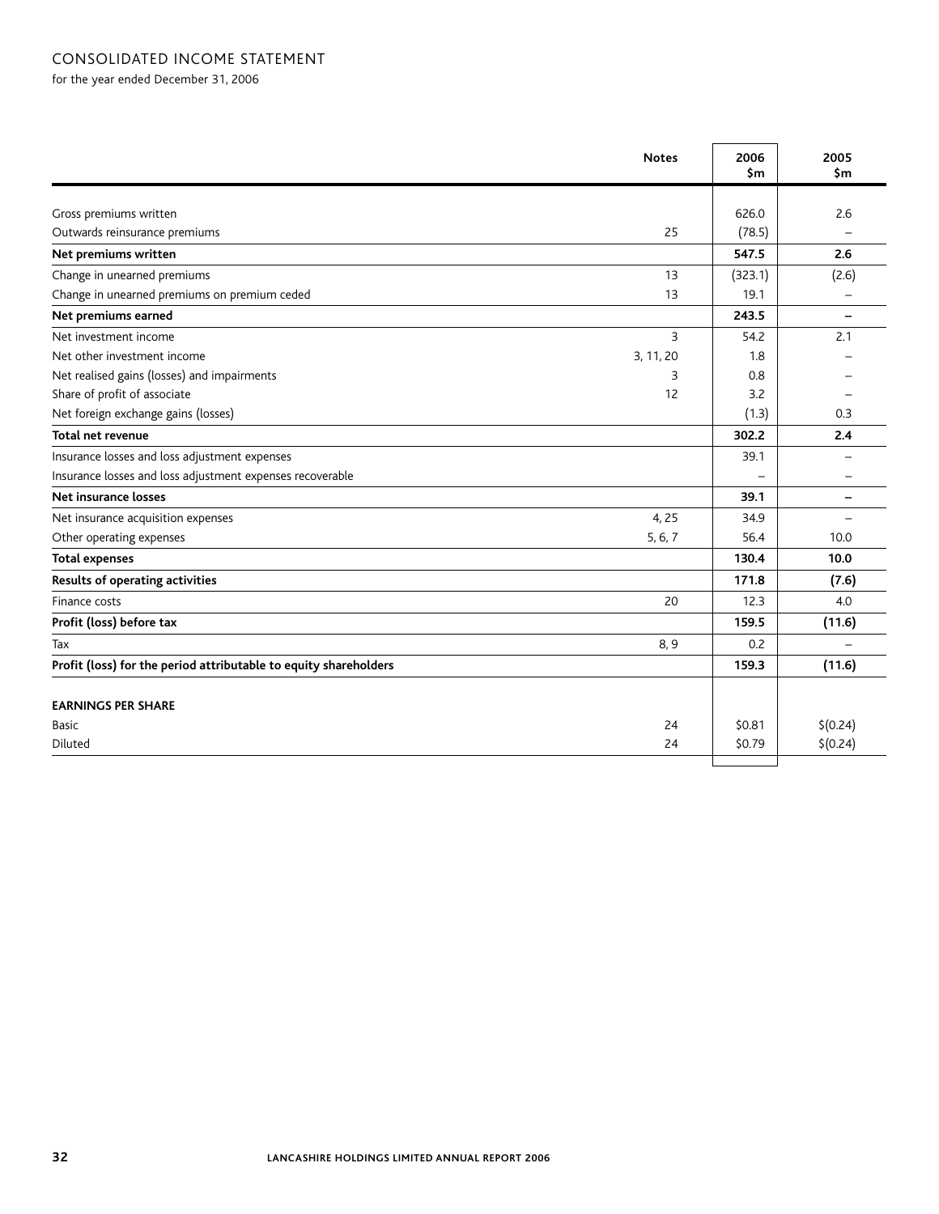## CONSOLIDATED INCOME STATEMENT

for the year ended December 31, 2006

| | Notes | 2006 $m | 2005 $m |
|---|---|---|---|
| Gross premiums written | | 626.0 | 2.6 |
| Outwards reinsurance premiums | 25 | (78.5) | – |
| **Net premiums written** | | **547.5** | **2.6** |
| Change in unearned premiums | 13 | (323.1) | (2.6) |
| Change in unearned premiums on premium ceded | 13 | 19.1 | – |
| **Net premiums earned** | | **243.5** | **–** |
| Net investment income | 3 | 54.2 | 2.1 |
| Net other investment income | 3, 11, 20 | 1.8 | – |
| Net realised gains (losses) and impairments | 3 | 0.8 | – |
| Share of profit of associate | 12 | 3.2 | – |
| Net foreign exchange gains (losses) | | (1.3) | 0.3 |
| **Total net revenue** | | **302.2** | **2.4** |
| Insurance losses and loss adjustment expenses | | 39.1 | – |
| Insurance losses and loss adjustment expenses recoverable | | – | – |
| **Net insurance losses** | | **39.1** | **–** |
| Net insurance acquisition expenses | 4, 25 | 34.9 | – |
| Other operating expenses | 5, 6, 7 | 56.4 | 10.0 |
| **Total expenses** | | **130.4** | **10.0** |
| **Results of operating activities** | | **171.8** | **(7.6)** |
| Finance costs | 20 | 12.3 | 4.0 |
| **Profit (loss) before tax** | | **159.5** | **(11.6)** |
| Tax | 8, 9 | 0.2 | – |
| **Profit (loss) for the period attributable to equity shareholders** | | **159.3** | **(11.6)** |
| | | | |
| **EARNINGS PER SHARE** | | | |
| Basic | 24 | $0.81 | $(0.24) |
| Diluted | 24 | $0.79 | $(0.24) |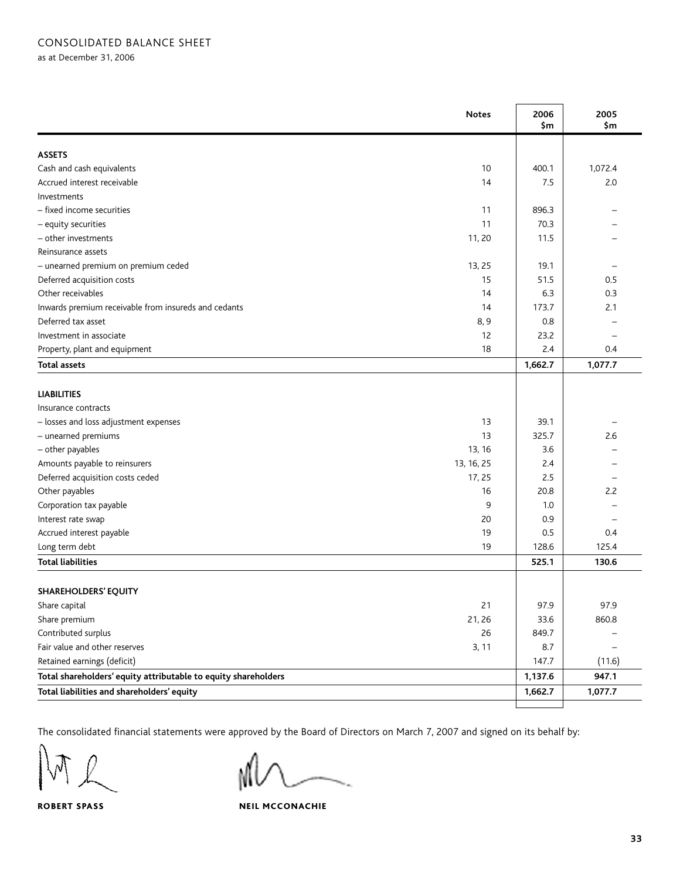# CONSOLIDATED BALANCE SHEET

as at December 31, 2006

| | Notes | 2006 $m | 2005 $m |
|---|---|---|---|
| **ASSETS** | | | |
| Cash and cash equivalents | 10 | 400.1 | 1,072.4 |
| Accrued interest receivable | 14 | 7.5 | 2.0 |
| Investments | | | |
| – fixed income securities | 11 | 896.3 | – |
| – equity securities | 11 | 70.3 | – |
| – other investments | 11, 20 | 11.5 | – |
| Reinsurance assets | | | |
| – unearned premium on premium ceded | 13, 25 | 19.1 | – |
| Deferred acquisition costs | 15 | 51.5 | 0.5 |
| Other receivables | 14 | 6.3 | 0.3 |
| Inwards premium receivable from insureds and cedants | 14 | 173.7 | 2.1 |
| Deferred tax asset | 8, 9 | 0.8 | – |
| Investment in associate | 12 | 23.2 | – |
| Property, plant and equipment | 18 | 2.4 | 0.4 |
| **Total assets** | | **1,662.7** | **1,077.7** |
| **LIABILITIES** | | | |
| Insurance contracts | | | |
| – losses and loss adjustment expenses | 13 | 39.1 | – |
| – unearned premiums | 13 | 325.7 | 2.6 |
| – other payables | 13, 16 | 3.6 | – |
| Amounts payable to reinsurers | 13, 16, 25 | 2.4 | – |
| Deferred acquisition costs ceded | 17, 25 | 2.5 | – |
| Other payables | 16 | 20.8 | 2.2 |
| Corporation tax payable | 9 | 1.0 | – |
| Interest rate swap | 20 | 0.9 | – |
| Accrued interest payable | 19 | 0.5 | 0.4 |
| Long term debt | 19 | 128.6 | 125.4 |
| **Total liabilities** | | **525.1** | **130.6** |
| **SHAREHOLDERS' EQUITY** | | | |
| Share capital | 21 | 97.9 | 97.9 |
| Share premium | 21, 26 | 33.6 | 860.8 |
| Contributed surplus | 26 | 849.7 | – |
| Fair value and other reserves | 3, 11 | 8.7 | – |
| Retained earnings (deficit) | | 147.7 | (11.6) |
| **Total shareholders' equity attributable to equity shareholders** | | **1,137.6** | **947.1** |
| **Total liabilities and shareholders' equity** | | **1,662.7** | **1,077.7** |

The consolidated financial statements were approved by the Board of Directors on March 7, 2007 and signed on its behalf by:

**ROBERT SPASS** **NEIL MCCONACHIE**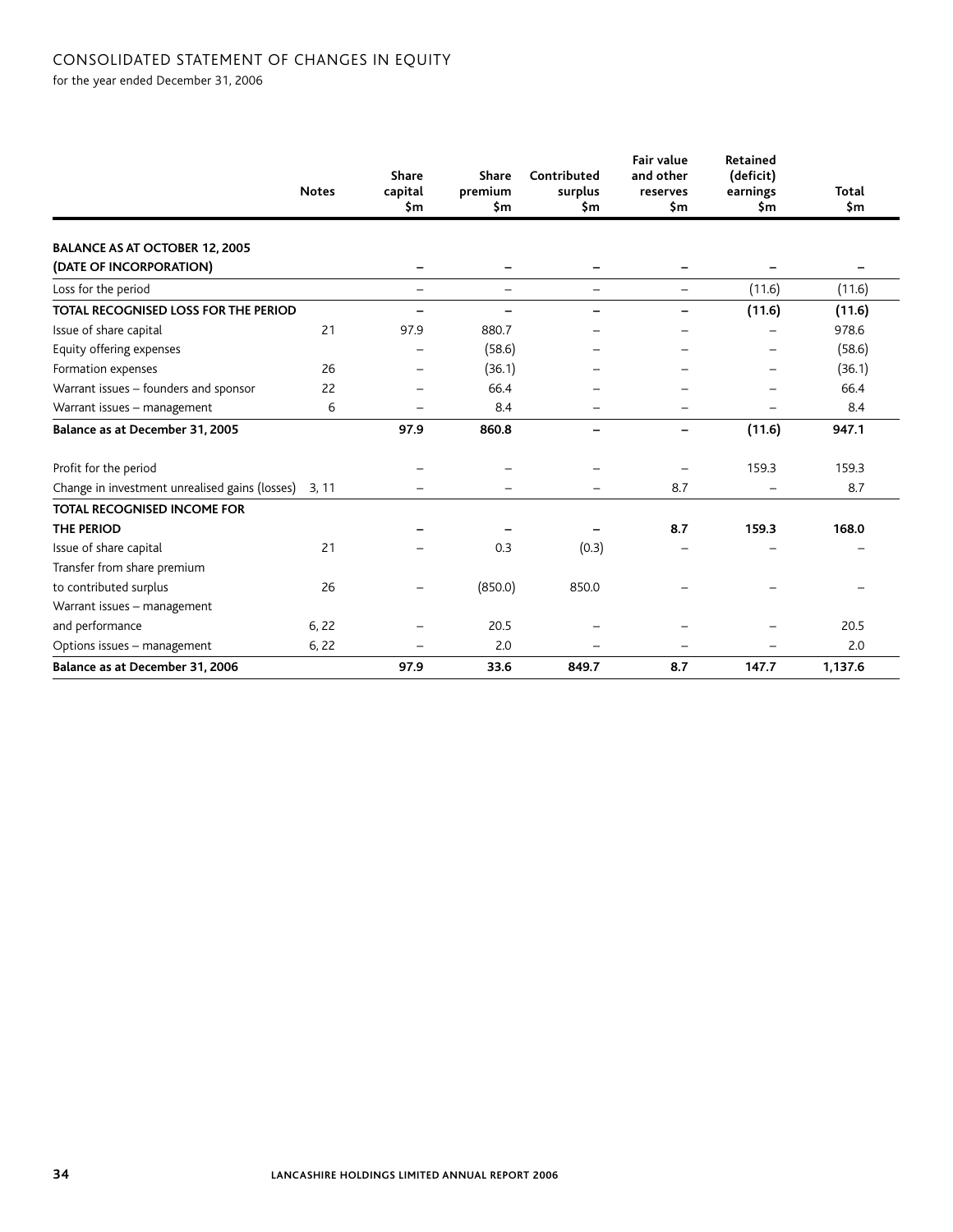# CONSOLIDATED STATEMENT OF CHANGES IN EQUITY

for the year ended December 31, 2006

| | Notes | Share capital $m | Share premium $m | Contributed surplus $m | Fair value and other reserves $m | Retained (deficit) earnings $m | Total $m |
|---|---|---|---|---|---|---|---|
| **BALANCE AS AT OCTOBER 12, 2005 (DATE OF INCORPORATION)** | | – | – | – | – | – | – |
| Loss for the period | | – | – | – | – | (11.6) | (11.6) |
| **TOTAL RECOGNISED LOSS FOR THE PERIOD** | | – | – | – | – | **(11.6)** | **(11.6)** |
| Issue of share capital | 21 | 97.9 | 880.7 | – | – | – | 978.6 |
| Equity offering expenses | | – | (58.6) | – | – | – | (58.6) |
| Formation expenses | 26 | – | (36.1) | – | – | – | (36.1) |
| Warrant issues – founders and sponsor | 22 | – | 66.4 | – | – | – | 66.4 |
| Warrant issues – management | 6 | – | 8.4 | – | – | – | 8.4 |
| **Balance as at December 31, 2005** | | **97.9** | **860.8** | – | – | **(11.6)** | **947.1** |
| Profit for the period | | – | – | – | – | 159.3 | 159.3 |
| Change in investment unrealised gains (losses) | 3, 11 | – | – | – | 8.7 | – | 8.7 |
| **TOTAL RECOGNISED INCOME FOR THE PERIOD** | | – | – | – | **8.7** | **159.3** | **168.0** |
| Issue of share capital | 21 | – | 0.3 | (0.3) | – | – | – |
| Transfer from share premium to contributed surplus | 26 | – | (850.0) | 850.0 | – | – | – |
| Warrant issues – management and performance | 6, 22 | – | 20.5 | – | – | – | 20.5 |
| Options issues – management | 6, 22 | – | 2.0 | – | – | – | 2.0 |
| **Balance as at December 31, 2006** | | **97.9** | **33.6** | **849.7** | **8.7** | **147.7** | **1,137.6** |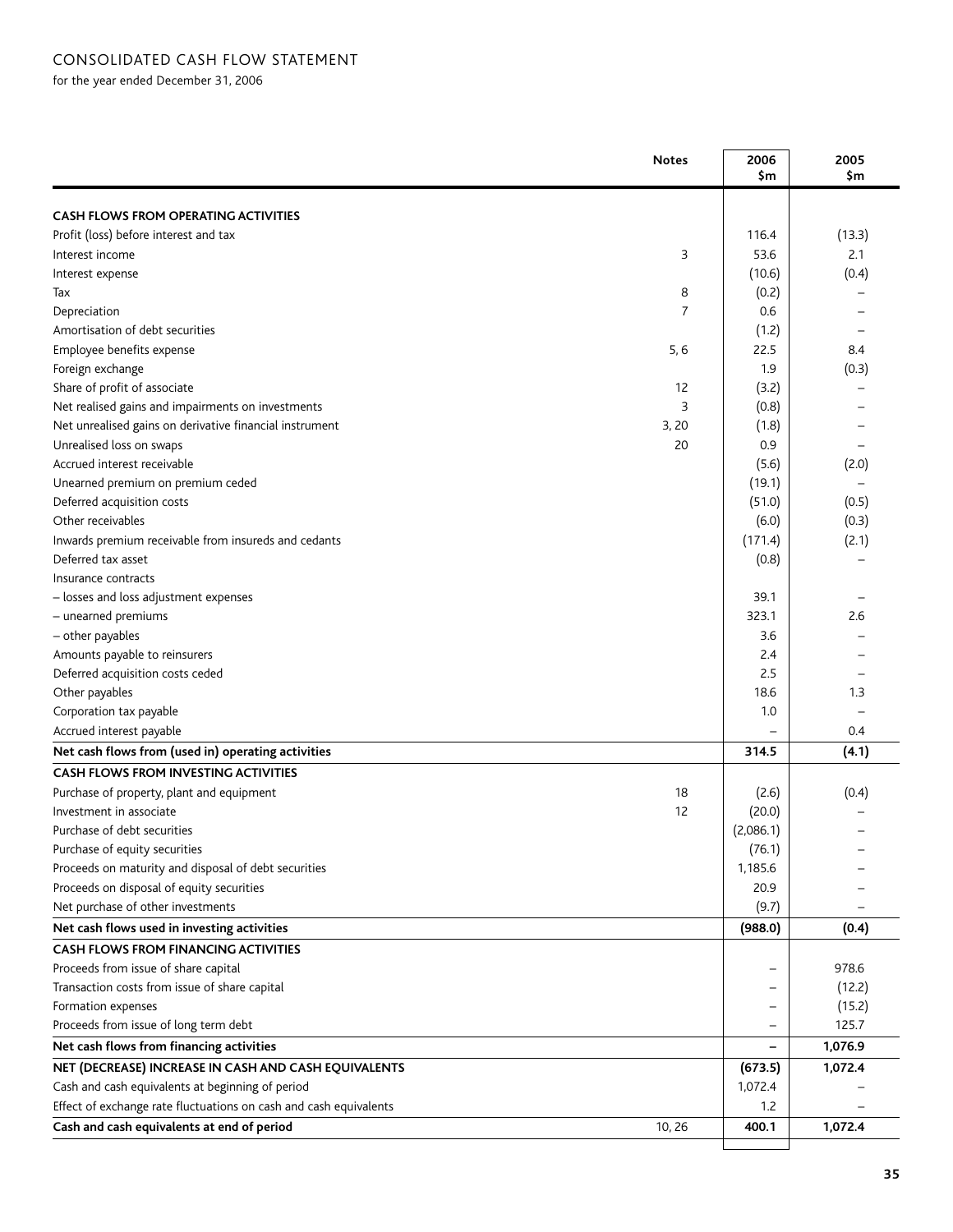## CONSOLIDATED CASH FLOW STATEMENT

for the year ended December 31, 2006

| | Notes | 2006 $m | 2005 $m |
|---|---|---|---|
| **CASH FLOWS FROM OPERATING ACTIVITIES** | | | |
| Profit (loss) before interest and tax | | 116.4 | (13.3) |
| Interest income | 3 | 53.6 | 2.1 |
| Interest expense | | (10.6) | (0.4) |
| Tax | 8 | (0.2) | – |
| Depreciation | 7 | 0.6 | – |
| Amortisation of debt securities | | (1.2) | – |
| Employee benefits expense | 5, 6 | 22.5 | 8.4 |
| Foreign exchange | | 1.9 | (0.3) |
| Share of profit of associate | 12 | (3.2) | – |
| Net realised gains and impairments on investments | 3 | (0.8) | – |
| Net unrealised gains on derivative financial instrument | 3, 20 | (1.8) | – |
| Unrealised loss on swaps | 20 | 0.9 | – |
| Accrued interest receivable | | (5.6) | (2.0) |
| Unearned premium on premium ceded | | (19.1) | – |
| Deferred acquisition costs | | (51.0) | (0.5) |
| Other receivables | | (6.0) | (0.3) |
| Inwards premium receivable from insureds and cedants | | (171.4) | (2.1) |
| Deferred tax asset | | (0.8) | – |
| Insurance contracts | | | |
| – losses and loss adjustment expenses | | 39.1 | – |
| – unearned premiums | | 323.1 | 2.6 |
| – other payables | | 3.6 | – |
| Amounts payable to reinsurers | | 2.4 | – |
| Deferred acquisition costs ceded | | 2.5 | – |
| Other payables | | 18.6 | 1.3 |
| Corporation tax payable | | 1.0 | – |
| Accrued interest payable | | – | 0.4 |
| **Net cash flows from (used in) operating activities** | | **314.5** | **(4.1)** |
| **CASH FLOWS FROM INVESTING ACTIVITIES** | | | |
| Purchase of property, plant and equipment | 18 | (2.6) | (0.4) |
| Investment in associate | 12 | (20.0) | – |
| Purchase of debt securities | | (2,086.1) | – |
| Purchase of equity securities | | (76.1) | – |
| Proceeds on maturity and disposal of debt securities | | 1,185.6 | – |
| Proceeds on disposal of equity securities | | 20.9 | – |
| Net purchase of other investments | | (9.7) | – |
| **Net cash flows used in investing activities** | | **(988.0)** | **(0.4)** |
| **CASH FLOWS FROM FINANCING ACTIVITIES** | | | |
| Proceeds from issue of share capital | | – | 978.6 |
| Transaction costs from issue of share capital | | – | (12.2) |
| Formation expenses | | – | (15.2) |
| Proceeds from issue of long term debt | | – | 125.7 |
| **Net cash flows from financing activities** | | **–** | **1,076.9** |
| **NET (DECREASE) INCREASE IN CASH AND CASH EQUIVALENTS** | | **(673.5)** | **1,072.4** |
| Cash and cash equivalents at beginning of period | | 1,072.4 | – |
| Effect of exchange rate fluctuations on cash and cash equivalents | | 1.2 | – |
| **Cash and cash equivalents at end of period** | 10, 26 | **400.1** | **1,072.4** |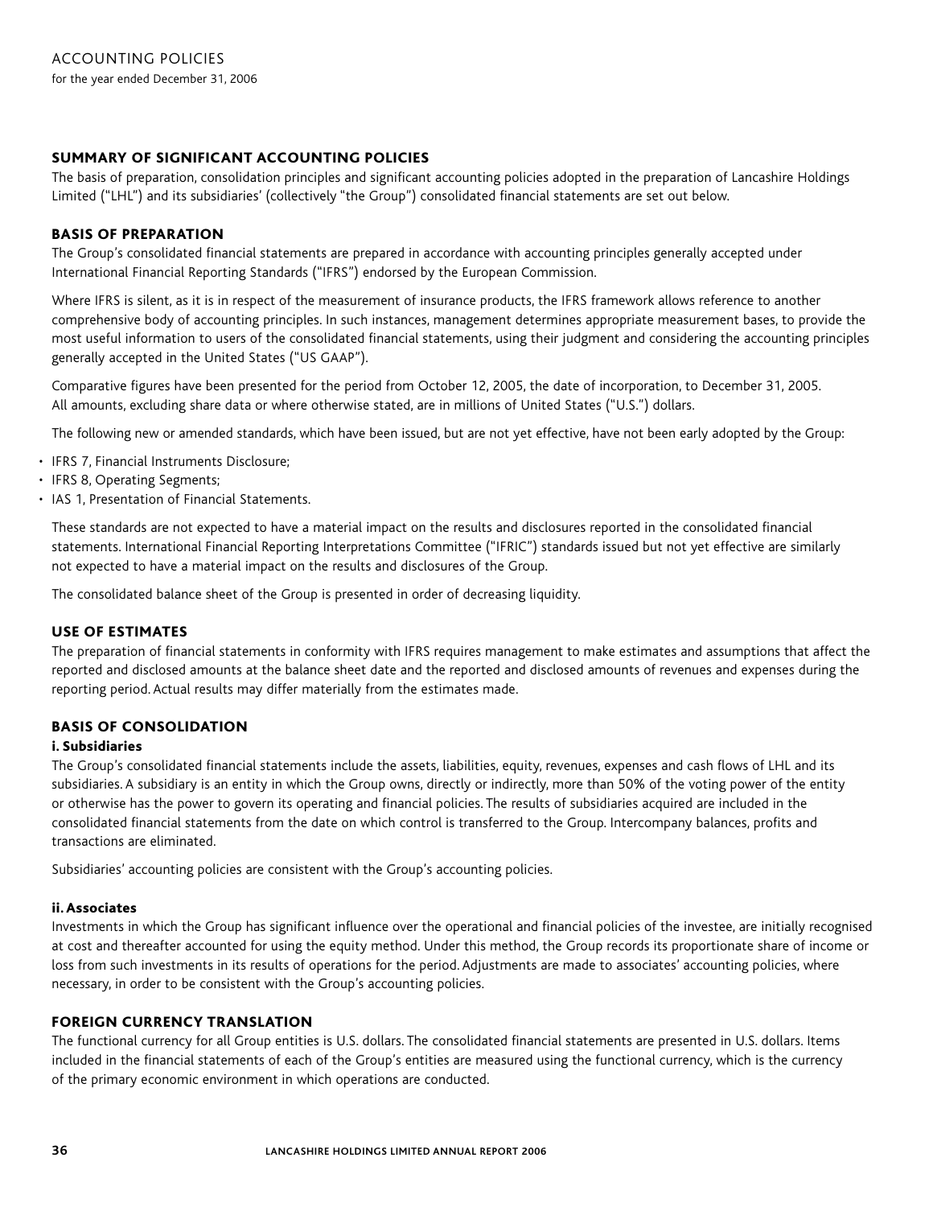# ACCOUNTING POLICIES

for the year ended December 31, 2006

## SUMMARY OF SIGNIFICANT ACCOUNTING POLICIES

The basis of preparation, consolidation principles and significant accounting policies adopted in the preparation of Lancashire Holdings Limited ("LHL") and its subsidiaries' (collectively "the Group") consolidated financial statements are set out below.

## BASIS OF PREPARATION

The Group's consolidated financial statements are prepared in accordance with accounting principles generally accepted under International Financial Reporting Standards ("IFRS") endorsed by the European Commission.

Where IFRS is silent, as it is in respect of the measurement of insurance products, the IFRS framework allows reference to another comprehensive body of accounting principles. In such instances, management determines appropriate measurement bases, to provide the most useful information to users of the consolidated financial statements, using their judgment and considering the accounting principles generally accepted in the United States ("US GAAP").

Comparative figures have been presented for the period from October 12, 2005, the date of incorporation, to December 31, 2005. All amounts, excluding share data or where otherwise stated, are in millions of United States ("U.S.") dollars.

The following new or amended standards, which have been issued, but are not yet effective, have not been early adopted by the Group:

- IFRS 7, Financial Instruments Disclosure;
- IFRS 8, Operating Segments;
- IAS 1, Presentation of Financial Statements.

These standards are not expected to have a material impact on the results and disclosures reported in the consolidated financial statements. International Financial Reporting Interpretations Committee ("IFRIC") standards issued but not yet effective are similarly not expected to have a material impact on the results and disclosures of the Group.

The consolidated balance sheet of the Group is presented in order of decreasing liquidity.

## USE OF ESTIMATES

The preparation of financial statements in conformity with IFRS requires management to make estimates and assumptions that affect the reported and disclosed amounts at the balance sheet date and the reported and disclosed amounts of revenues and expenses during the reporting period. Actual results may differ materially from the estimates made.

## BASIS OF CONSOLIDATION

### i. Subsidiaries

The Group's consolidated financial statements include the assets, liabilities, equity, revenues, expenses and cash flows of LHL and its subsidiaries. A subsidiary is an entity in which the Group owns, directly or indirectly, more than 50% of the voting power of the entity or otherwise has the power to govern its operating and financial policies. The results of subsidiaries acquired are included in the consolidated financial statements from the date on which control is transferred to the Group. Intercompany balances, profits and transactions are eliminated.

Subsidiaries' accounting policies are consistent with the Group's accounting policies.

### ii. Associates

Investments in which the Group has significant influence over the operational and financial policies of the investee, are initially recognised at cost and thereafter accounted for using the equity method. Under this method, the Group records its proportionate share of income or loss from such investments in its results of operations for the period. Adjustments are made to associates' accounting policies, where necessary, in order to be consistent with the Group's accounting policies.

## FOREIGN CURRENCY TRANSLATION

The functional currency for all Group entities is U.S. dollars. The consolidated financial statements are presented in U.S. dollars. Items included in the financial statements of each of the Group's entities are measured using the functional currency, which is the currency of the primary economic environment in which operations are conducted.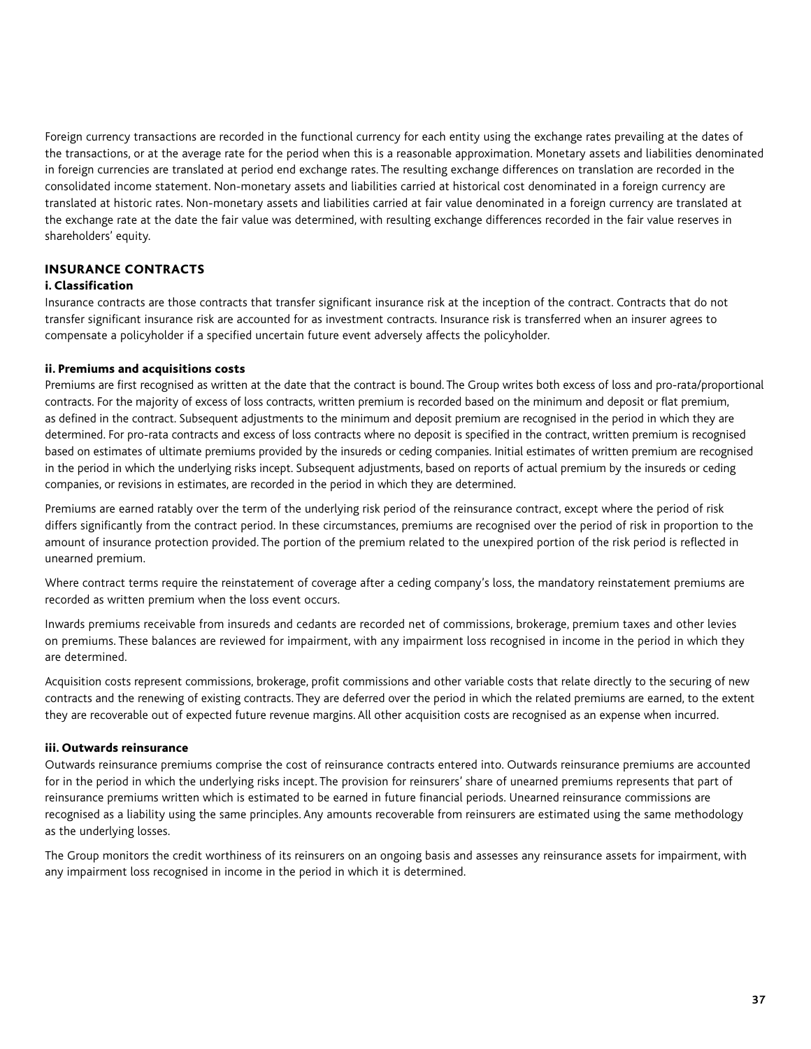Foreign currency transactions are recorded in the functional currency for each entity using the exchange rates prevailing at the dates of the transactions, or at the average rate for the period when this is a reasonable approximation. Monetary assets and liabilities denominated in foreign currencies are translated at period end exchange rates. The resulting exchange differences on translation are recorded in the consolidated income statement. Non-monetary assets and liabilities carried at historical cost denominated in a foreign currency are translated at historic rates. Non-monetary assets and liabilities carried at fair value denominated in a foreign currency are translated at the exchange rate at the date the fair value was determined, with resulting exchange differences recorded in the fair value reserves in shareholders' equity.

## INSURANCE CONTRACTS

### i. Classification

Insurance contracts are those contracts that transfer significant insurance risk at the inception of the contract. Contracts that do not transfer significant insurance risk are accounted for as investment contracts. Insurance risk is transferred when an insurer agrees to compensate a policyholder if a specified uncertain future event adversely affects the policyholder.

### ii. Premiums and acquisitions costs

Premiums are first recognised as written at the date that the contract is bound. The Group writes both excess of loss and pro-rata/proportional contracts. For the majority of excess of loss contracts, written premium is recorded based on the minimum and deposit or flat premium, as defined in the contract. Subsequent adjustments to the minimum and deposit premium are recognised in the period in which they are determined. For pro-rata contracts and excess of loss contracts where no deposit is specified in the contract, written premium is recognised based on estimates of ultimate premiums provided by the insureds or ceding companies. Initial estimates of written premium are recognised in the period in which the underlying risks incept. Subsequent adjustments, based on reports of actual premium by the insureds or ceding companies, or revisions in estimates, are recorded in the period in which they are determined.

Premiums are earned ratably over the term of the underlying risk period of the reinsurance contract, except where the period of risk differs significantly from the contract period. In these circumstances, premiums are recognised over the period of risk in proportion to the amount of insurance protection provided. The portion of the premium related to the unexpired portion of the risk period is reflected in unearned premium.

Where contract terms require the reinstatement of coverage after a ceding company's loss, the mandatory reinstatement premiums are recorded as written premium when the loss event occurs.

Inwards premiums receivable from insureds and cedants are recorded net of commissions, brokerage, premium taxes and other levies on premiums. These balances are reviewed for impairment, with any impairment loss recognised in income in the period in which they are determined.

Acquisition costs represent commissions, brokerage, profit commissions and other variable costs that relate directly to the securing of new contracts and the renewing of existing contracts. They are deferred over the period in which the related premiums are earned, to the extent they are recoverable out of expected future revenue margins. All other acquisition costs are recognised as an expense when incurred.

### iii. Outwards reinsurance

Outwards reinsurance premiums comprise the cost of reinsurance contracts entered into. Outwards reinsurance premiums are accounted for in the period in which the underlying risks incept. The provision for reinsurers' share of unearned premiums represents that part of reinsurance premiums written which is estimated to be earned in future financial periods. Unearned reinsurance commissions are recognised as a liability using the same principles. Any amounts recoverable from reinsurers are estimated using the same methodology as the underlying losses.

The Group monitors the credit worthiness of its reinsurers on an ongoing basis and assesses any reinsurance assets for impairment, with any impairment loss recognised in income in the period in which it is determined.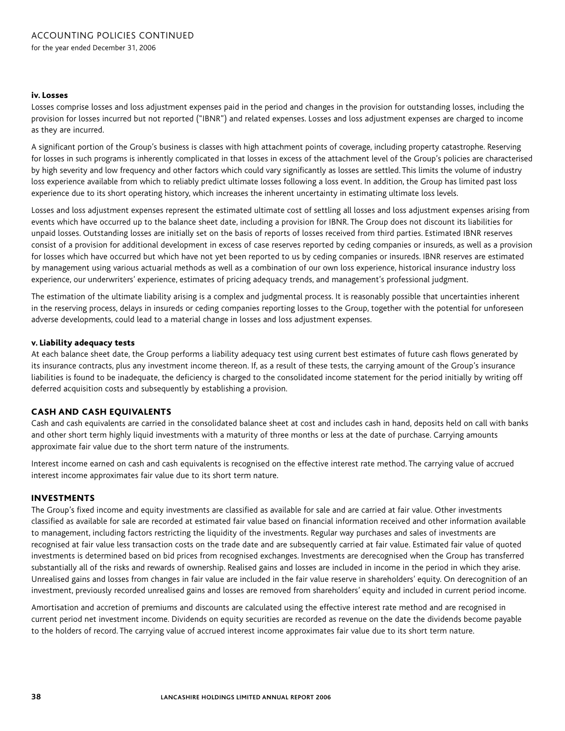### iv. Losses

Losses comprise losses and loss adjustment expenses paid in the period and changes in the provision for outstanding losses, including the provision for losses incurred but not reported ("IBNR") and related expenses. Losses and loss adjustment expenses are charged to income as they are incurred.

A significant portion of the Group's business is classes with high attachment points of coverage, including property catastrophe. Reserving for losses in such programs is inherently complicated in that losses in excess of the attachment level of the Group's policies are characterised by high severity and low frequency and other factors which could vary significantly as losses are settled. This limits the volume of industry loss experience available from which to reliably predict ultimate losses following a loss event. In addition, the Group has limited past loss experience due to its short operating history, which increases the inherent uncertainty in estimating ultimate loss levels.

Losses and loss adjustment expenses represent the estimated ultimate cost of settling all losses and loss adjustment expenses arising from events which have occurred up to the balance sheet date, including a provision for IBNR. The Group does not discount its liabilities for unpaid losses. Outstanding losses are initially set on the basis of reports of losses received from third parties. Estimated IBNR reserves consist of a provision for additional development in excess of case reserves reported by ceding companies or insureds, as well as a provision for losses which have occurred but which have not yet been reported to us by ceding companies or insureds. IBNR reserves are estimated by management using various actuarial methods as well as a combination of our own loss experience, historical insurance industry loss experience, our underwriters' experience, estimates of pricing adequacy trends, and management's professional judgment.

The estimation of the ultimate liability arising is a complex and judgmental process. It is reasonably possible that uncertainties inherent in the reserving process, delays in insureds or ceding companies reporting losses to the Group, together with the potential for unforeseen adverse developments, could lead to a material change in losses and loss adjustment expenses.

### v. Liability adequacy tests

At each balance sheet date, the Group performs a liability adequacy test using current best estimates of future cash flows generated by its insurance contracts, plus any investment income thereon. If, as a result of these tests, the carrying amount of the Group's insurance liabilities is found to be inadequate, the deficiency is charged to the consolidated income statement for the period initially by writing off deferred acquisition costs and subsequently by establishing a provision.

## CASH AND CASH EQUIVALENTS

Cash and cash equivalents are carried in the consolidated balance sheet at cost and includes cash in hand, deposits held on call with banks and other short term highly liquid investments with a maturity of three months or less at the date of purchase. Carrying amounts approximate fair value due to the short term nature of the instruments.

Interest income earned on cash and cash equivalents is recognised on the effective interest rate method. The carrying value of accrued interest income approximates fair value due to its short term nature.

## INVESTMENTS

The Group's fixed income and equity investments are classified as available for sale and are carried at fair value. Other investments classified as available for sale are recorded at estimated fair value based on financial information received and other information available to management, including factors restricting the liquidity of the investments. Regular way purchases and sales of investments are recognised at fair value less transaction costs on the trade date and are subsequently carried at fair value. Estimated fair value of quoted investments is determined based on bid prices from recognised exchanges. Investments are derecognised when the Group has transferred substantially all of the risks and rewards of ownership. Realised gains and losses are included in income in the period in which they arise. Unrealised gains and losses from changes in fair value are included in the fair value reserve in shareholders' equity. On derecognition of an investment, previously recorded unrealised gains and losses are removed from shareholders' equity and included in current period income.

Amortisation and accretion of premiums and discounts are calculated using the effective interest rate method and are recognised in current period net investment income. Dividends on equity securities are recorded as revenue on the date the dividends become payable to the holders of record. The carrying value of accrued interest income approximates fair value due to its short term nature.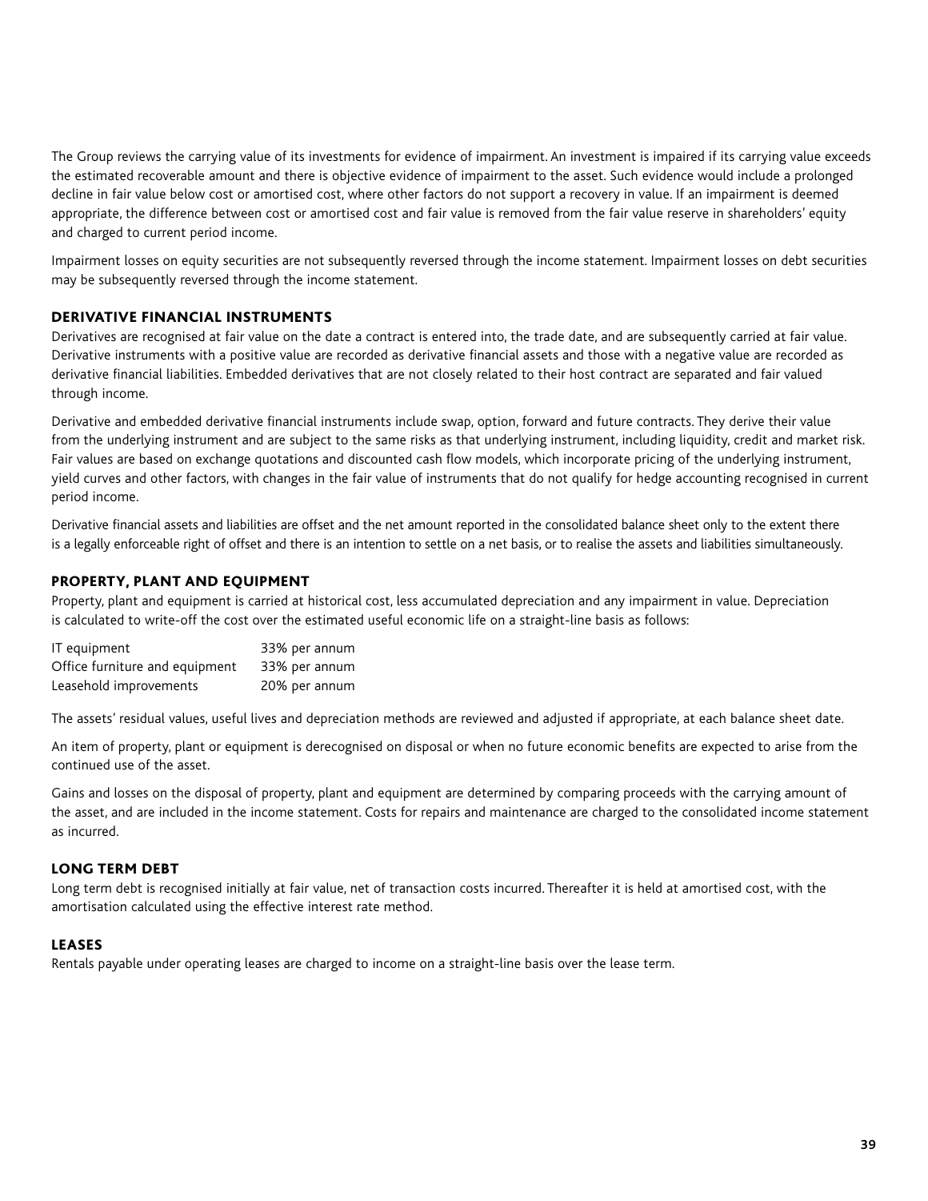The Group reviews the carrying value of its investments for evidence of impairment. An investment is impaired if its carrying value exceeds the estimated recoverable amount and there is objective evidence of impairment to the asset. Such evidence would include a prolonged decline in fair value below cost or amortised cost, where other factors do not support a recovery in value. If an impairment is deemed appropriate, the difference between cost or amortised cost and fair value is removed from the fair value reserve in shareholders' equity and charged to current period income.

Impairment losses on equity securities are not subsequently reversed through the income statement. Impairment losses on debt securities may be subsequently reversed through the income statement.

## DERIVATIVE FINANCIAL INSTRUMENTS

Derivatives are recognised at fair value on the date a contract is entered into, the trade date, and are subsequently carried at fair value. Derivative instruments with a positive value are recorded as derivative financial assets and those with a negative value are recorded as derivative financial liabilities. Embedded derivatives that are not closely related to their host contract are separated and fair valued through income.

Derivative and embedded derivative financial instruments include swap, option, forward and future contracts. They derive their value from the underlying instrument and are subject to the same risks as that underlying instrument, including liquidity, credit and market risk. Fair values are based on exchange quotations and discounted cash flow models, which incorporate pricing of the underlying instrument, yield curves and other factors, with changes in the fair value of instruments that do not qualify for hedge accounting recognised in current period income.

Derivative financial assets and liabilities are offset and the net amount reported in the consolidated balance sheet only to the extent there is a legally enforceable right of offset and there is an intention to settle on a net basis, or to realise the assets and liabilities simultaneously.

## PROPERTY, PLANT AND EQUIPMENT

Property, plant and equipment is carried at historical cost, less accumulated depreciation and any impairment in value. Depreciation is calculated to write-off the cost over the estimated useful economic life on a straight-line basis as follows:

| | |
|---|---|
| IT equipment | 33% per annum |
| Office furniture and equipment | 33% per annum |
| Leasehold improvements | 20% per annum |

The assets' residual values, useful lives and depreciation methods are reviewed and adjusted if appropriate, at each balance sheet date.

An item of property, plant or equipment is derecognised on disposal or when no future economic benefits are expected to arise from the continued use of the asset.

Gains and losses on the disposal of property, plant and equipment are determined by comparing proceeds with the carrying amount of the asset, and are included in the income statement. Costs for repairs and maintenance are charged to the consolidated income statement as incurred.

## LONG TERM DEBT

Long term debt is recognised initially at fair value, net of transaction costs incurred. Thereafter it is held at amortised cost, with the amortisation calculated using the effective interest rate method.

## LEASES

Rentals payable under operating leases are charged to income on a straight-line basis over the lease term.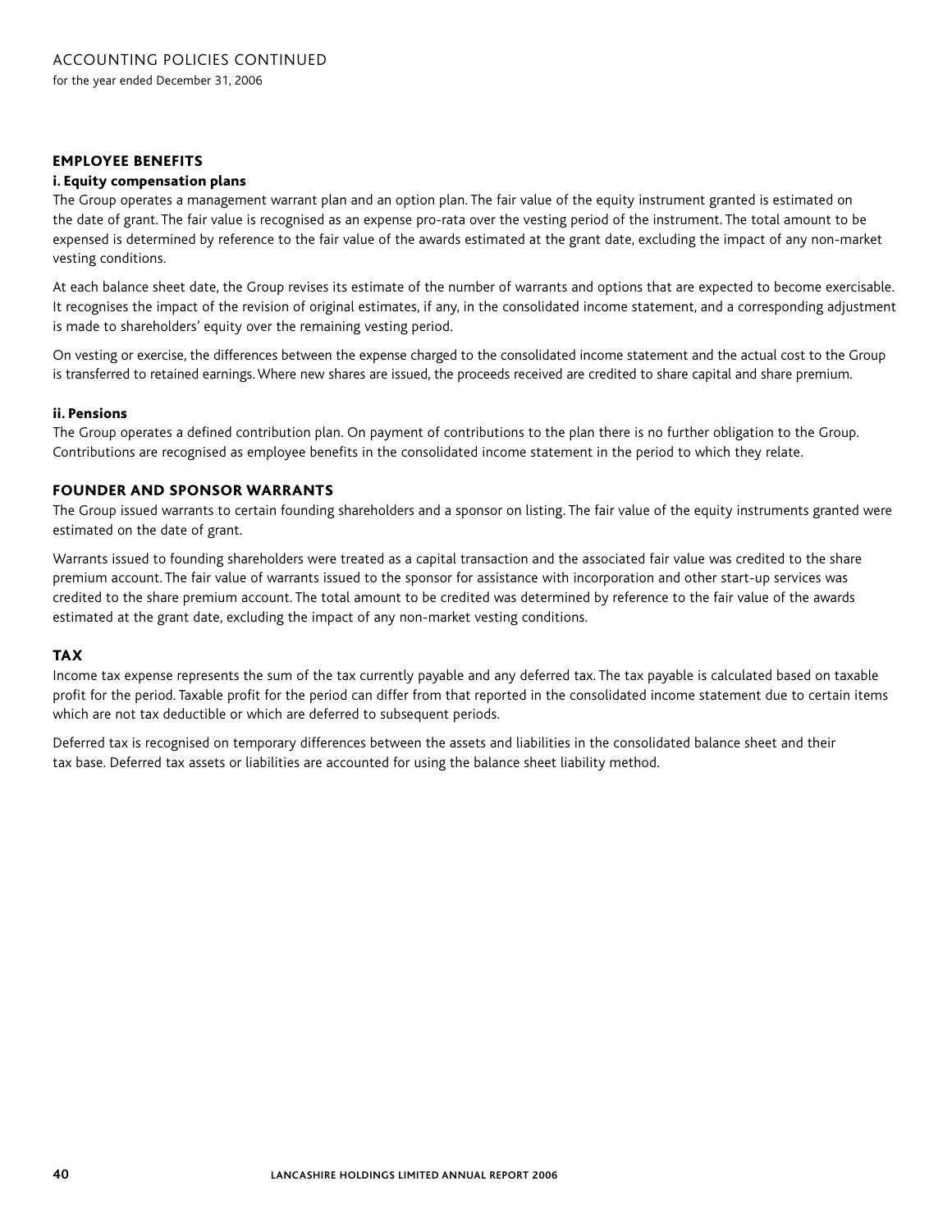# ACCOUNTING POLICIES CONTINUED

for the year ended December 31, 2006

## EMPLOYEE BENEFITS

### i. Equity compensation plans

The Group operates a management warrant plan and an option plan. The fair value of the equity instrument granted is estimated on the date of grant. The fair value is recognised as an expense pro-rata over the vesting period of the instrument. The total amount to be expensed is determined by reference to the fair value of the awards estimated at the grant date, excluding the impact of any non-market vesting conditions.

At each balance sheet date, the Group revises its estimate of the number of warrants and options that are expected to become exercisable. It recognises the impact of the revision of original estimates, if any, in the consolidated income statement, and a corresponding adjustment is made to shareholders' equity over the remaining vesting period.

On vesting or exercise, the differences between the expense charged to the consolidated income statement and the actual cost to the Group is transferred to retained earnings. Where new shares are issued, the proceeds received are credited to share capital and share premium.

### ii. Pensions

The Group operates a defined contribution plan. On payment of contributions to the plan there is no further obligation to the Group. Contributions are recognised as employee benefits in the consolidated income statement in the period to which they relate.

## FOUNDER AND SPONSOR WARRANTS

The Group issued warrants to certain founding shareholders and a sponsor on listing. The fair value of the equity instruments granted were estimated on the date of grant.

Warrants issued to founding shareholders were treated as a capital transaction and the associated fair value was credited to the share premium account. The fair value of warrants issued to the sponsor for assistance with incorporation and other start-up services was credited to the share premium account. The total amount to be credited was determined by reference to the fair value of the awards estimated at the grant date, excluding the impact of any non-market vesting conditions.

## TAX

Income tax expense represents the sum of the tax currently payable and any deferred tax. The tax payable is calculated based on taxable profit for the period. Taxable profit for the period can differ from that reported in the consolidated income statement due to certain items which are not tax deductible or which are deferred to subsequent periods.

Deferred tax is recognised on temporary differences between the assets and liabilities in the consolidated balance sheet and their tax base. Deferred tax assets or liabilities are accounted for using the balance sheet liability method.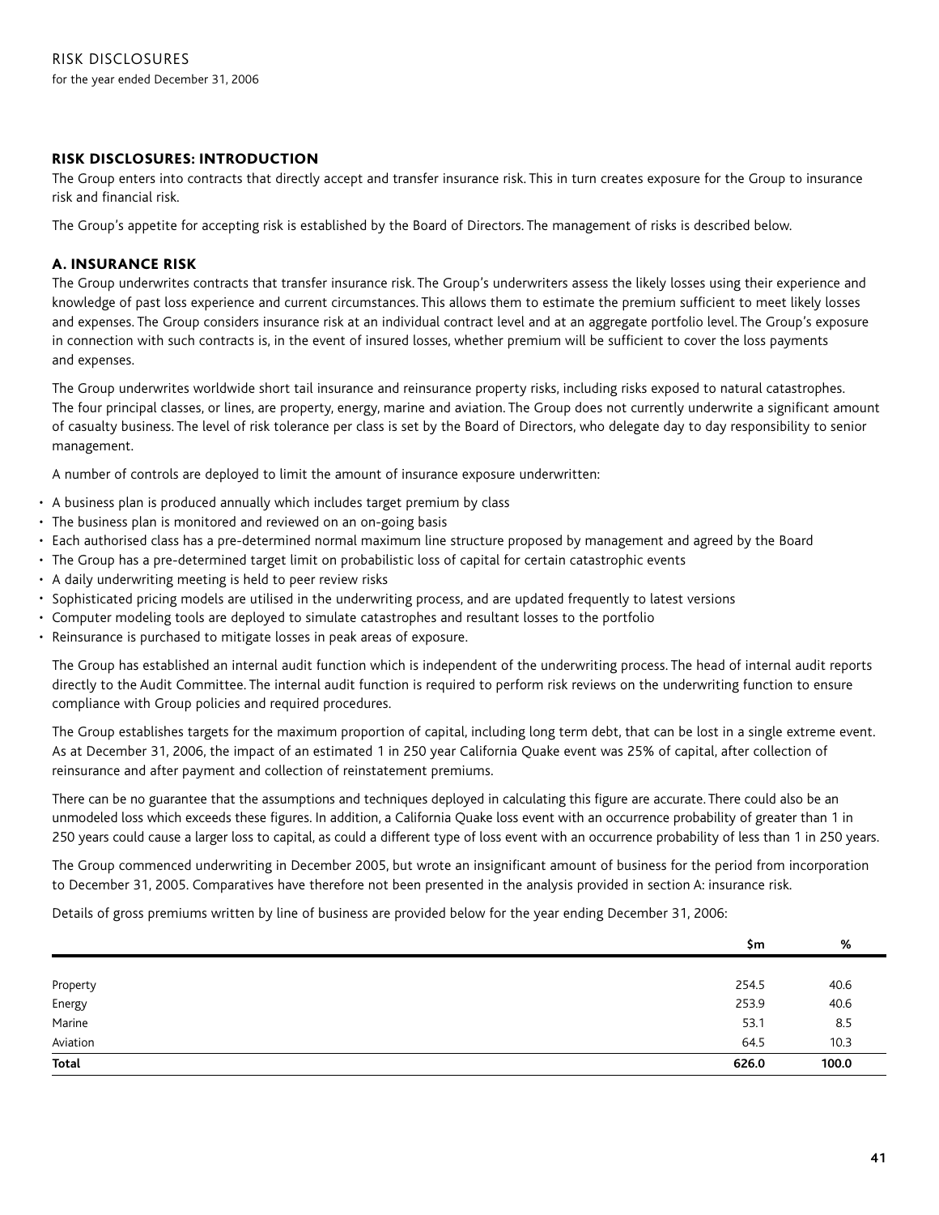# RISK DISCLOSURES

for the year ended December 31, 2006

## RISK DISCLOSURES: INTRODUCTION

The Group enters into contracts that directly accept and transfer insurance risk. This in turn creates exposure for the Group to insurance risk and financial risk.

The Group's appetite for accepting risk is established by the Board of Directors. The management of risks is described below.

## A. INSURANCE RISK

The Group underwrites contracts that transfer insurance risk. The Group's underwriters assess the likely losses using their experience and knowledge of past loss experience and current circumstances. This allows them to estimate the premium sufficient to meet likely losses and expenses. The Group considers insurance risk at an individual contract level and at an aggregate portfolio level. The Group's exposure in connection with such contracts is, in the event of insured losses, whether premium will be sufficient to cover the loss payments and expenses.

The Group underwrites worldwide short tail insurance and reinsurance property risks, including risks exposed to natural catastrophes. The four principal classes, or lines, are property, energy, marine and aviation. The Group does not currently underwrite a significant amount of casualty business. The level of risk tolerance per class is set by the Board of Directors, who delegate day to day responsibility to senior management.

A number of controls are deployed to limit the amount of insurance exposure underwritten:

- A business plan is produced annually which includes target premium by class
- The business plan is monitored and reviewed on an on-going basis
- Each authorised class has a pre-determined normal maximum line structure proposed by management and agreed by the Board
- The Group has a pre-determined target limit on probabilistic loss of capital for certain catastrophic events
- A daily underwriting meeting is held to peer review risks
- Sophisticated pricing models are utilised in the underwriting process, and are updated frequently to latest versions
- Computer modeling tools are deployed to simulate catastrophes and resultant losses to the portfolio
- Reinsurance is purchased to mitigate losses in peak areas of exposure.

The Group has established an internal audit function which is independent of the underwriting process. The head of internal audit reports directly to the Audit Committee. The internal audit function is required to perform risk reviews on the underwriting function to ensure compliance with Group policies and required procedures.

The Group establishes targets for the maximum proportion of capital, including long term debt, that can be lost in a single extreme event. As at December 31, 2006, the impact of an estimated 1 in 250 year California Quake event was 25% of capital, after collection of reinsurance and after payment and collection of reinstatement premiums.

There can be no guarantee that the assumptions and techniques deployed in calculating this figure are accurate. There could also be an unmodeled loss which exceeds these figures. In addition, a California Quake loss event with an occurrence probability of greater than 1 in 250 years could cause a larger loss to capital, as could a different type of loss event with an occurrence probability of less than 1 in 250 years.

The Group commenced underwriting in December 2005, but wrote an insignificant amount of business for the period from incorporation to December 31, 2005. Comparatives have therefore not been presented in the analysis provided in section A: insurance risk.

Details of gross premiums written by line of business are provided below for the year ending December 31, 2006:

| | $m | % |
|---|---|---|
| Property | 254.5 | 40.6 |
| Energy | 253.9 | 40.6 |
| Marine | 53.1 | 8.5 |
| Aviation | 64.5 | 10.3 |
| **Total** | **626.0** | **100.0** |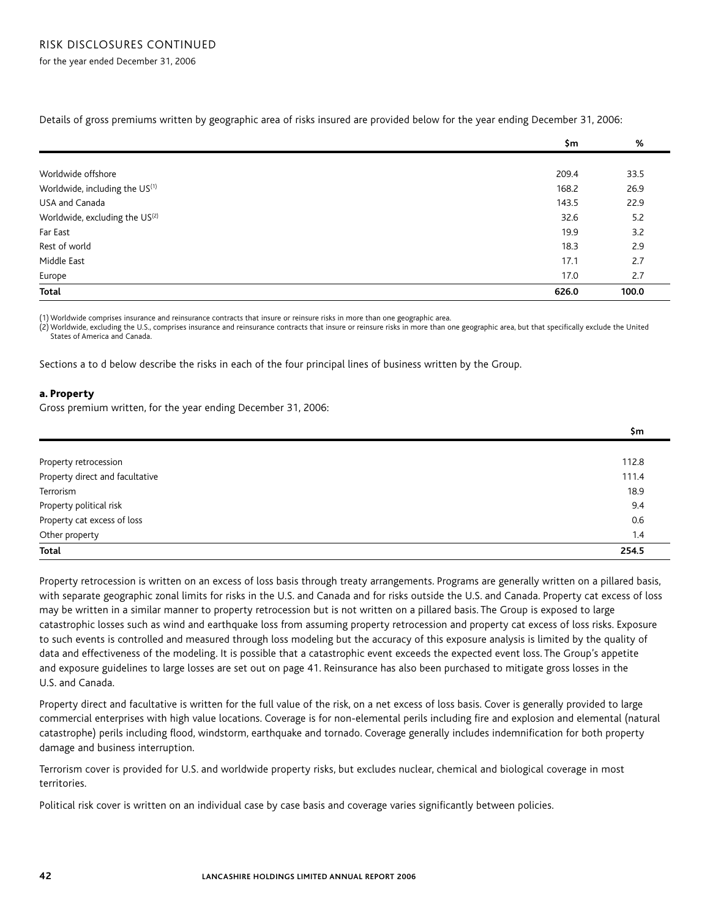## RISK DISCLOSURES CONTINUED

for the year ended December 31, 2006

Details of gross premiums written by geographic area of risks insured are provided below for the year ending December 31, 2006:

| | $m | % |
|---|---|---|
| Worldwide offshore | 209.4 | 33.5 |
| Worldwide, including the US[1] | 168.2 | 26.9 |
| USA and Canada | 143.5 | 22.9 |
| Worldwide, excluding the US[2] | 32.6 | 5.2 |
| Far East | 19.9 | 3.2 |
| Rest of world | 18.3 | 2.9 |
| Middle East | 17.1 | 2.7 |
| Europe | 17.0 | 2.7 |
| **Total** | **626.0** | **100.0** |

(1) Worldwide comprises insurance and reinsurance contracts that insure or reinsure risks in more than one geographic area.
(2) Worldwide, excluding the U.S., comprises insurance and reinsurance contracts that insure or reinsure risks in more than one geographic area, but that specifically exclude the United States of America and Canada.

Sections a to d below describe the risks in each of the four principal lines of business written by the Group.

### a. Property

Gross premium written, for the year ending December 31, 2006:

| | $m |
|---|---|
| Property retrocession | 112.8 |
| Property direct and facultative | 111.4 |
| Terrorism | 18.9 |
| Property political risk | 9.4 |
| Property cat excess of loss | 0.6 |
| Other property | 1.4 |
| **Total** | **254.5** |

Property retrocession is written on an excess of loss basis through treaty arrangements. Programs are generally written on a pillared basis, with separate geographic zonal limits for risks in the U.S. and Canada and for risks outside the U.S. and Canada. Property cat excess of loss may be written in a similar manner to property retrocession but is not written on a pillared basis. The Group is exposed to large catastrophic losses such as wind and earthquake loss from assuming property retrocession and property cat excess of loss risks. Exposure to such events is controlled and measured through loss modeling but the accuracy of this exposure analysis is limited by the quality of data and effectiveness of the modeling. It is possible that a catastrophic event exceeds the expected event loss. The Group's appetite and exposure guidelines to large losses are set out on page 41. Reinsurance has also been purchased to mitigate gross losses in the U.S. and Canada.

Property direct and facultative is written for the full value of the risk, on a net excess of loss basis. Cover is generally provided to large commercial enterprises with high value locations. Coverage is for non-elemental perils including fire and explosion and elemental (natural catastrophe) perils including flood, windstorm, earthquake and tornado. Coverage generally includes indemnification for both property damage and business interruption.

Terrorism cover is provided for U.S. and worldwide property risks, but excludes nuclear, chemical and biological coverage in most territories.

Political risk cover is written on an individual case by case basis and coverage varies significantly between policies.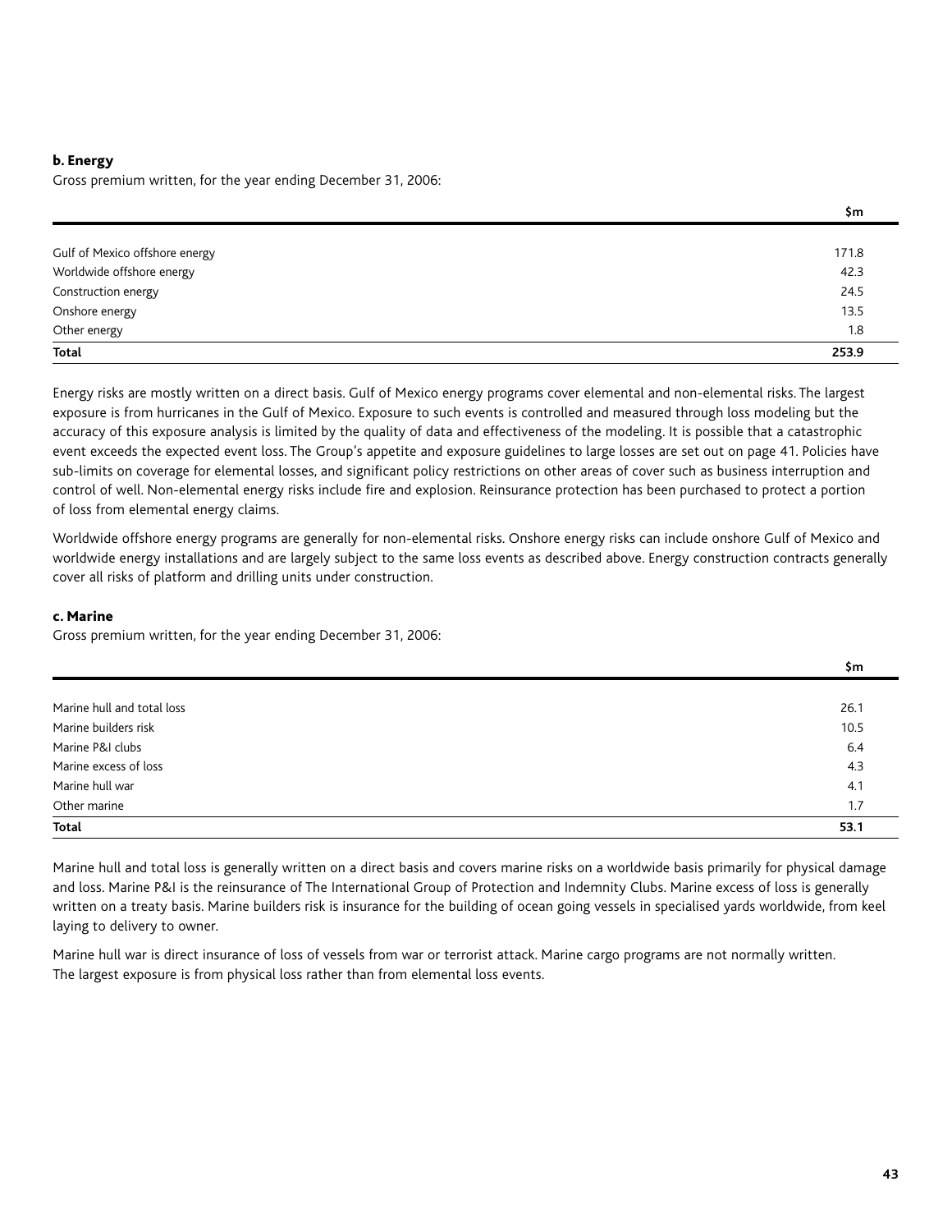### b. Energy

Gross premium written, for the year ending December 31, 2006:

| | $m |
|---|---|
| Gulf of Mexico offshore energy | 171.8 |
| Worldwide offshore energy | 42.3 |
| Construction energy | 24.5 |
| Onshore energy | 13.5 |
| Other energy | 1.8 |
| **Total** | **253.9** |

Energy risks are mostly written on a direct basis. Gulf of Mexico energy programs cover elemental and non-elemental risks. The largest exposure is from hurricanes in the Gulf of Mexico. Exposure to such events is controlled and measured through loss modeling but the accuracy of this exposure analysis is limited by the quality of data and effectiveness of the modeling. It is possible that a catastrophic event exceeds the expected event loss. The Group's appetite and exposure guidelines to large losses are set out on page 41. Policies have sub-limits on coverage for elemental losses, and significant policy restrictions on other areas of cover such as business interruption and control of well. Non-elemental energy risks include fire and explosion. Reinsurance protection has been purchased to protect a portion of loss from elemental energy claims.

Worldwide offshore energy programs are generally for non-elemental risks. Onshore energy risks can include onshore Gulf of Mexico and worldwide energy installations and are largely subject to the same loss events as described above. Energy construction contracts generally cover all risks of platform and drilling units under construction.

### c. Marine

Gross premium written, for the year ending December 31, 2006:

| | $m |
|---|---|
| Marine hull and total loss | 26.1 |
| Marine builders risk | 10.5 |
| Marine P&I clubs | 6.4 |
| Marine excess of loss | 4.3 |
| Marine hull war | 4.1 |
| Other marine | 1.7 |
| **Total** | **53.1** |

Marine hull and total loss is generally written on a direct basis and covers marine risks on a worldwide basis primarily for physical damage and loss. Marine P&I is the reinsurance of The International Group of Protection and Indemnity Clubs. Marine excess of loss is generally written on a treaty basis. Marine builders risk is insurance for the building of ocean going vessels in specialised yards worldwide, from keel laying to delivery to owner.

Marine hull war is direct insurance of loss of vessels from war or terrorist attack. Marine cargo programs are not normally written. The largest exposure is from physical loss rather than from elemental loss events.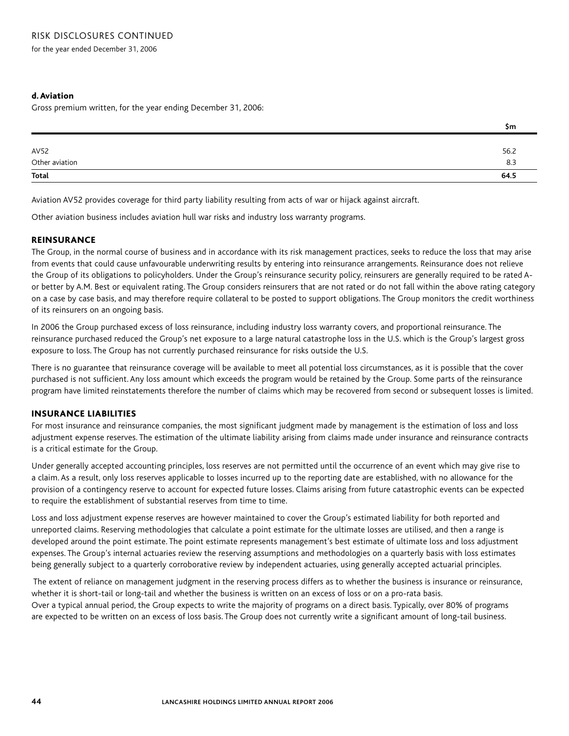### d. Aviation

Gross premium written, for the year ending December 31, 2006:

| | $m |
|---|---|
| AV52 | 56.2 |
| Other aviation | 8.3 |
| **Total** | **64.5** |

Aviation AV52 provides coverage for third party liability resulting from acts of war or hijack against aircraft.

Other aviation business includes aviation hull war risks and industry loss warranty programs.

## REINSURANCE

The Group, in the normal course of business and in accordance with its risk management practices, seeks to reduce the loss that may arise from events that could cause unfavourable underwriting results by entering into reinsurance arrangements. Reinsurance does not relieve the Group of its obligations to policyholders. Under the Group's reinsurance security policy, reinsurers are generally required to be rated A- or better by A.M. Best or equivalent rating. The Group considers reinsurers that are not rated or do not fall within the above rating category on a case by case basis, and may therefore require collateral to be posted to support obligations. The Group monitors the credit worthiness of its reinsurers on an ongoing basis.

In 2006 the Group purchased excess of loss reinsurance, including industry loss warranty covers, and proportional reinsurance. The reinsurance purchased reduced the Group's net exposure to a large natural catastrophe loss in the U.S. which is the Group's largest gross exposure to loss. The Group has not currently purchased reinsurance for risks outside the U.S.

There is no guarantee that reinsurance coverage will be available to meet all potential loss circumstances, as it is possible that the cover purchased is not sufficient. Any loss amount which exceeds the program would be retained by the Group. Some parts of the reinsurance program have limited reinstatements therefore the number of claims which may be recovered from second or subsequent losses is limited.

## INSURANCE LIABILITIES

For most insurance and reinsurance companies, the most significant judgment made by management is the estimation of loss and loss adjustment expense reserves. The estimation of the ultimate liability arising from claims made under insurance and reinsurance contracts is a critical estimate for the Group.

Under generally accepted accounting principles, loss reserves are not permitted until the occurrence of an event which may give rise to a claim. As a result, only loss reserves applicable to losses incurred up to the reporting date are established, with no allowance for the provision of a contingency reserve to account for expected future losses. Claims arising from future catastrophic events can be expected to require the establishment of substantial reserves from time to time.

Loss and loss adjustment expense reserves are however maintained to cover the Group's estimated liability for both reported and unreported claims. Reserving methodologies that calculate a point estimate for the ultimate losses are utilised, and then a range is developed around the point estimate. The point estimate represents management's best estimate of ultimate loss and loss adjustment expenses. The Group's internal actuaries review the reserving assumptions and methodologies on a quarterly basis with loss estimates being generally subject to a quarterly corroborative review by independent actuaries, using generally accepted actuarial principles.

The extent of reliance on management judgment in the reserving process differs as to whether the business is insurance or reinsurance, whether it is short-tail or long-tail and whether the business is written on an excess of loss or on a pro-rata basis. Over a typical annual period, the Group expects to write the majority of programs on a direct basis. Typically, over 80% of programs are expected to be written on an excess of loss basis. The Group does not currently write a significant amount of long-tail business.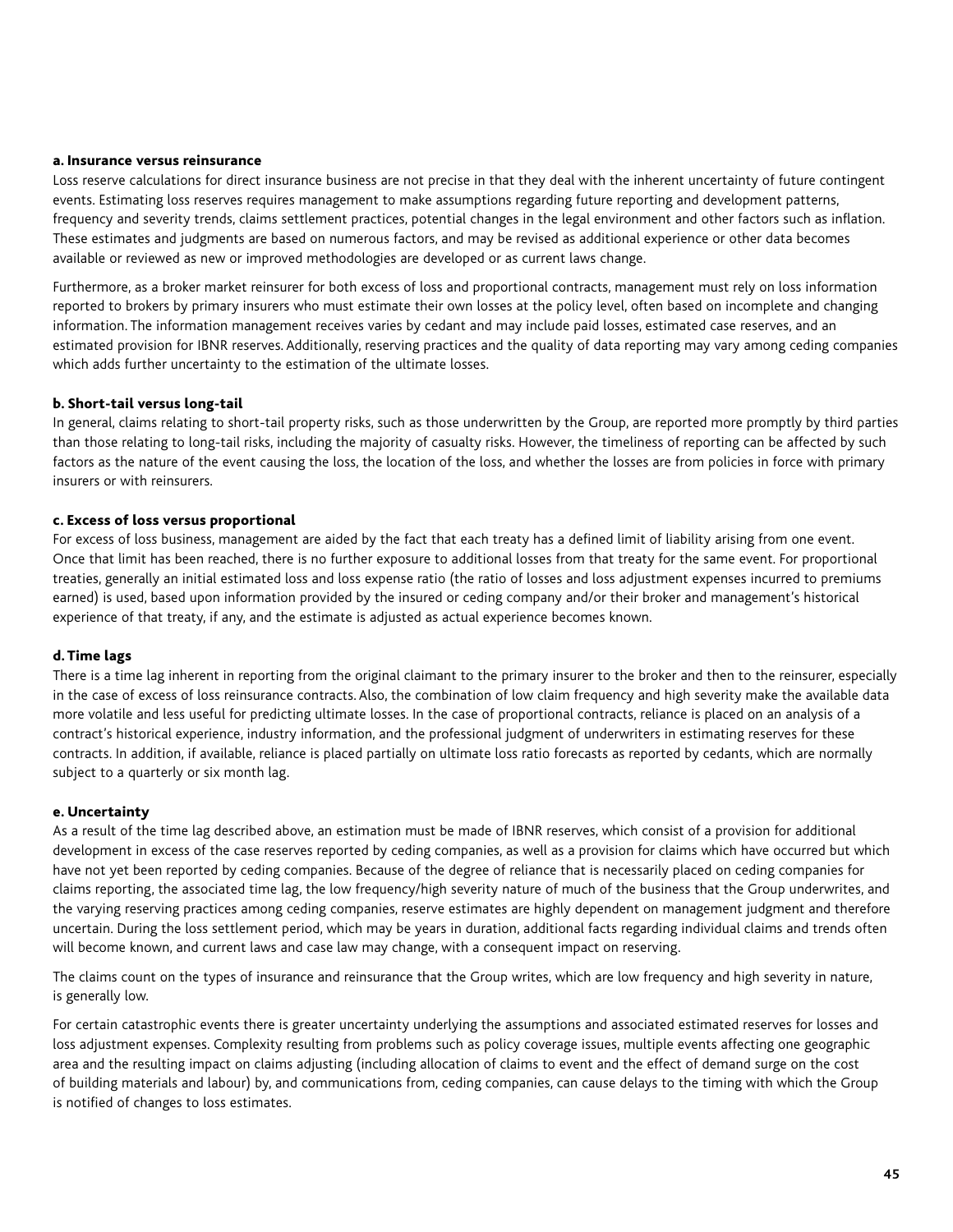#### a. Insurance versus reinsurance

Loss reserve calculations for direct insurance business are not precise in that they deal with the inherent uncertainty of future contingent events. Estimating loss reserves requires management to make assumptions regarding future reporting and development patterns, frequency and severity trends, claims settlement practices, potential changes in the legal environment and other factors such as inflation. These estimates and judgments are based on numerous factors, and may be revised as additional experience or other data becomes available or reviewed as new or improved methodologies are developed or as current laws change.

Furthermore, as a broker market reinsurer for both excess of loss and proportional contracts, management must rely on loss information reported to brokers by primary insurers who must estimate their own losses at the policy level, often based on incomplete and changing information. The information management receives varies by cedant and may include paid losses, estimated case reserves, and an estimated provision for IBNR reserves. Additionally, reserving practices and the quality of data reporting may vary among ceding companies which adds further uncertainty to the estimation of the ultimate losses.

#### b. Short-tail versus long-tail

In general, claims relating to short-tail property risks, such as those underwritten by the Group, are reported more promptly by third parties than those relating to long-tail risks, including the majority of casualty risks. However, the timeliness of reporting can be affected by such factors as the nature of the event causing the loss, the location of the loss, and whether the losses are from policies in force with primary insurers or with reinsurers.

#### c. Excess of loss versus proportional

For excess of loss business, management are aided by the fact that each treaty has a defined limit of liability arising from one event. Once that limit has been reached, there is no further exposure to additional losses from that treaty for the same event. For proportional treaties, generally an initial estimated loss and loss expense ratio (the ratio of losses and loss adjustment expenses incurred to premiums earned) is used, based upon information provided by the insured or ceding company and/or their broker and management's historical experience of that treaty, if any, and the estimate is adjusted as actual experience becomes known.

#### d. Time lags

There is a time lag inherent in reporting from the original claimant to the primary insurer to the broker and then to the reinsurer, especially in the case of excess of loss reinsurance contracts. Also, the combination of low claim frequency and high severity make the available data more volatile and less useful for predicting ultimate losses. In the case of proportional contracts, reliance is placed on an analysis of a contract's historical experience, industry information, and the professional judgment of underwriters in estimating reserves for these contracts. In addition, if available, reliance is placed partially on ultimate loss ratio forecasts as reported by cedants, which are normally subject to a quarterly or six month lag.

#### e. Uncertainty

As a result of the time lag described above, an estimation must be made of IBNR reserves, which consist of a provision for additional development in excess of the case reserves reported by ceding companies, as well as a provision for claims which have occurred but which have not yet been reported by ceding companies. Because of the degree of reliance that is necessarily placed on ceding companies for claims reporting, the associated time lag, the low frequency/high severity nature of much of the business that the Group underwrites, and the varying reserving practices among ceding companies, reserve estimates are highly dependent on management judgment and therefore uncertain. During the loss settlement period, which may be years in duration, additional facts regarding individual claims and trends often will become known, and current laws and case law may change, with a consequent impact on reserving.

The claims count on the types of insurance and reinsurance that the Group writes, which are low frequency and high severity in nature, is generally low.

For certain catastrophic events there is greater uncertainty underlying the assumptions and associated estimated reserves for losses and loss adjustment expenses. Complexity resulting from problems such as policy coverage issues, multiple events affecting one geographic area and the resulting impact on claims adjusting (including allocation of claims to event and the effect of demand surge on the cost of building materials and labour) by, and communications from, ceding companies, can cause delays to the timing with which the Group is notified of changes to loss estimates.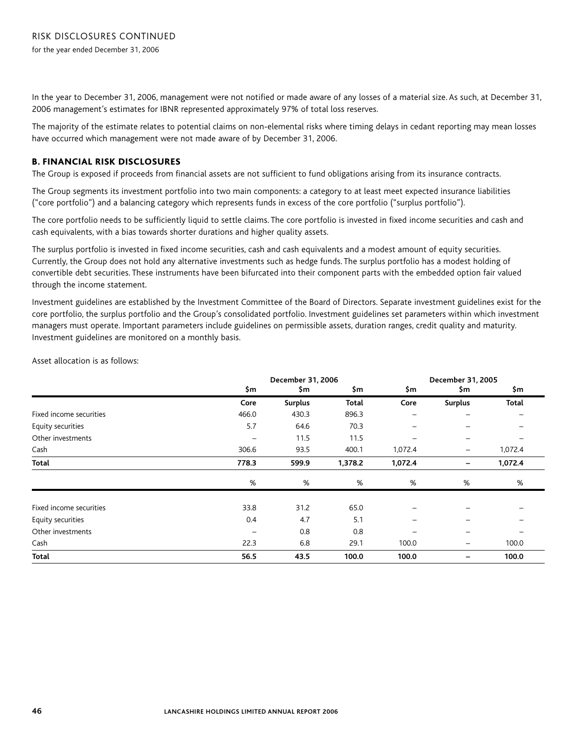In the year to December 31, 2006, management were not notified or made aware of any losses of a material size. As such, at December 31, 2006 management's estimates for IBNR represented approximately 97% of total loss reserves.

The majority of the estimate relates to potential claims on non-elemental risks where timing delays in cedant reporting may mean losses have occurred which management were not made aware of by December 31, 2006.

### B. FINANCIAL RISK DISCLOSURES

The Group is exposed if proceeds from financial assets are not sufficient to fund obligations arising from its insurance contracts.

The Group segments its investment portfolio into two main components: a category to at least meet expected insurance liabilities ("core portfolio") and a balancing category which represents funds in excess of the core portfolio ("surplus portfolio").

The core portfolio needs to be sufficiently liquid to settle claims. The core portfolio is invested in fixed income securities and cash and cash equivalents, with a bias towards shorter durations and higher quality assets.

The surplus portfolio is invested in fixed income securities, cash and cash equivalents and a modest amount of equity securities. Currently, the Group does not hold any alternative investments such as hedge funds. The surplus portfolio has a modest holding of convertible debt securities. These instruments have been bifurcated into their component parts with the embedded option fair valued through the income statement.

Investment guidelines are established by the Investment Committee of the Board of Directors. Separate investment guidelines exist for the core portfolio, the surplus portfolio and the Group's consolidated portfolio. Investment guidelines set parameters within which investment managers must operate. Important parameters include guidelines on permissible assets, duration ranges, credit quality and maturity. Investment guidelines are monitored on a monthly basis.

Asset allocation is as follows:

| | December 31, 2006 | | | December 31, 2005 | | |
|---|---|---|---|---|---|---|
| | $m | $m | $m | $m | $m | $m |
| | **Core** | **Surplus** | **Total** | **Core** | **Surplus** | **Total** |
| Fixed income securities | 466.0 | 430.3 | 896.3 | – | – | – |
| Equity securities | 5.7 | 64.6 | 70.3 | – | – | – |
| Other investments | – | 11.5 | 11.5 | – | – | – |
| Cash | 306.6 | 93.5 | 400.1 | 1,072.4 | – | 1,072.4 |
| **Total** | **778.3** | **599.9** | **1,378.2** | **1,072.4** | **–** | **1,072.4** |
| | % | % | % | % | % | % |
| Fixed income securities | 33.8 | 31.2 | 65.0 | – | – | – |
| Equity securities | 0.4 | 4.7 | 5.1 | – | – | – |
| Other investments | – | 0.8 | 0.8 | – | – | – |
| Cash | 22.3 | 6.8 | 29.1 | 100.0 | – | 100.0 |
| **Total** | **56.5** | **43.5** | **100.0** | **100.0** | **–** | **100.0** |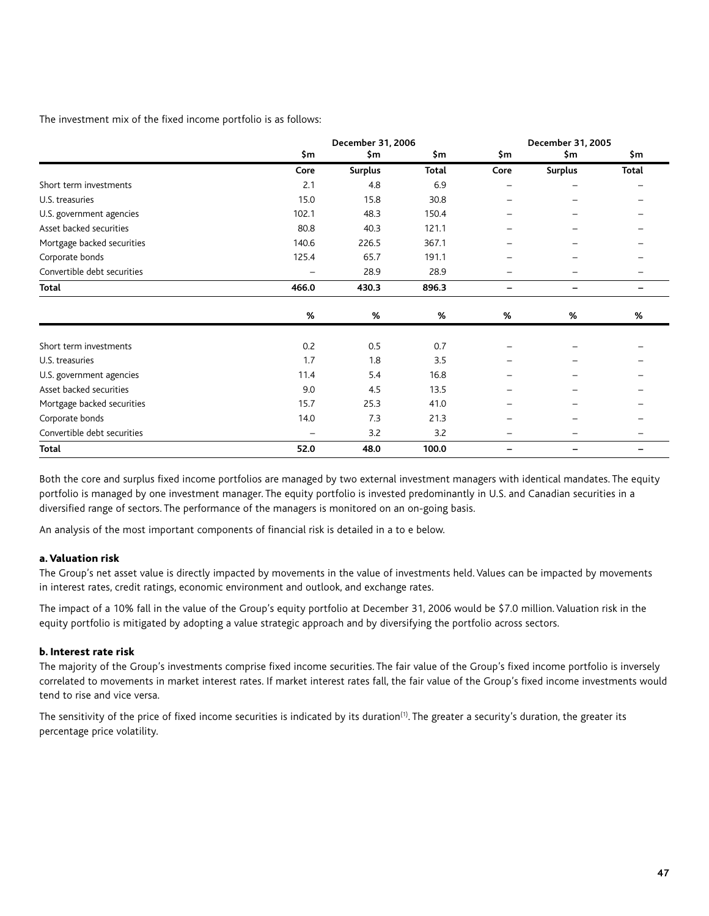The investment mix of the fixed income portfolio is as follows:

| | December 31, 2006 | | | December 31, 2005 | | |
|---|---|---|---|---|---|---|
| | $m | $m | $m | $m | $m | $m |
| | Core | Surplus | Total | Core | Surplus | Total |
| Short term investments | 2.1 | 4.8 | 6.9 | – | – | – |
| U.S. treasuries | 15.0 | 15.8 | 30.8 | – | – | – |
| U.S. government agencies | 102.1 | 48.3 | 150.4 | – | – | – |
| Asset backed securities | 80.8 | 40.3 | 121.1 | – | – | – |
| Mortgage backed securities | 140.6 | 226.5 | 367.1 | – | – | – |
| Corporate bonds | 125.4 | 65.7 | 191.1 | – | – | – |
| Convertible debt securities | – | 28.9 | 28.9 | – | – | – |
| **Total** | **466.0** | **430.3** | **896.3** | **–** | **–** | **–** |
| | % | % | % | % | % | % |
| Short term investments | 0.2 | 0.5 | 0.7 | – | – | – |
| U.S. treasuries | 1.7 | 1.8 | 3.5 | – | – | – |
| U.S. government agencies | 11.4 | 5.4 | 16.8 | – | – | – |
| Asset backed securities | 9.0 | 4.5 | 13.5 | – | – | – |
| Mortgage backed securities | 15.7 | 25.3 | 41.0 | – | – | – |
| Corporate bonds | 14.0 | 7.3 | 21.3 | – | – | – |
| Convertible debt securities | – | 3.2 | 3.2 | – | – | – |
| **Total** | **52.0** | **48.0** | **100.0** | **–** | **–** | **–** |

Both the core and surplus fixed income portfolios are managed by two external investment managers with identical mandates. The equity portfolio is managed by one investment manager. The equity portfolio is invested predominantly in U.S. and Canadian securities in a diversified range of sectors. The performance of the managers is monitored on an on-going basis.

An analysis of the most important components of financial risk is detailed in a to e below.

### a. Valuation risk

The Group's net asset value is directly impacted by movements in the value of investments held. Values can be impacted by movements in interest rates, credit ratings, economic environment and outlook, and exchange rates.

The impact of a 10% fall in the value of the Group's equity portfolio at December 31, 2006 would be $7.0 million. Valuation risk in the equity portfolio is mitigated by adopting a value strategic approach and by diversifying the portfolio across sectors.

### b. Interest rate risk

The majority of the Group's investments comprise fixed income securities. The fair value of the Group's fixed income portfolio is inversely correlated to movements in market interest rates. If market interest rates fall, the fair value of the Group's fixed income investments would tend to rise and vice versa.

The sensitivity of the price of fixed income securities is indicated by its duration[1]. The greater a security's duration, the greater its percentage price volatility.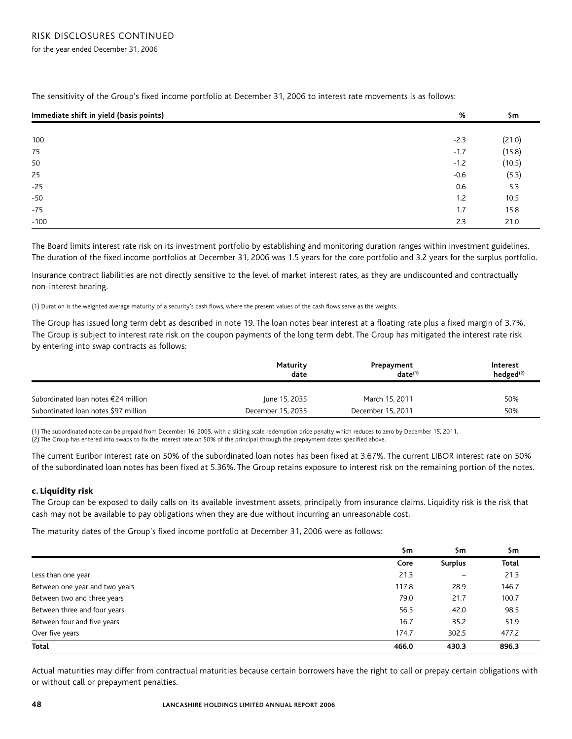The sensitivity of the Group's fixed income portfolio at December 31, 2006 to interest rate movements is as follows:

| Immediate shift in yield (basis points) | % | $m |
|---|---|---|
| 100 | -2.3 | (21.0) |
| 75 | -1.7 | (15.8) |
| 50 | -1.2 | (10.5) |
| 25 | -0.6 | (5.3) |
| -25 | 0.6 | 5.3 |
| -50 | 1.2 | 10.5 |
| -75 | 1.7 | 15.8 |
| -100 | 2.3 | 21.0 |

The Board limits interest rate risk on its investment portfolio by establishing and monitoring duration ranges within investment guidelines. The duration of the fixed income portfolios at December 31, 2006 was 1.5 years for the core portfolio and 3.2 years for the surplus portfolio.

Insurance contract liabilities are not directly sensitive to the level of market interest rates, as they are undiscounted and contractually non-interest bearing.

(1) Duration is the weighted average maturity of a security's cash flows, where the present values of the cash flows serve as the weights.

The Group has issued long term debt as described in note 19. The loan notes bear interest at a floating rate plus a fixed margin of 3.7%. The Group is subject to interest rate risk on the coupon payments of the long term debt. The Group has mitigated the interest rate risk by entering into swap contracts as follows:

| | Maturity date | Prepayment date[1] | Interest hedged[2] |
|---|---|---|---|
| Subordinated loan notes €24 million | June 15, 2035 | March 15, 2011 | 50% |
| Subordinated loan notes $97 million | December 15, 2035 | December 15, 2011 | 50% |

(1) The subordinated note can be prepaid from December 16, 2005, with a sliding scale redemption price penalty which reduces to zero by December 15, 2011.
(2) The Group has entered into swaps to fix the interest rate on 50% of the principal through the prepayment dates specified above.

The current Euribor interest rate on 50% of the subordinated loan notes has been fixed at 3.67%. The current LIBOR interest rate on 50% of the subordinated loan notes has been fixed at 5.36%. The Group retains exposure to interest risk on the remaining portion of the notes.

### c. Liquidity risk

The Group can be exposed to daily calls on its available investment assets, principally from insurance claims. Liquidity risk is the risk that cash may not be available to pay obligations when they are due without incurring an unreasonable cost.

The maturity dates of the Group's fixed income portfolio at December 31, 2006 were as follows:

| | $m | $m | $m |
|---|---|---|---|
| | Core | Surplus | Total |
| Less than one year | 21.3 | – | 21.3 |
| Between one year and two years | 117.8 | 28.9 | 146.7 |
| Between two and three years | 79.0 | 21.7 | 100.7 |
| Between three and four years | 56.5 | 42.0 | 98.5 |
| Between four and five years | 16.7 | 35.2 | 51.9 |
| Over five years | 174.7 | 302.5 | 477.2 |
| **Total** | **466.0** | **430.3** | **896.3** |

Actual maturities may differ from contractual maturities because certain borrowers have the right to call or prepay certain obligations with or without call or prepayment penalties.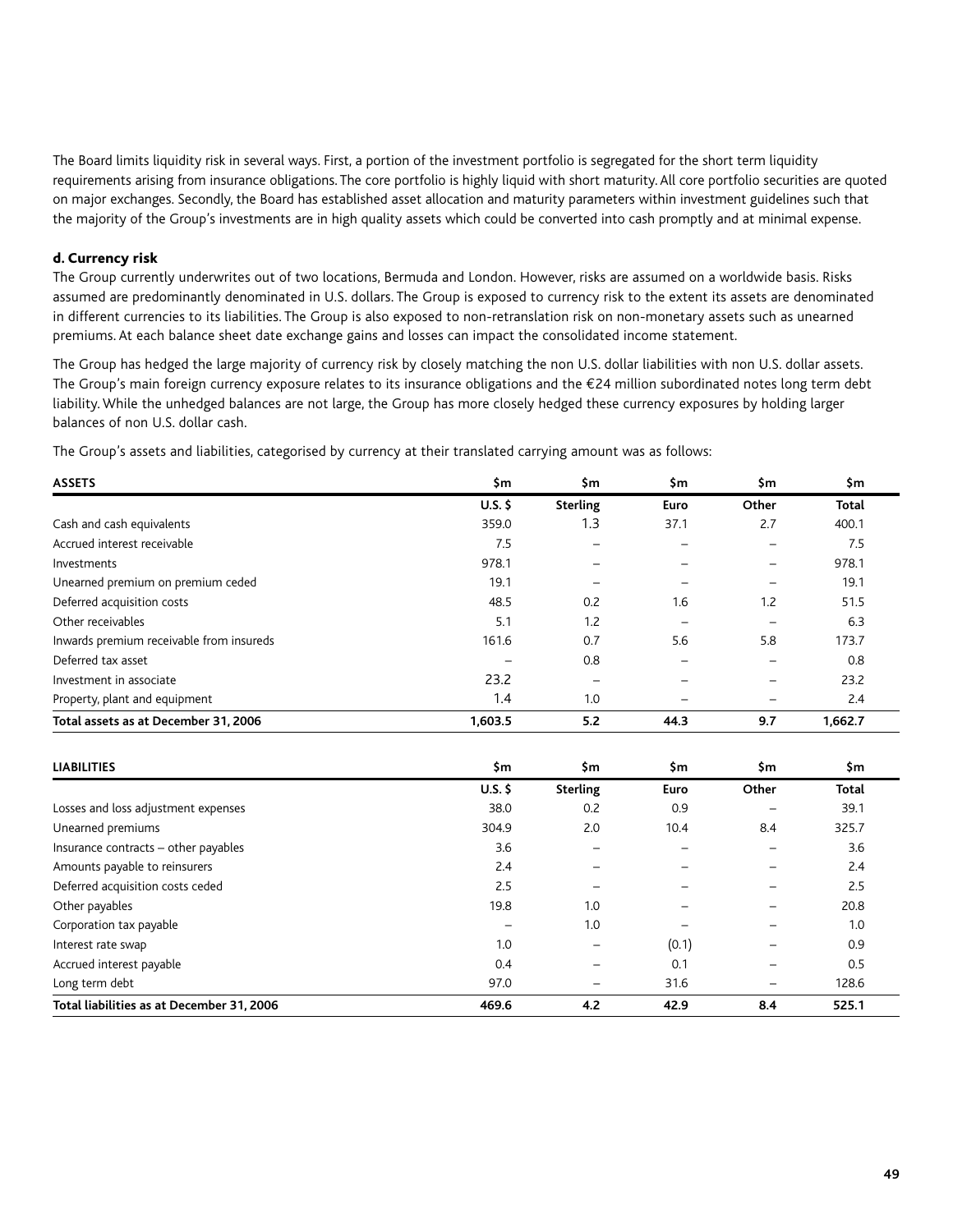The Board limits liquidity risk in several ways. First, a portion of the investment portfolio is segregated for the short term liquidity requirements arising from insurance obligations. The core portfolio is highly liquid with short maturity. All core portfolio securities are quoted on major exchanges. Secondly, the Board has established asset allocation and maturity parameters within investment guidelines such that the majority of the Group's investments are in high quality assets which could be converted into cash promptly and at minimal expense.

### d. Currency risk

The Group currently underwrites out of two locations, Bermuda and London. However, risks are assumed on a worldwide basis. Risks assumed are predominantly denominated in U.S. dollars. The Group is exposed to currency risk to the extent its assets are denominated in different currencies to its liabilities. The Group is also exposed to non-retranslation risk on non-monetary assets such as unearned premiums. At each balance sheet date exchange gains and losses can impact the consolidated income statement.

The Group has hedged the large majority of currency risk by closely matching the non U.S. dollar liabilities with non U.S. dollar assets. The Group's main foreign currency exposure relates to its insurance obligations and the €24 million subordinated notes long term debt liability. While the unhedged balances are not large, the Group has more closely hedged these currency exposures by holding larger balances of non U.S. dollar cash.

The Group's assets and liabilities, categorised by currency at their translated carrying amount was as follows:

| ASSETS | $m | $m | $m | $m | $m |
|---|---|---|---|---|---|
| | U.S. $ | Sterling | Euro | Other | Total |
| Cash and cash equivalents | 359.0 | 1.3 | 37.1 | 2.7 | 400.1 |
| Accrued interest receivable | 7.5 | – | – | – | 7.5 |
| Investments | 978.1 | – | – | – | 978.1 |
| Unearned premium on premium ceded | 19.1 | – | – | – | 19.1 |
| Deferred acquisition costs | 48.5 | 0.2 | 1.6 | 1.2 | 51.5 |
| Other receivables | 5.1 | 1.2 | – | – | 6.3 |
| Inwards premium receivable from insureds | 161.6 | 0.7 | 5.6 | 5.8 | 173.7 |
| Deferred tax asset | – | 0.8 | – | – | 0.8 |
| Investment in associate | 23.2 | – | – | – | 23.2 |
| Property, plant and equipment | 1.4 | 1.0 | – | – | 2.4 |
| **Total assets as at December 31, 2006** | **1,603.5** | **5.2** | **44.3** | **9.7** | **1,662.7** |

| LIABILITIES | $m | $m | $m | $m | $m |
|---|---|---|---|---|---|
| | U.S. $ | Sterling | Euro | Other | Total |
| Losses and loss adjustment expenses | 38.0 | 0.2 | 0.9 | – | 39.1 |
| Unearned premiums | 304.9 | 2.0 | 10.4 | 8.4 | 325.7 |
| Insurance contracts – other payables | 3.6 | – | – | – | 3.6 |
| Amounts payable to reinsurers | 2.4 | – | – | – | 2.4 |
| Deferred acquisition costs ceded | 2.5 | – | – | – | 2.5 |
| Other payables | 19.8 | 1.0 | – | – | 20.8 |
| Corporation tax payable | – | 1.0 | – | – | 1.0 |
| Interest rate swap | 1.0 | – | (0.1) | – | 0.9 |
| Accrued interest payable | 0.4 | – | 0.1 | – | 0.5 |
| Long term debt | 97.0 | – | 31.6 | – | 128.6 |
| **Total liabilities as at December 31, 2006** | **469.6** | **4.2** | **42.9** | **8.4** | **525.1** |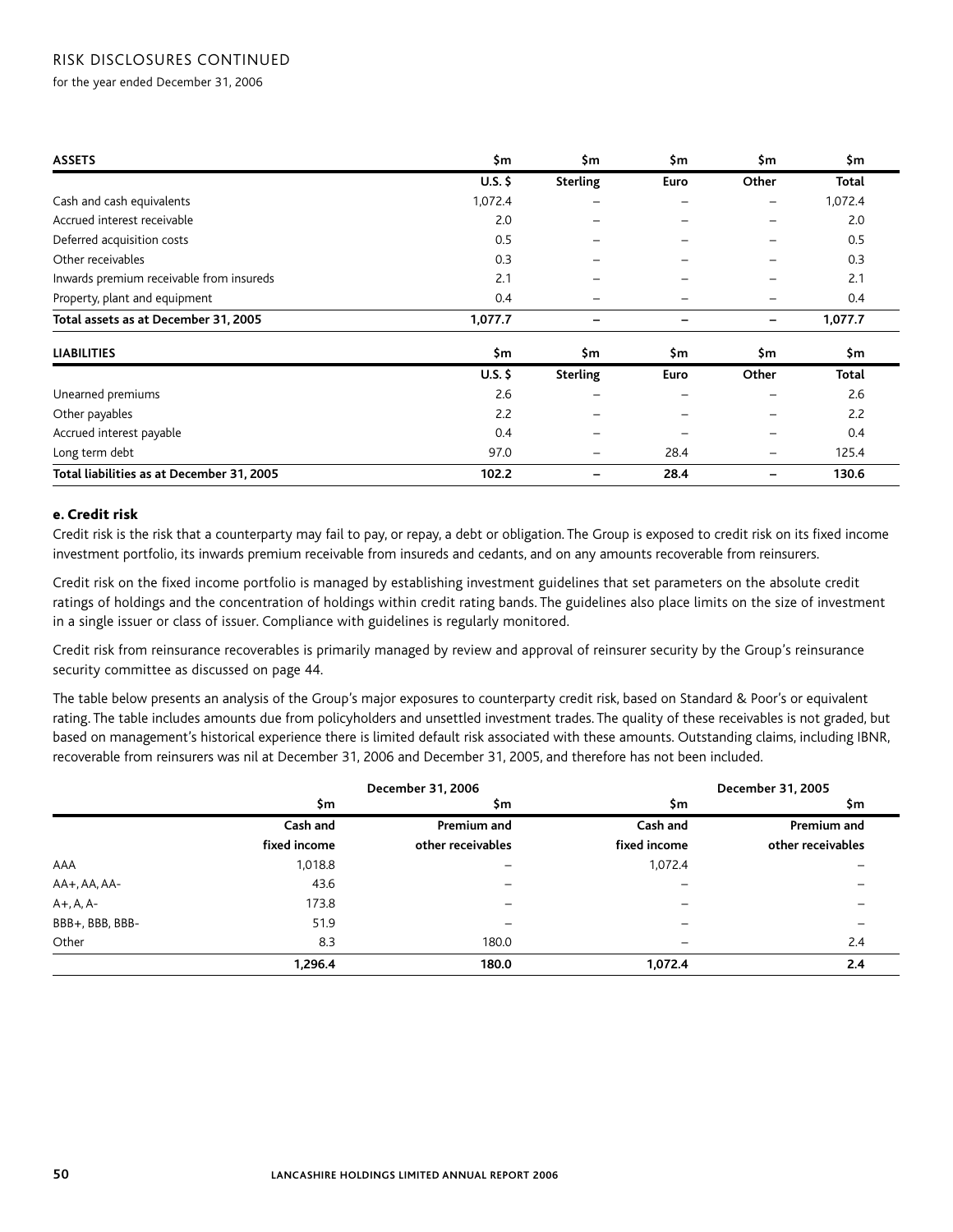# RISK DISCLOSURES CONTINUED

for the year ended December 31, 2006

| ASSETS | $m | $m | $m | $m | $m |
|---|---|---|---|---|---|
| | U.S. $ | Sterling | Euro | Other | Total |
| Cash and cash equivalents | 1,072.4 | – | – | – | 1,072.4 |
| Accrued interest receivable | 2.0 | – | – | – | 2.0 |
| Deferred acquisition costs | 0.5 | – | – | – | 0.5 |
| Other receivables | 0.3 | – | – | – | 0.3 |
| Inwards premium receivable from insureds | 2.1 | – | – | – | 2.1 |
| Property, plant and equipment | 0.4 | – | – | – | 0.4 |
| **Total assets as at December 31, 2005** | **1,077.7** | **–** | **–** | **–** | **1,077.7** |

| LIABILITIES | $m | $m | $m | $m | $m |
|---|---|---|---|---|---|
| | U.S. $ | Sterling | Euro | Other | Total |
| Unearned premiums | 2.6 | – | – | – | 2.6 |
| Other payables | 2.2 | – | – | – | 2.2 |
| Accrued interest payable | 0.4 | – | – | – | 0.4 |
| Long term debt | 97.0 | – | 28.4 | – | 125.4 |
| **Total liabilities as at December 31, 2005** | **102.2** | **–** | **28.4** | **–** | **130.6** |

### e. Credit risk

Credit risk is the risk that a counterparty may fail to pay, or repay, a debt or obligation. The Group is exposed to credit risk on its fixed income investment portfolio, its inwards premium receivable from insureds and cedants, and on any amounts recoverable from reinsurers.

Credit risk on the fixed income portfolio is managed by establishing investment guidelines that set parameters on the absolute credit ratings of holdings and the concentration of holdings within credit rating bands. The guidelines also place limits on the size of investment in a single issuer or class of issuer. Compliance with guidelines is regularly monitored.

Credit risk from reinsurance recoverables is primarily managed by review and approval of reinsurer security by the Group's reinsurance security committee as discussed on page 44.

The table below presents an analysis of the Group's major exposures to counterparty credit risk, based on Standard & Poor's or equivalent rating. The table includes amounts due from policyholders and unsettled investment trades. The quality of these receivables is not graded, but based on management's historical experience there is limited default risk associated with these amounts. Outstanding claims, including IBNR, recoverable from reinsurers was nil at December 31, 2006 and December 31, 2005, and therefore has not been included.

| | December 31, 2006 | | December 31, 2005 | |
|---|---|---|---|---|
| | $m | $m | $m | $m |
| | Cash and fixed income | Premium and other receivables | Cash and fixed income | Premium and other receivables |
| AAA | 1,018.8 | – | 1,072.4 | – |
| AA+, AA, AA- | 43.6 | – | – | – |
| A+, A, A- | 173.8 | – | – | – |
| BBB+, BBB, BBB- | 51.9 | – | – | – |
| Other | 8.3 | 180.0 | – | 2.4 |
| | **1,296.4** | **180.0** | **1,072.4** | **2.4** |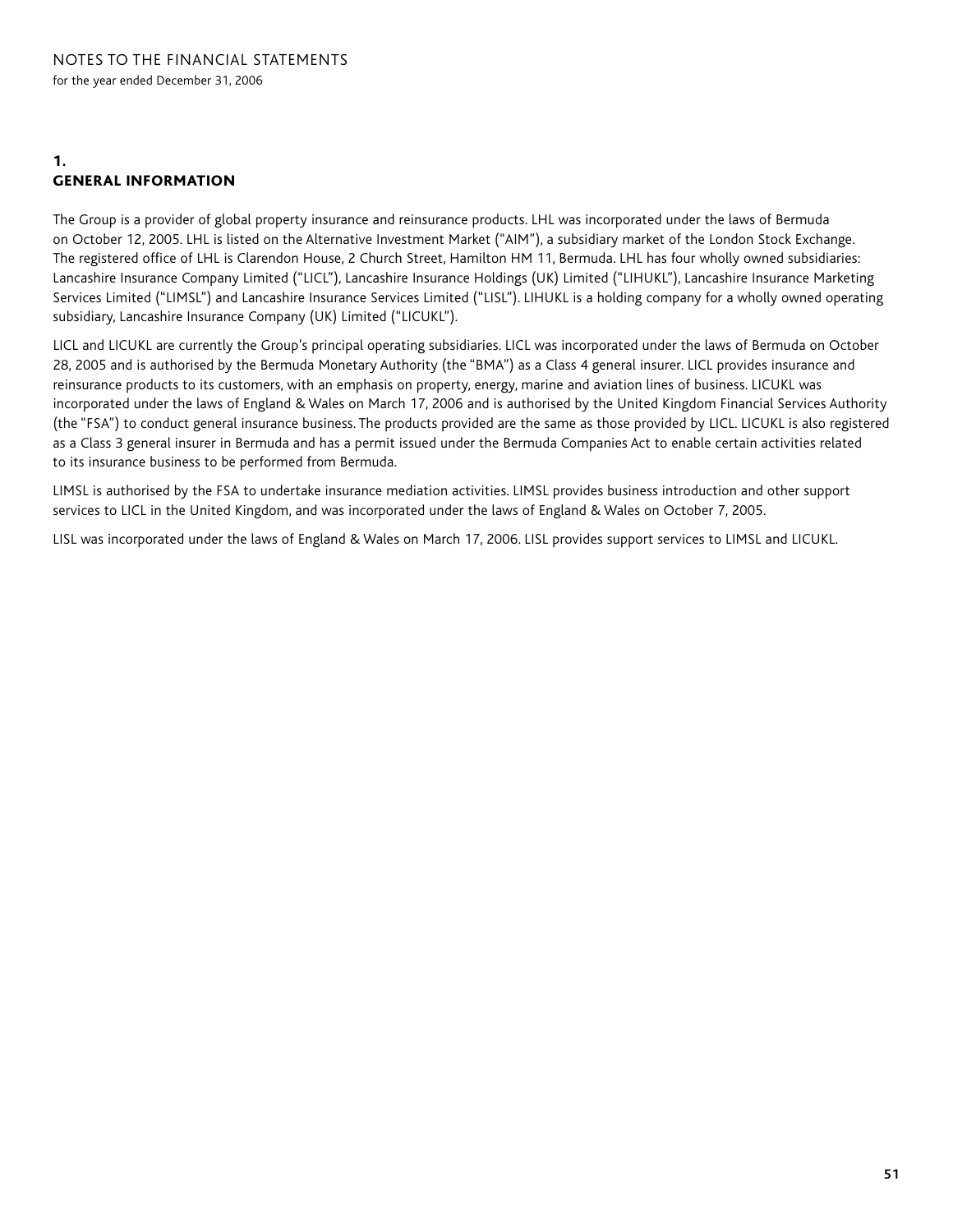# NOTES TO THE FINANCIAL STATEMENTS

for the year ended December 31, 2006

## 1. GENERAL INFORMATION

The Group is a provider of global property insurance and reinsurance products. LHL was incorporated under the laws of Bermuda on October 12, 2005. LHL is listed on the Alternative Investment Market ("AIM"), a subsidiary market of the London Stock Exchange. The registered office of LHL is Clarendon House, 2 Church Street, Hamilton HM 11, Bermuda. LHL has four wholly owned subsidiaries: Lancashire Insurance Company Limited ("LICL"), Lancashire Insurance Holdings (UK) Limited ("LIHUKL"), Lancashire Insurance Marketing Services Limited ("LIMSL") and Lancashire Insurance Services Limited ("LISL"). LIHUKL is a holding company for a wholly owned operating subsidiary, Lancashire Insurance Company (UK) Limited ("LICUKL").

LICL and LICUKL are currently the Group's principal operating subsidiaries. LICL was incorporated under the laws of Bermuda on October 28, 2005 and is authorised by the Bermuda Monetary Authority (the "BMA") as a Class 4 general insurer. LICL provides insurance and reinsurance products to its customers, with an emphasis on property, energy, marine and aviation lines of business. LICUKL was incorporated under the laws of England & Wales on March 17, 2006 and is authorised by the United Kingdom Financial Services Authority (the "FSA") to conduct general insurance business. The products provided are the same as those provided by LICL. LICUKL is also registered as a Class 3 general insurer in Bermuda and has a permit issued under the Bermuda Companies Act to enable certain activities related to its insurance business to be performed from Bermuda.

LIMSL is authorised by the FSA to undertake insurance mediation activities. LIMSL provides business introduction and other support services to LICL in the United Kingdom, and was incorporated under the laws of England & Wales on October 7, 2005.

LISL was incorporated under the laws of England & Wales on March 17, 2006. LISL provides support services to LIMSL and LICUKL.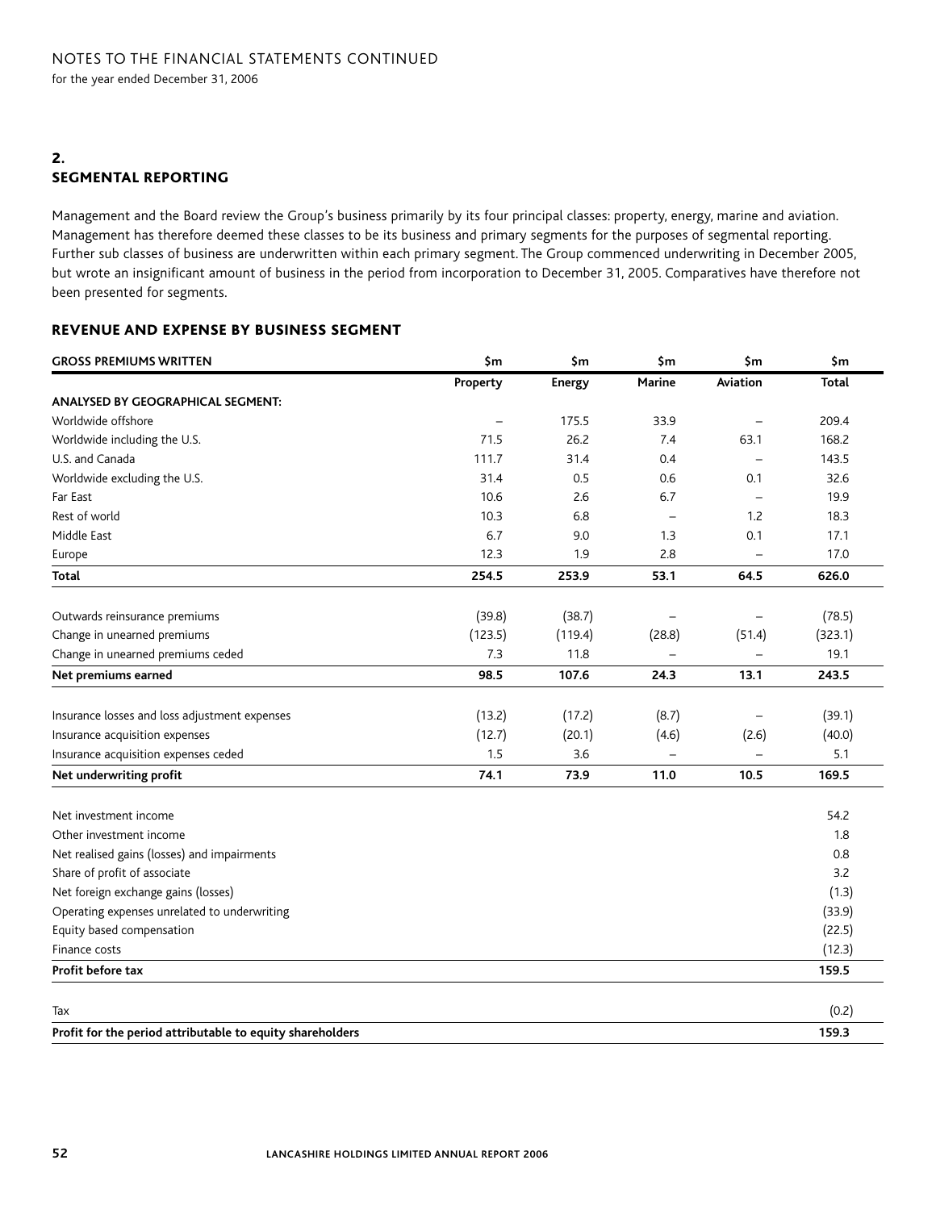## 2. SEGMENTAL REPORTING

Management and the Board review the Group's business primarily by its four principal classes: property, energy, marine and aviation. Management has therefore deemed these classes to be its business and primary segments for the purposes of segmental reporting. Further sub classes of business are underwritten within each primary segment. The Group commenced underwriting in December 2005, but wrote an insignificant amount of business in the period from incorporation to December 31, 2005. Comparatives have therefore not been presented for segments.

### REVENUE AND EXPENSE BY BUSINESS SEGMENT

| GROSS PREMIUMS WRITTEN | $m | $m | $m | $m | $m |
|---|---|---|---|---|---|
| | Property | Energy | Marine | Aviation | Total |
| **ANALYSED BY GEOGRAPHICAL SEGMENT:** | | | | | |
| Worldwide offshore | – | 175.5 | 33.9 | – | 209.4 |
| Worldwide including the U.S. | 71.5 | 26.2 | 7.4 | 63.1 | 168.2 |
| U.S. and Canada | 111.7 | 31.4 | 0.4 | – | 143.5 |
| Worldwide excluding the U.S. | 31.4 | 0.5 | 0.6 | 0.1 | 32.6 |
| Far East | 10.6 | 2.6 | 6.7 | – | 19.9 |
| Rest of world | 10.3 | 6.8 | – | 1.2 | 18.3 |
| Middle East | 6.7 | 9.0 | 1.3 | 0.1 | 17.1 |
| Europe | 12.3 | 1.9 | 2.8 | – | 17.0 |
| **Total** | **254.5** | **253.9** | **53.1** | **64.5** | **626.0** |
| | | | | | |
| Outwards reinsurance premiums | (39.8) | (38.7) | – | – | (78.5) |
| Change in unearned premiums | (123.5) | (119.4) | (28.8) | (51.4) | (323.1) |
| Change in unearned premiums ceded | 7.3 | 11.8 | – | – | 19.1 |
| **Net premiums earned** | **98.5** | **107.6** | **24.3** | **13.1** | **243.5** |
| | | | | | |
| Insurance losses and loss adjustment expenses | (13.2) | (17.2) | (8.7) | – | (39.1) |
| Insurance acquisition expenses | (12.7) | (20.1) | (4.6) | (2.6) | (40.0) |
| Insurance acquisition expenses ceded | 1.5 | 3.6 | – | – | 5.1 |
| **Net underwriting profit** | **74.1** | **73.9** | **11.0** | **10.5** | **169.5** |
| | | | | | |
| Net investment income | | | | | 54.2 |
| Other investment income | | | | | 1.8 |
| Net realised gains (losses) and impairments | | | | | 0.8 |
| Share of profit of associate | | | | | 3.2 |
| Net foreign exchange gains (losses) | | | | | (1.3) |
| Operating expenses unrelated to underwriting | | | | | (33.9) |
| Equity based compensation | | | | | (22.5) |
| Finance costs | | | | | (12.3) |
| **Profit before tax** | | | | | **159.5** |
| | | | | | |
| Tax | | | | | (0.2) |
| **Profit for the period attributable to equity shareholders** | | | | | **159.3** |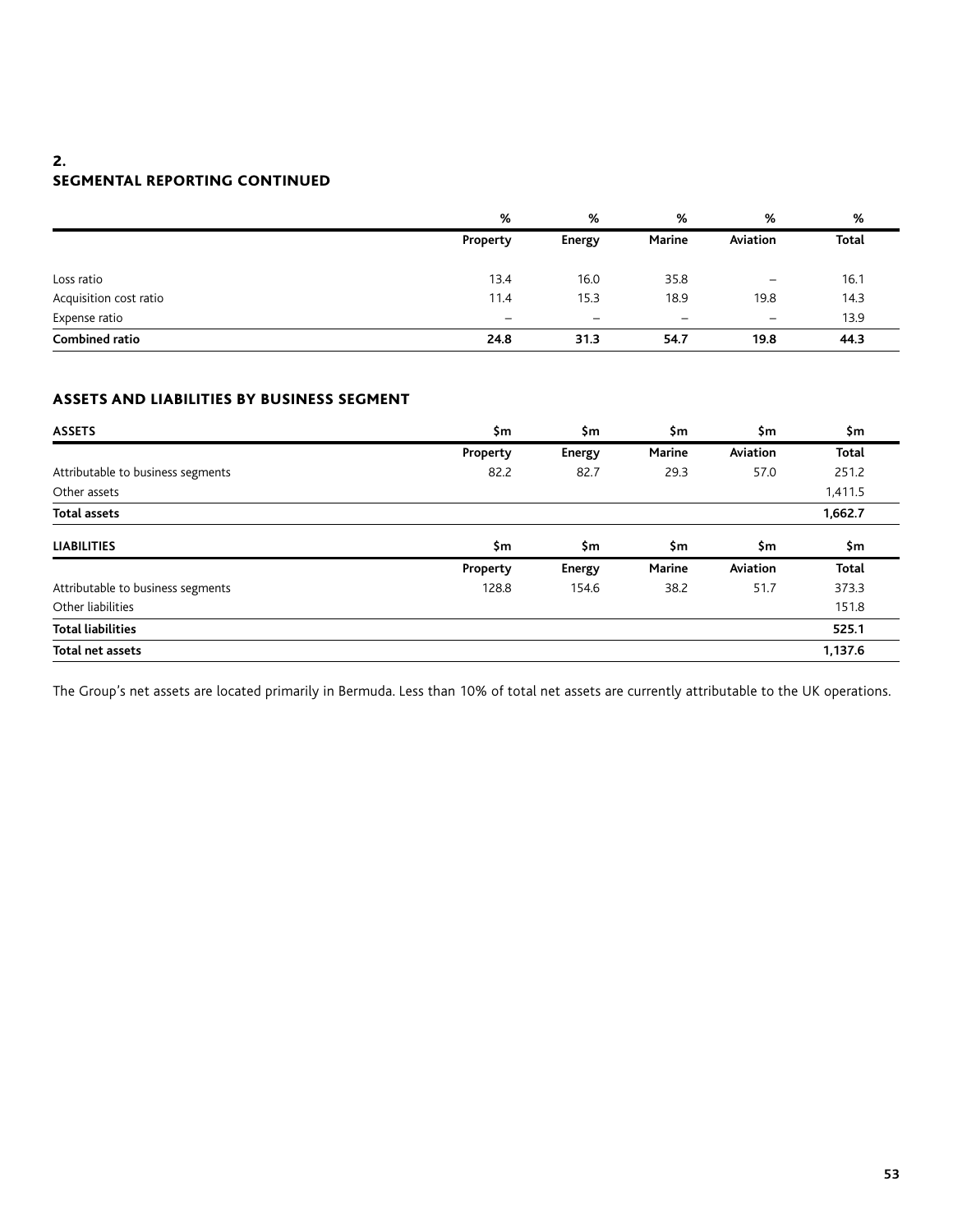## 2. SEGMENTAL REPORTING CONTINUED

| | % | % | % | % | % |
|---|---|---|---|---|---|
| | **Property** | **Energy** | **Marine** | **Aviation** | **Total** |
| Loss ratio | 13.4 | 16.0 | 35.8 | – | 16.1 |
| Acquisition cost ratio | 11.4 | 15.3 | 18.9 | 19.8 | 14.3 |
| Expense ratio | – | – | – | – | 13.9 |
| **Combined ratio** | **24.8** | **31.3** | **54.7** | **19.8** | **44.3** |

### ASSETS AND LIABILITIES BY BUSINESS SEGMENT

| **ASSETS** | $m | $m | $m | $m | $m |
|---|---|---|---|---|---|
| | **Property** | **Energy** | **Marine** | **Aviation** | **Total** |
| Attributable to business segments | 82.2 | 82.7 | 29.3 | 57.0 | 251.2 |
| Other assets | | | | | 1,411.5 |
| **Total assets** | | | | | **1,662.7** |

| **LIABILITIES** | $m | $m | $m | $m | $m |
|---|---|---|---|---|---|
| | **Property** | **Energy** | **Marine** | **Aviation** | **Total** |
| Attributable to business segments | 128.8 | 154.6 | 38.2 | 51.7 | 373.3 |
| Other liabilities | | | | | 151.8 |
| **Total liabilities** | | | | | **525.1** |
| **Total net assets** | | | | | **1,137.6** |

The Group's net assets are located primarily in Bermuda. Less than 10% of total net assets are currently attributable to the UK operations.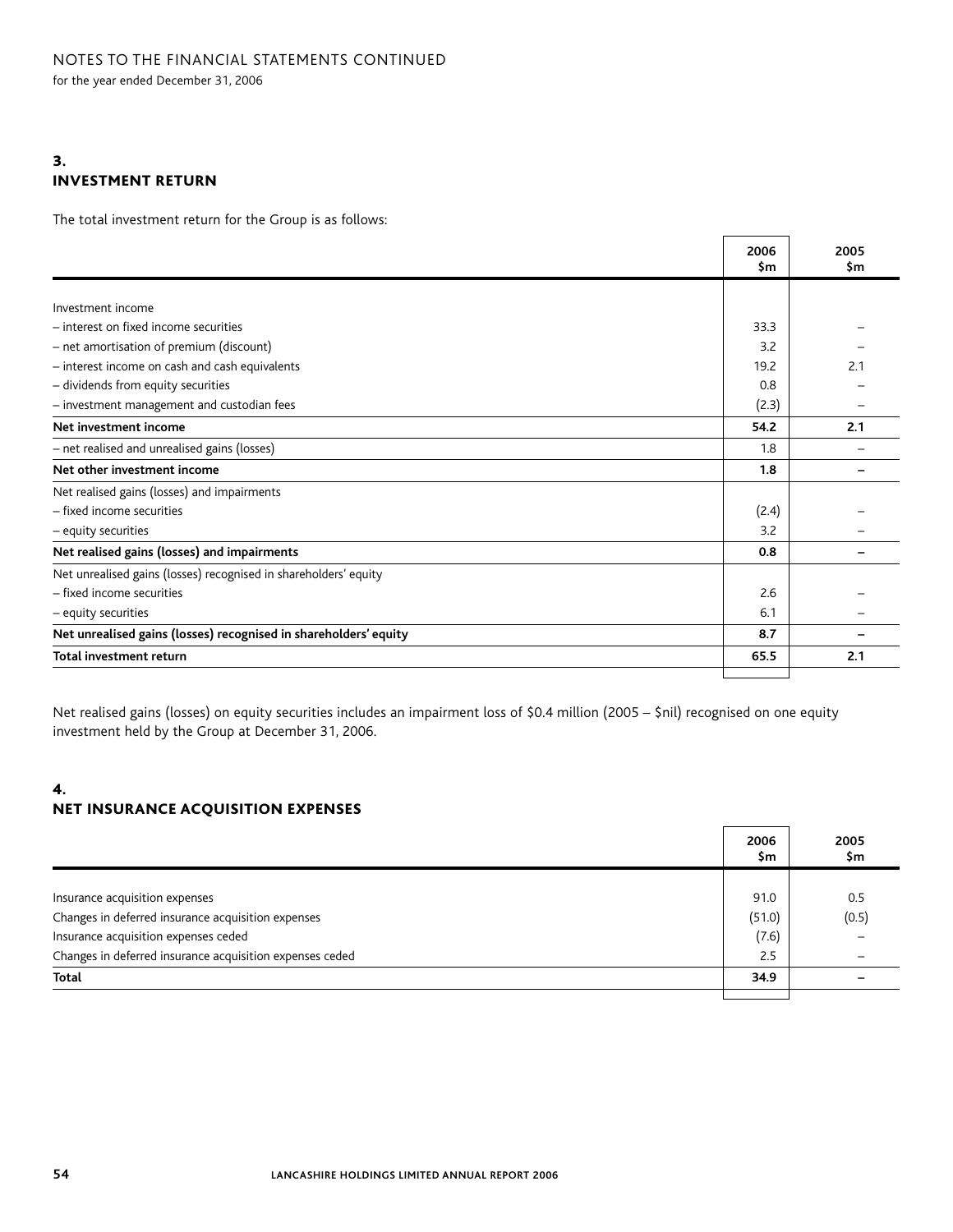## 3. INVESTMENT RETURN

The total investment return for the Group is as follows:

| | 2006 $m | 2005 $m |
|---|---|---|
| Investment income | | |
| – interest on fixed income securities | 33.3 | – |
| – net amortisation of premium (discount) | 3.2 | – |
| – interest income on cash and cash equivalents | 19.2 | 2.1 |
| – dividends from equity securities | 0.8 | – |
| – investment management and custodian fees | (2.3) | – |
| **Net investment income** | **54.2** | **2.1** |
| – net realised and unrealised gains (losses) | 1.8 | – |
| **Net other investment income** | **1.8** | **–** |
| Net realised gains (losses) and impairments | | |
| – fixed income securities | (2.4) | – |
| – equity securities | 3.2 | – |
| **Net realised gains (losses) and impairments** | **0.8** | **–** |
| Net unrealised gains (losses) recognised in shareholders' equity | | |
| – fixed income securities | 2.6 | – |
| – equity securities | 6.1 | – |
| **Net unrealised gains (losses) recognised in shareholders' equity** | **8.7** | **–** |
| **Total investment return** | **65.5** | **2.1** |

Net realised gains (losses) on equity securities includes an impairment loss of $0.4 million (2005 – $nil) recognised on one equity investment held by the Group at December 31, 2006.

## 4. NET INSURANCE ACQUISITION EXPENSES

| | 2006 $m | 2005 $m |
|---|---|---|
| Insurance acquisition expenses | 91.0 | 0.5 |
| Changes in deferred insurance acquisition expenses | (51.0) | (0.5) |
| Insurance acquisition expenses ceded | (7.6) | – |
| Changes in deferred insurance acquisition expenses ceded | 2.5 | – |
| **Total** | **34.9** | **–** |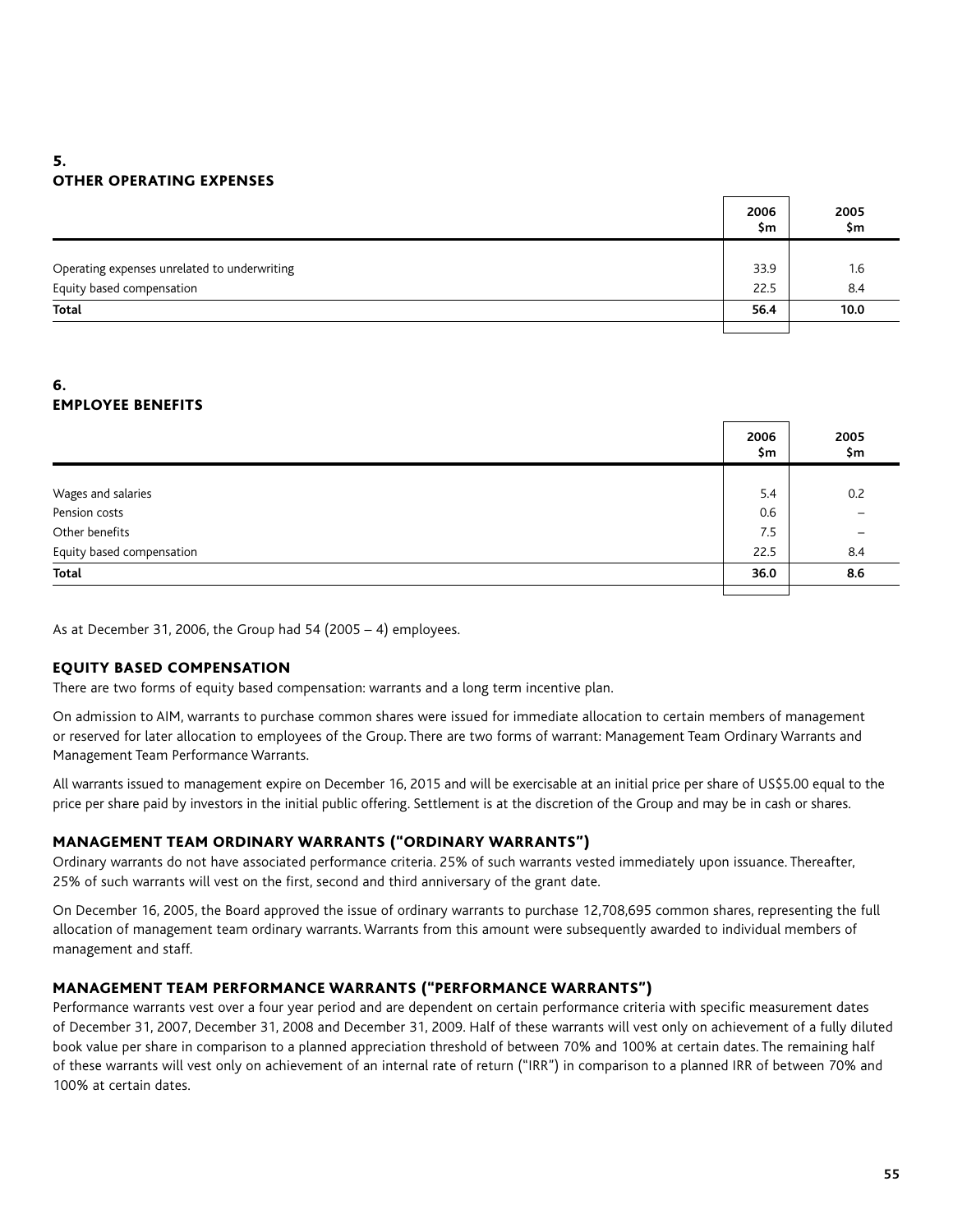## 5. OTHER OPERATING EXPENSES

| | 2006 $m | 2005 $m |
|---|---|---|
| Operating expenses unrelated to underwriting | 33.9 | 1.6 |
| Equity based compensation | 22.5 | 8.4 |
| **Total** | **56.4** | **10.0** |

## 6. EMPLOYEE BENEFITS

| | 2006 $m | 2005 $m |
|---|---|---|
| Wages and salaries | 5.4 | 0.2 |
| Pension costs | 0.6 | – |
| Other benefits | 7.5 | – |
| Equity based compensation | 22.5 | 8.4 |
| **Total** | **36.0** | **8.6** |

As at December 31, 2006, the Group had 54 (2005 – 4) employees.

### EQUITY BASED COMPENSATION

There are two forms of equity based compensation: warrants and a long term incentive plan.

On admission to AIM, warrants to purchase common shares were issued for immediate allocation to certain members of management or reserved for later allocation to employees of the Group. There are two forms of warrant: Management Team Ordinary Warrants and Management Team Performance Warrants.

All warrants issued to management expire on December 16, 2015 and will be exercisable at an initial price per share of US$5.00 equal to the price per share paid by investors in the initial public offering. Settlement is at the discretion of the Group and may be in cash or shares.

### MANAGEMENT TEAM ORDINARY WARRANTS ("ORDINARY WARRANTS")

Ordinary warrants do not have associated performance criteria. 25% of such warrants vested immediately upon issuance. Thereafter, 25% of such warrants will vest on the first, second and third anniversary of the grant date.

On December 16, 2005, the Board approved the issue of ordinary warrants to purchase 12,708,695 common shares, representing the full allocation of management team ordinary warrants. Warrants from this amount were subsequently awarded to individual members of management and staff.

### MANAGEMENT TEAM PERFORMANCE WARRANTS ("PERFORMANCE WARRANTS")

Performance warrants vest over a four year period and are dependent on certain performance criteria with specific measurement dates of December 31, 2007, December 31, 2008 and December 31, 2009. Half of these warrants will vest only on achievement of a fully diluted book value per share in comparison to a planned appreciation threshold of between 70% and 100% at certain dates. The remaining half of these warrants will vest only on achievement of an internal rate of return ("IRR") in comparison to a planned IRR of between 70% and 100% at certain dates.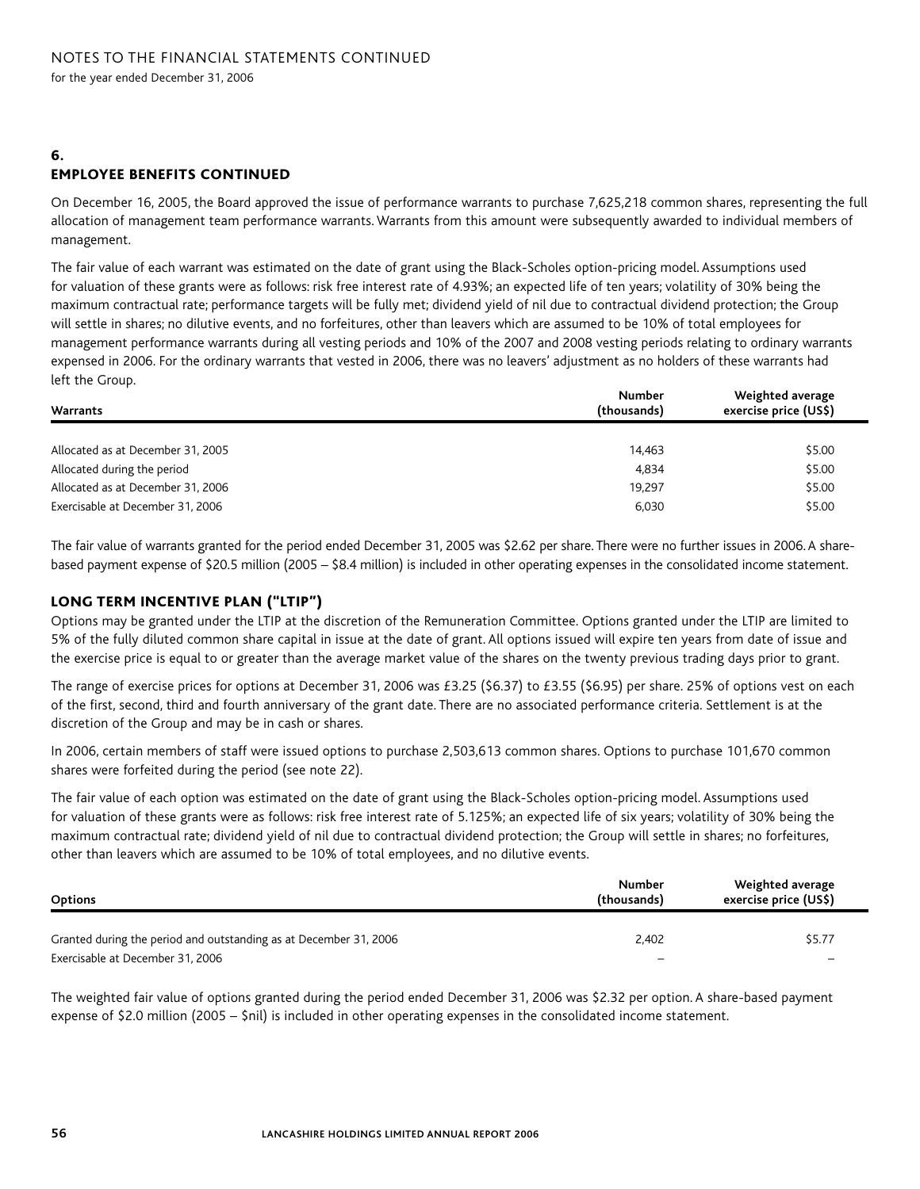## 6. EMPLOYEE BENEFITS CONTINUED

On December 16, 2005, the Board approved the issue of performance warrants to purchase 7,625,218 common shares, representing the full allocation of management team performance warrants. Warrants from this amount were subsequently awarded to individual members of management.

The fair value of each warrant was estimated on the date of grant using the Black-Scholes option-pricing model. Assumptions used for valuation of these grants were as follows: risk free interest rate of 4.93%; an expected life of ten years; volatility of 30% being the maximum contractual rate; performance targets will be fully met; dividend yield of nil due to contractual dividend protection; the Group will settle in shares; no dilutive events, and no forfeitures, other than leavers which are assumed to be 10% of total employees for management performance warrants during all vesting periods and 10% of the 2007 and 2008 vesting periods relating to ordinary warrants expensed in 2006. For the ordinary warrants that vested in 2006, there was no leavers' adjustment as no holders of these warrants had left the Group.

| Warrants | Number (thousands) | Weighted average exercise price (US$) |
|---|---|---|
| Allocated as at December 31, 2005 | 14,463 | $5.00 |
| Allocated during the period | 4,834 | $5.00 |
| Allocated as at December 31, 2006 | 19,297 | $5.00 |
| Exercisable at December 31, 2006 | 6,030 | $5.00 |

The fair value of warrants granted for the period ended December 31, 2005 was $2.62 per share. There were no further issues in 2006. A share-based payment expense of $20.5 million (2005 – $8.4 million) is included in other operating expenses in the consolidated income statement.

### LONG TERM INCENTIVE PLAN ("LTIP")

Options may be granted under the LTIP at the discretion of the Remuneration Committee. Options granted under the LTIP are limited to 5% of the fully diluted common share capital in issue at the date of grant. All options issued will expire ten years from date of issue and the exercise price is equal to or greater than the average market value of the shares on the twenty previous trading days prior to grant.

The range of exercise prices for options at December 31, 2006 was £3.25 ($6.37) to £3.55 ($6.95) per share. 25% of options vest on each of the first, second, third and fourth anniversary of the grant date. There are no associated performance criteria. Settlement is at the discretion of the Group and may be in cash or shares.

In 2006, certain members of staff were issued options to purchase 2,503,613 common shares. Options to purchase 101,670 common shares were forfeited during the period (see note 22).

The fair value of each option was estimated on the date of grant using the Black-Scholes option-pricing model. Assumptions used for valuation of these grants were as follows: risk free interest rate of 5.125%; an expected life of six years; volatility of 30% being the maximum contractual rate; dividend yield of nil due to contractual dividend protection; the Group will settle in shares; no forfeitures, other than leavers which are assumed to be 10% of total employees, and no dilutive events.

| Options | Number (thousands) | Weighted average exercise price (US$) |
|---|---|---|
| Granted during the period and outstanding as at December 31, 2006 | 2,402 | $5.77 |
| Exercisable at December 31, 2006 | – | – |

The weighted fair value of options granted during the period ended December 31, 2006 was $2.32 per option. A share-based payment expense of $2.0 million (2005 – $nil) is included in other operating expenses in the consolidated income statement.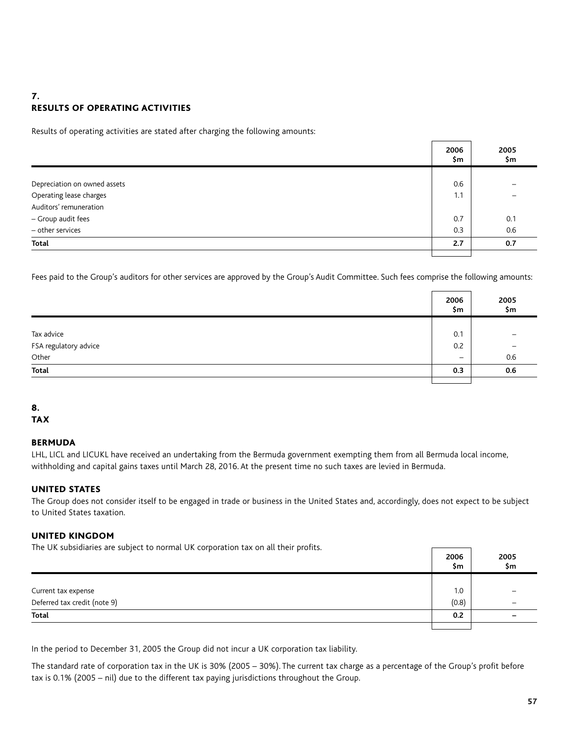## 7. RESULTS OF OPERATING ACTIVITIES

Results of operating activities are stated after charging the following amounts:

| | 2006 $m | 2005 $m |
|---|---|---|
| Depreciation on owned assets | 0.6 | – |
| Operating lease charges | 1.1 | – |
| Auditors' remuneration | | |
| – Group audit fees | 0.7 | 0.1 |
| – other services | 0.3 | 0.6 |
| **Total** | **2.7** | **0.7** |

Fees paid to the Group's auditors for other services are approved by the Group's Audit Committee. Such fees comprise the following amounts:

| | 2006 $m | 2005 $m |
|---|---|---|
| Tax advice | 0.1 | – |
| FSA regulatory advice | 0.2 | – |
| Other | – | 0.6 |
| **Total** | **0.3** | **0.6** |

## 8. TAX

### BERMUDA

LHL, LICL and LICUKL have received an undertaking from the Bermuda government exempting them from all Bermuda local income, withholding and capital gains taxes until March 28, 2016. At the present time no such taxes are levied in Bermuda.

### UNITED STATES

The Group does not consider itself to be engaged in trade or business in the United States and, accordingly, does not expect to be subject to United States taxation.

### UNITED KINGDOM

The UK subsidiaries are subject to normal UK corporation tax on all their profits.

| | 2006 $m | 2005 $m |
|---|---|---|
| Current tax expense | 1.0 | – |
| Deferred tax credit (note 9) | (0.8) | – |
| **Total** | **0.2** | **–** |

In the period to December 31, 2005 the Group did not incur a UK corporation tax liability.

The standard rate of corporation tax in the UK is 30% (2005 – 30%). The current tax charge as a percentage of the Group's profit before tax is 0.1% (2005 – nil) due to the different tax paying jurisdictions throughout the Group.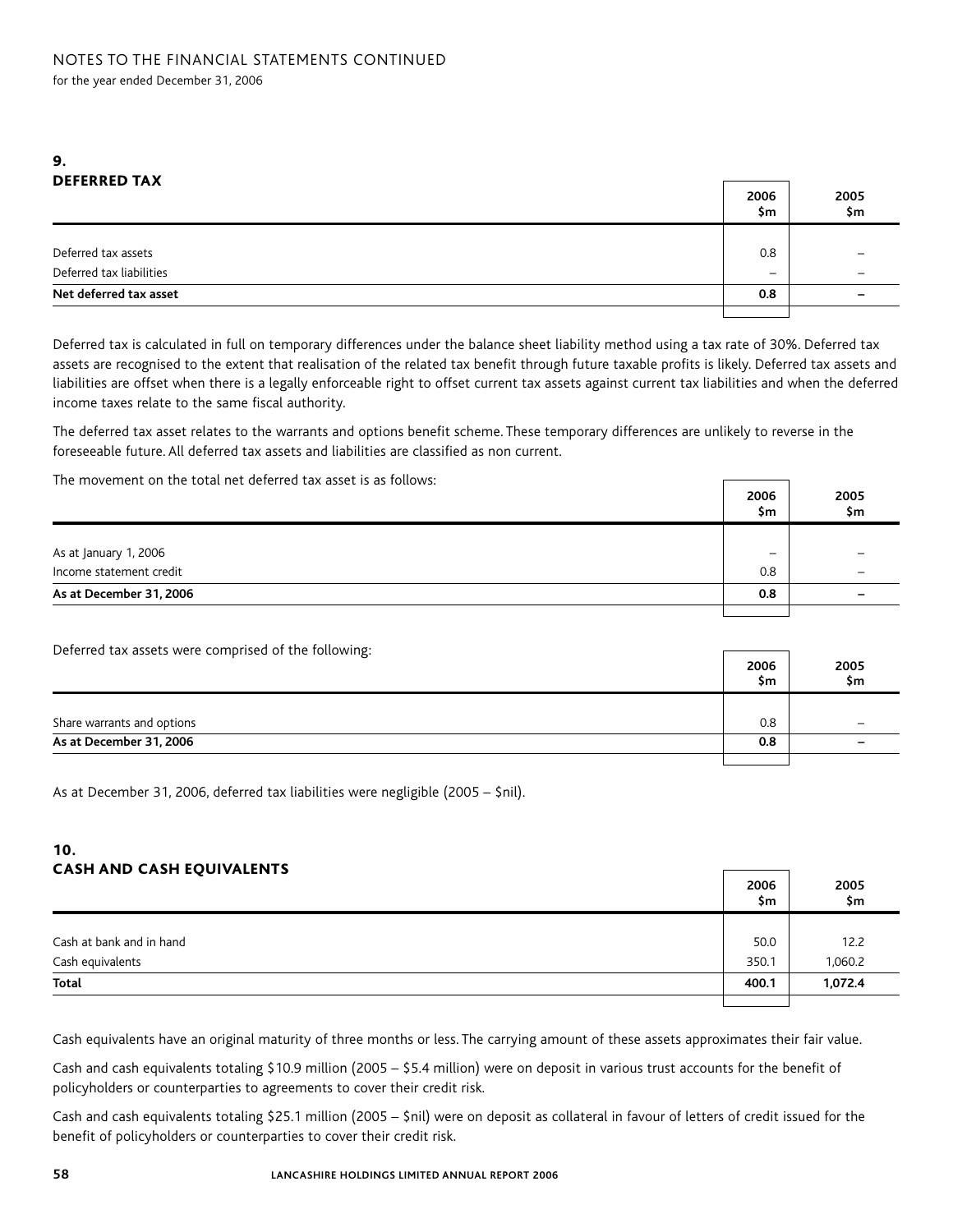## 9. DEFERRED TAX

| | 2006 $m | 2005 $m |
|---|---|---|
| Deferred tax assets | 0.8 | – |
| Deferred tax liabilities | – | – |
| **Net deferred tax asset** | **0.8** | **–** |

Deferred tax is calculated in full on temporary differences under the balance sheet liability method using a tax rate of 30%. Deferred tax assets are recognised to the extent that realisation of the related tax benefit through future taxable profits is likely. Deferred tax assets and liabilities are offset when there is a legally enforceable right to offset current tax assets against current tax liabilities and when the deferred income taxes relate to the same fiscal authority.

The deferred tax asset relates to the warrants and options benefit scheme. These temporary differences are unlikely to reverse in the foreseeable future. All deferred tax assets and liabilities are classified as non current.

The movement on the total net deferred tax asset is as follows:

| | 2006 $m | 2005 $m |
|---|---|---|
| As at January 1, 2006 | – | – |
| Income statement credit | 0.8 | – |
| **As at December 31, 2006** | **0.8** | **–** |

Deferred tax assets were comprised of the following:

| | 2006 $m | 2005 $m |
|---|---|---|
| Share warrants and options | 0.8 | – |
| **As at December 31, 2006** | **0.8** | **–** |

As at December 31, 2006, deferred tax liabilities were negligible (2005 – $nil).

## 10. CASH AND CASH EQUIVALENTS

| | 2006 $m | 2005 $m |
|---|---|---|
| Cash at bank and in hand | 50.0 | 12.2 |
| Cash equivalents | 350.1 | 1,060.2 |
| **Total** | **400.1** | **1,072.4** |

Cash equivalents have an original maturity of three months or less. The carrying amount of these assets approximates their fair value.

Cash and cash equivalents totaling $10.9 million (2005 – $5.4 million) were on deposit in various trust accounts for the benefit of policyholders or counterparties to agreements to cover their credit risk.

Cash and cash equivalents totaling $25.1 million (2005 – $nil) were on deposit as collateral in favour of letters of credit issued for the benefit of policyholders or counterparties to cover their credit risk.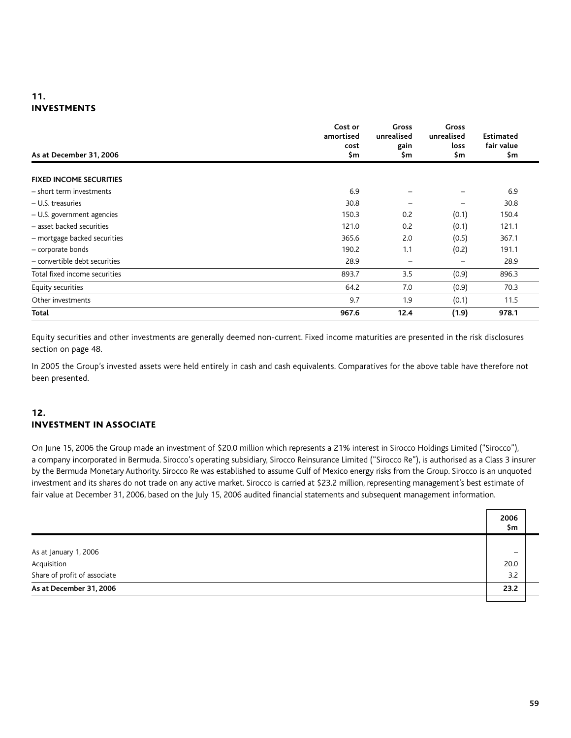## 11. INVESTMENTS

| As at December 31, 2006 | Cost or amortised cost $m | Gross unrealised gain $m | Gross unrealised loss $m | Estimated fair value $m |
|---|---|---|---|---|
| **FIXED INCOME SECURITIES** | | | | |
| – short term investments | 6.9 | – | – | 6.9 |
| – U.S. treasuries | 30.8 | – | – | 30.8 |
| – U.S. government agencies | 150.3 | 0.2 | (0.1) | 150.4 |
| – asset backed securities | 121.0 | 0.2 | (0.1) | 121.1 |
| – mortgage backed securities | 365.6 | 2.0 | (0.5) | 367.1 |
| – corporate bonds | 190.2 | 1.1 | (0.2) | 191.1 |
| – convertible debt securities | 28.9 | – | – | 28.9 |
| Total fixed income securities | 893.7 | 3.5 | (0.9) | 896.3 |
| Equity securities | 64.2 | 7.0 | (0.9) | 70.3 |
| Other investments | 9.7 | 1.9 | (0.1) | 11.5 |
| **Total** | **967.6** | **12.4** | **(1.9)** | **978.1** |

Equity securities and other investments are generally deemed non-current. Fixed income maturities are presented in the risk disclosures section on page 48.

In 2005 the Group's invested assets were held entirely in cash and cash equivalents. Comparatives for the above table have therefore not been presented.

## 12. INVESTMENT IN ASSOCIATE

On June 15, 2006 the Group made an investment of $20.0 million which represents a 21% interest in Sirocco Holdings Limited ("Sirocco"), a company incorporated in Bermuda. Sirocco's operating subsidiary, Sirocco Reinsurance Limited ("Sirocco Re"), is authorised as a Class 3 insurer by the Bermuda Monetary Authority. Sirocco Re was established to assume Gulf of Mexico energy risks from the Group. Sirocco is an unquoted investment and its shares do not trade on any active market. Sirocco is carried at $23.2 million, representing management's best estimate of fair value at December 31, 2006, based on the July 15, 2006 audited financial statements and subsequent management information.

| | 2006 $m |
|---|---|
| As at January 1, 2006 | – |
| Acquisition | 20.0 |
| Share of profit of associate | 3.2 |
| **As at December 31, 2006** | **23.2** |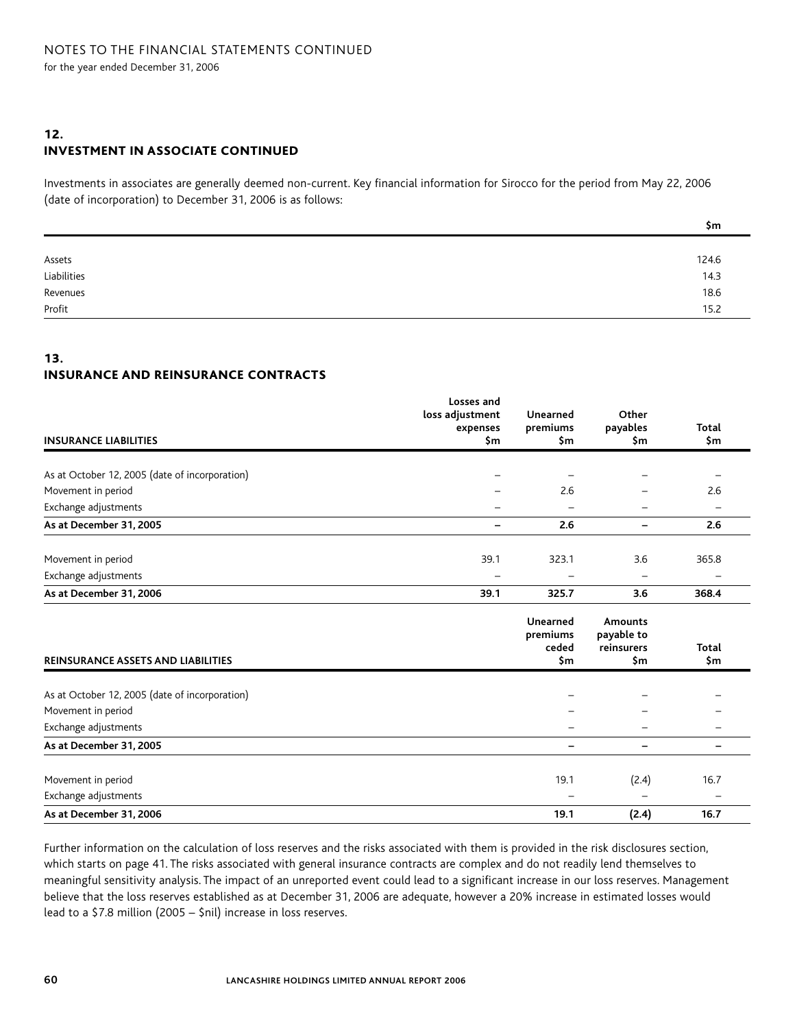## 12. INVESTMENT IN ASSOCIATE CONTINUED

Investments in associates are generally deemed non-current. Key financial information for Sirocco for the period from May 22, 2006 (date of incorporation) to December 31, 2006 is as follows:

| | $m |
|---|---|
| Assets | 124.6 |
| Liabilities | 14.3 |
| Revenues | 18.6 |
| Profit | 15.2 |

## 13. INSURANCE AND REINSURANCE CONTRACTS

| INSURANCE LIABILITIES | Losses and loss adjustment expenses $m | Unearned premiums $m | Other payables $m | Total $m |
|---|---|---|---|---|
| As at October 12, 2005 (date of incorporation) | – | – | – | – |
| Movement in period | – | 2.6 | – | 2.6 |
| Exchange adjustments | – | – | – | – |
| **As at December 31, 2005** | **–** | **2.6** | **–** | **2.6** |
| Movement in period | 39.1 | 323.1 | 3.6 | 365.8 |
| Exchange adjustments | – | – | – | – |
| **As at December 31, 2006** | **39.1** | **325.7** | **3.6** | **368.4** |

| REINSURANCE ASSETS AND LIABILITIES | Unearned premiums ceded $m | Amounts payable to reinsurers $m | Total $m |
|---|---|---|---|
| As at October 12, 2005 (date of incorporation) | – | – | – |
| Movement in period | – | – | – |
| Exchange adjustments | – | – | – |
| **As at December 31, 2005** | **–** | **–** | **–** |
| Movement in period | 19.1 | (2.4) | 16.7 |
| Exchange adjustments | – | – | – |
| **As at December 31, 2006** | **19.1** | **(2.4)** | **16.7** |

Further information on the calculation of loss reserves and the risks associated with them is provided in the risk disclosures section, which starts on page 41. The risks associated with general insurance contracts are complex and do not readily lend themselves to meaningful sensitivity analysis. The impact of an unreported event could lead to a significant increase in our loss reserves. Management believe that the loss reserves established as at December 31, 2006 are adequate, however a 20% increase in estimated losses would lead to a $7.8 million (2005 – $nil) increase in loss reserves.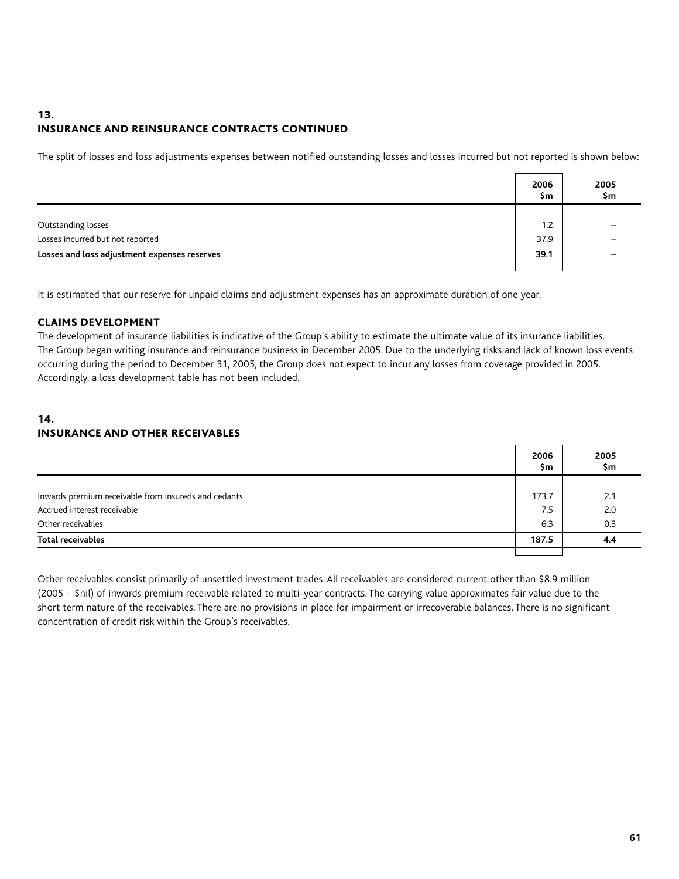## 13. INSURANCE AND REINSURANCE CONTRACTS CONTINUED

The split of losses and loss adjustments expenses between notified outstanding losses and losses incurred but not reported is shown below:

| | 2006 $m | 2005 $m |
|---|---|---|
| Outstanding losses | 1.2 | – |
| Losses incurred but not reported | 37.9 | – |
| **Losses and loss adjustment expenses reserves** | **39.1** | **–** |

It is estimated that our reserve for unpaid claims and adjustment expenses has an approximate duration of one year.

### CLAIMS DEVELOPMENT

The development of insurance liabilities is indicative of the Group's ability to estimate the ultimate value of its insurance liabilities. The Group began writing insurance and reinsurance business in December 2005. Due to the underlying risks and lack of known loss events occurring during the period to December 31, 2005, the Group does not expect to incur any losses from coverage provided in 2005. Accordingly, a loss development table has not been included.

## 14. INSURANCE AND OTHER RECEIVABLES

| | 2006 $m | 2005 $m |
|---|---|---|
| Inwards premium receivable from insureds and cedants | 173.7 | 2.1 |
| Accrued interest receivable | 7.5 | 2.0 |
| Other receivables | 6.3 | 0.3 |
| **Total receivables** | **187.5** | **4.4** |

Other receivables consist primarily of unsettled investment trades. All receivables are considered current other than $8.9 million (2005 – $nil) of inwards premium receivable related to multi-year contracts. The carrying value approximates fair value due to the short term nature of the receivables. There are no provisions in place for impairment or irrecoverable balances. There is no significant concentration of credit risk within the Group's receivables.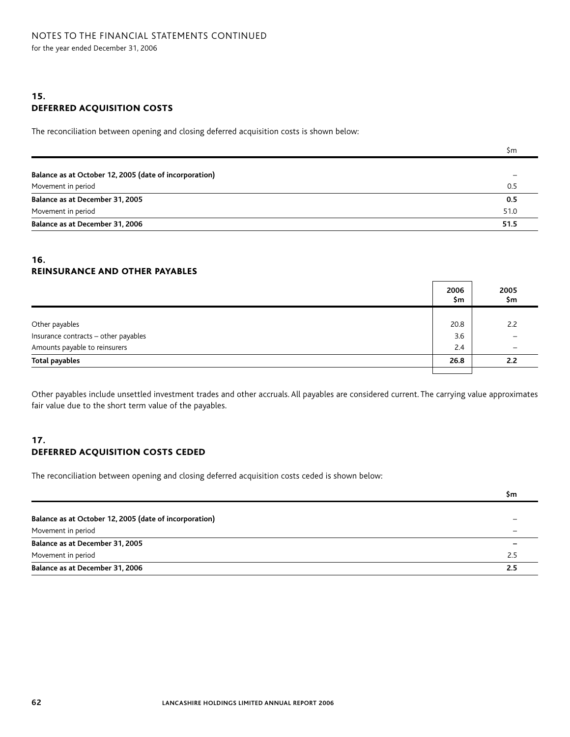NOTES TO THE FINANCIAL STATEMENTS CONTINUED

for the year ended December 31, 2006

## 15. DEFERRED ACQUISITION COSTS

The reconciliation between opening and closing deferred acquisition costs is shown below:

| | $m |
|---|---|
| **Balance as at October 12, 2005 (date of incorporation)** | – |
| Movement in period | 0.5 |
| **Balance as at December 31, 2005** | **0.5** |
| Movement in period | 51.0 |
| **Balance as at December 31, 2006** | **51.5** |

## 16. REINSURANCE AND OTHER PAYABLES

| | 2006 $m | 2005 $m |
|---|---|---|
| Other payables | 20.8 | 2.2 |
| Insurance contracts – other payables | 3.6 | – |
| Amounts payable to reinsurers | 2.4 | – |
| **Total payables** | **26.8** | **2.2** |

Other payables include unsettled investment trades and other accruals. All payables are considered current. The carrying value approximates fair value due to the short term value of the payables.

## 17. DEFERRED ACQUISITION COSTS CEDED

The reconciliation between opening and closing deferred acquisition costs ceded is shown below:

| | $m |
|---|---|
| **Balance as at October 12, 2005 (date of incorporation)** | – |
| Movement in period | – |
| **Balance as at December 31, 2005** | **–** |
| Movement in period | 2.5 |
| **Balance as at December 31, 2006** | **2.5** |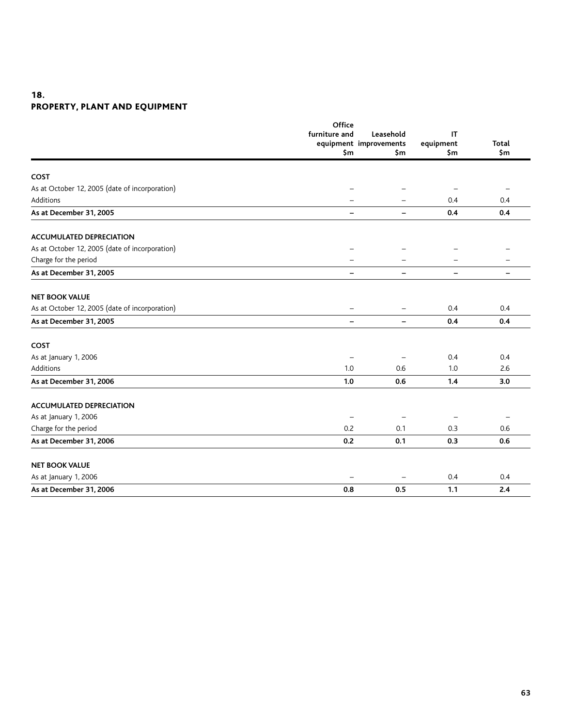## 18.
## PROPERTY, PLANT AND EQUIPMENT

| | Office furniture and equipment $m | Leasehold improvements $m | IT equipment $m | Total $m |
|---|---|---|---|---|
| **COST** | | | | |
| As at October 12, 2005 (date of incorporation) | – | – | – | – |
| Additions | – | – | 0.4 | 0.4 |
| **As at December 31, 2005** | **–** | **–** | **0.4** | **0.4** |
| **ACCUMULATED DEPRECIATION** | | | | |
| As at October 12, 2005 (date of incorporation) | – | – | – | – |
| Charge for the period | – | – | – | – |
| **As at December 31, 2005** | **–** | **–** | **–** | **–** |
| **NET BOOK VALUE** | | | | |
| As at October 12, 2005 (date of incorporation) | – | – | 0.4 | 0.4 |
| **As at December 31, 2005** | **–** | **–** | **0.4** | **0.4** |
| **COST** | | | | |
| As at January 1, 2006 | – | – | 0.4 | 0.4 |
| Additions | 1.0 | 0.6 | 1.0 | 2.6 |
| **As at December 31, 2006** | **1.0** | **0.6** | **1.4** | **3.0** |
| **ACCUMULATED DEPRECIATION** | | | | |
| As at January 1, 2006 | – | – | – | – |
| Charge for the period | 0.2 | 0.1 | 0.3 | 0.6 |
| **As at December 31, 2006** | **0.2** | **0.1** | **0.3** | **0.6** |
| **NET BOOK VALUE** | | | | |
| As at January 1, 2006 | – | – | 0.4 | 0.4 |
| **As at December 31, 2006** | **0.8** | **0.5** | **1.1** | **2.4** |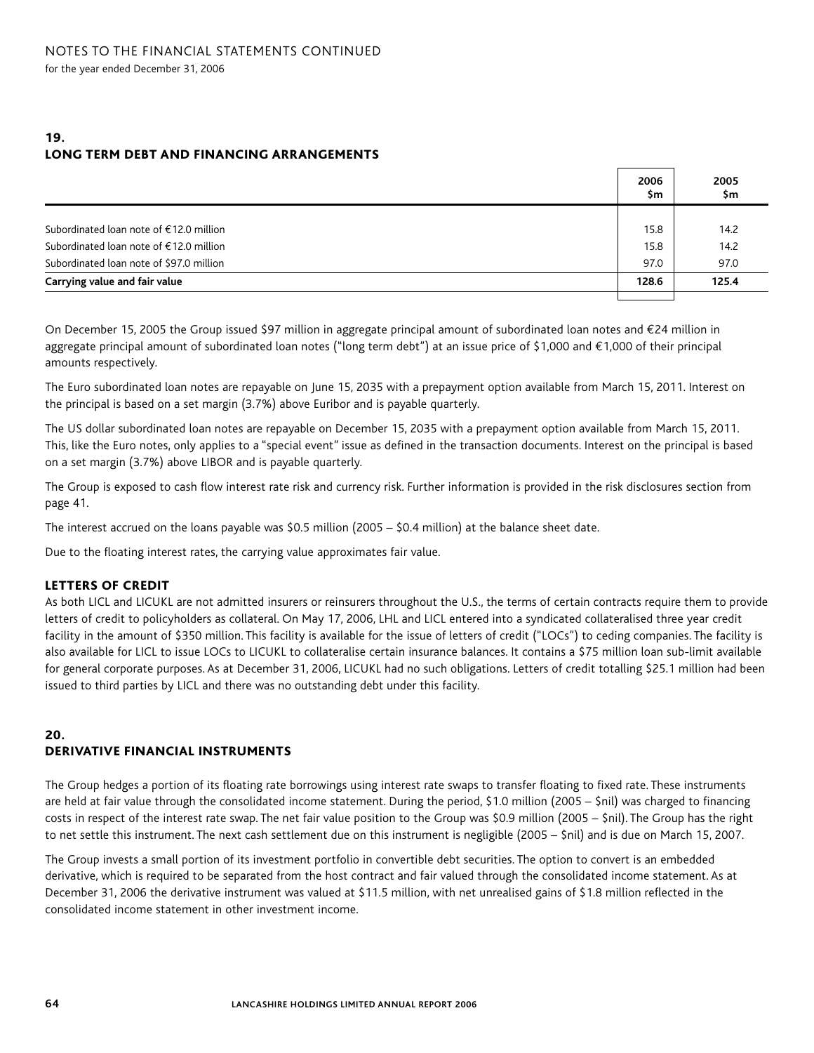## 19. LONG TERM DEBT AND FINANCING ARRANGEMENTS

| | 2006 $m | 2005 $m |
|---|---|---|
| Subordinated loan note of €12.0 million | 15.8 | 14.2 |
| Subordinated loan note of €12.0 million | 15.8 | 14.2 |
| Subordinated loan note of $97.0 million | 97.0 | 97.0 |
| **Carrying value and fair value** | **128.6** | **125.4** |

On December 15, 2005 the Group issued $97 million in aggregate principal amount of subordinated loan notes and €24 million in aggregate principal amount of subordinated loan notes ("long term debt") at an issue price of $1,000 and €1,000 of their principal amounts respectively.

The Euro subordinated loan notes are repayable on June 15, 2035 with a prepayment option available from March 15, 2011. Interest on the principal is based on a set margin (3.7%) above Euribor and is payable quarterly.

The US dollar subordinated loan notes are repayable on December 15, 2035 with a prepayment option available from March 15, 2011. This, like the Euro notes, only applies to a "special event" issue as defined in the transaction documents. Interest on the principal is based on a set margin (3.7%) above LIBOR and is payable quarterly.

The Group is exposed to cash flow interest rate risk and currency risk. Further information is provided in the risk disclosures section from page 41.

The interest accrued on the loans payable was $0.5 million (2005 – $0.4 million) at the balance sheet date.

Due to the floating interest rates, the carrying value approximates fair value.

### LETTERS OF CREDIT

As both LICL and LICUKL are not admitted insurers or reinsurers throughout the U.S., the terms of certain contracts require them to provide letters of credit to policyholders as collateral. On May 17, 2006, LHL and LICL entered into a syndicated collateralised three year credit facility in the amount of $350 million. This facility is available for the issue of letters of credit ("LOCs") to ceding companies. The facility is also available for LICL to issue LOCs to LICUKL to collateralise certain insurance balances. It contains a $75 million loan sub-limit available for general corporate purposes. As at December 31, 2006, LICUKL had no such obligations. Letters of credit totalling $25.1 million had been issued to third parties by LICL and there was no outstanding debt under this facility.

## 20. DERIVATIVE FINANCIAL INSTRUMENTS

The Group hedges a portion of its floating rate borrowings using interest rate swaps to transfer floating to fixed rate. These instruments are held at fair value through the consolidated income statement. During the period, $1.0 million (2005 – $nil) was charged to financing costs in respect of the interest rate swap. The net fair value position to the Group was $0.9 million (2005 – $nil). The Group has the right to net settle this instrument. The next cash settlement due on this instrument is negligible (2005 – $nil) and is due on March 15, 2007.

The Group invests a small portion of its investment portfolio in convertible debt securities. The option to convert is an embedded derivative, which is required to be separated from the host contract and fair valued through the consolidated income statement. As at December 31, 2006 the derivative instrument was valued at $11.5 million, with net unrealised gains of $1.8 million reflected in the consolidated income statement in other investment income.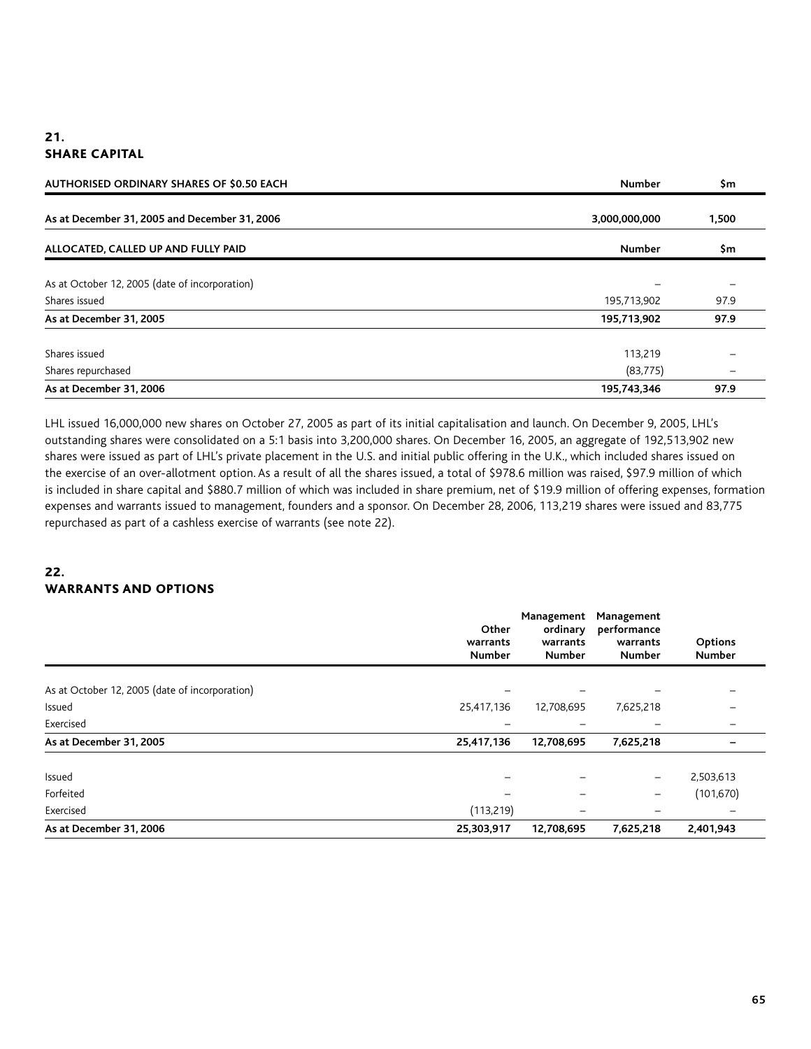## 21. SHARE CAPITAL

| AUTHORISED ORDINARY SHARES OF $0.50 EACH | Number | $m |
|---|---|---|
| **As at December 31, 2005 and December 31, 2006** | **3,000,000,000** | **1,500** |

| ALLOCATED, CALLED UP AND FULLY PAID | Number | $m |
|---|---|---|
| As at October 12, 2005 (date of incorporation) | – | – |
| Shares issued | 195,713,902 | 97.9 |
| **As at December 31, 2005** | **195,713,902** | **97.9** |
| Shares issued | 113,219 | – |
| Shares repurchased | (83,775) | – |
| **As at December 31, 2006** | **195,743,346** | **97.9** |

LHL issued 16,000,000 new shares on October 27, 2005 as part of its initial capitalisation and launch. On December 9, 2005, LHL's outstanding shares were consolidated on a 5:1 basis into 3,200,000 shares. On December 16, 2005, an aggregate of 192,513,902 new shares were issued as part of LHL's private placement in the U.S. and initial public offering in the U.K., which included shares issued on the exercise of an over-allotment option. As a result of all the shares issued, a total of $978.6 million was raised, $97.9 million of which is included in share capital and $880.7 million of which was included in share premium, net of $19.9 million of offering expenses, formation expenses and warrants issued to management, founders and a sponsor. On December 28, 2006, 113,219 shares were issued and 83,775 repurchased as part of a cashless exercise of warrants (see note 22).

## 22. WARRANTS AND OPTIONS

| | Other warrants Number | Management ordinary warrants Number | Management performance warrants Number | Options Number |
|---|---|---|---|---|
| As at October 12, 2005 (date of incorporation) | – | – | – | – |
| Issued | 25,417,136 | 12,708,695 | 7,625,218 | – |
| Exercised | – | – | – | – |
| **As at December 31, 2005** | **25,417,136** | **12,708,695** | **7,625,218** | **–** |
| Issued | – | – | – | 2,503,613 |
| Forfeited | – | – | – | (101,670) |
| Exercised | (113,219) | – | – | – |
| **As at December 31, 2006** | **25,303,917** | **12,708,695** | **7,625,218** | **2,401,943** |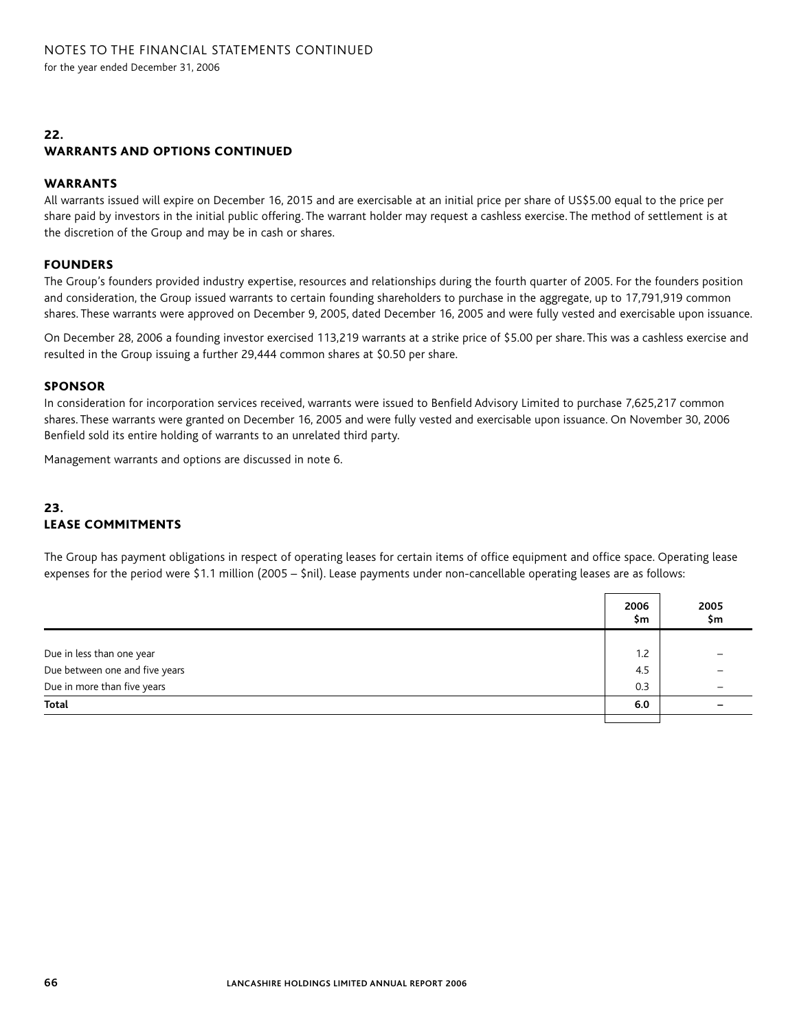## 22. WARRANTS AND OPTIONS CONTINUED

### WARRANTS

All warrants issued will expire on December 16, 2015 and are exercisable at an initial price per share of US$5.00 equal to the price per share paid by investors in the initial public offering. The warrant holder may request a cashless exercise. The method of settlement is at the discretion of the Group and may be in cash or shares.

### FOUNDERS

The Group's founders provided industry expertise, resources and relationships during the fourth quarter of 2005. For the founders position and consideration, the Group issued warrants to certain founding shareholders to purchase in the aggregate, up to 17,791,919 common shares. These warrants were approved on December 9, 2005, dated December 16, 2005 and were fully vested and exercisable upon issuance.

On December 28, 2006 a founding investor exercised 113,219 warrants at a strike price of $5.00 per share. This was a cashless exercise and resulted in the Group issuing a further 29,444 common shares at $0.50 per share.

### SPONSOR

In consideration for incorporation services received, warrants were issued to Benfield Advisory Limited to purchase 7,625,217 common shares. These warrants were granted on December 16, 2005 and were fully vested and exercisable upon issuance. On November 30, 2006 Benfield sold its entire holding of warrants to an unrelated third party.

Management warrants and options are discussed in note 6.

## 23. LEASE COMMITMENTS

The Group has payment obligations in respect of operating leases for certain items of office equipment and office space. Operating lease expenses for the period were $1.1 million (2005 – $nil). Lease payments under non-cancellable operating leases are as follows:

| | 2006 $m | 2005 $m |
|---|---|---|
| Due in less than one year | 1.2 | – |
| Due between one and five years | 4.5 | – |
| Due in more than five years | 0.3 | – |
| **Total** | **6.0** | **–** |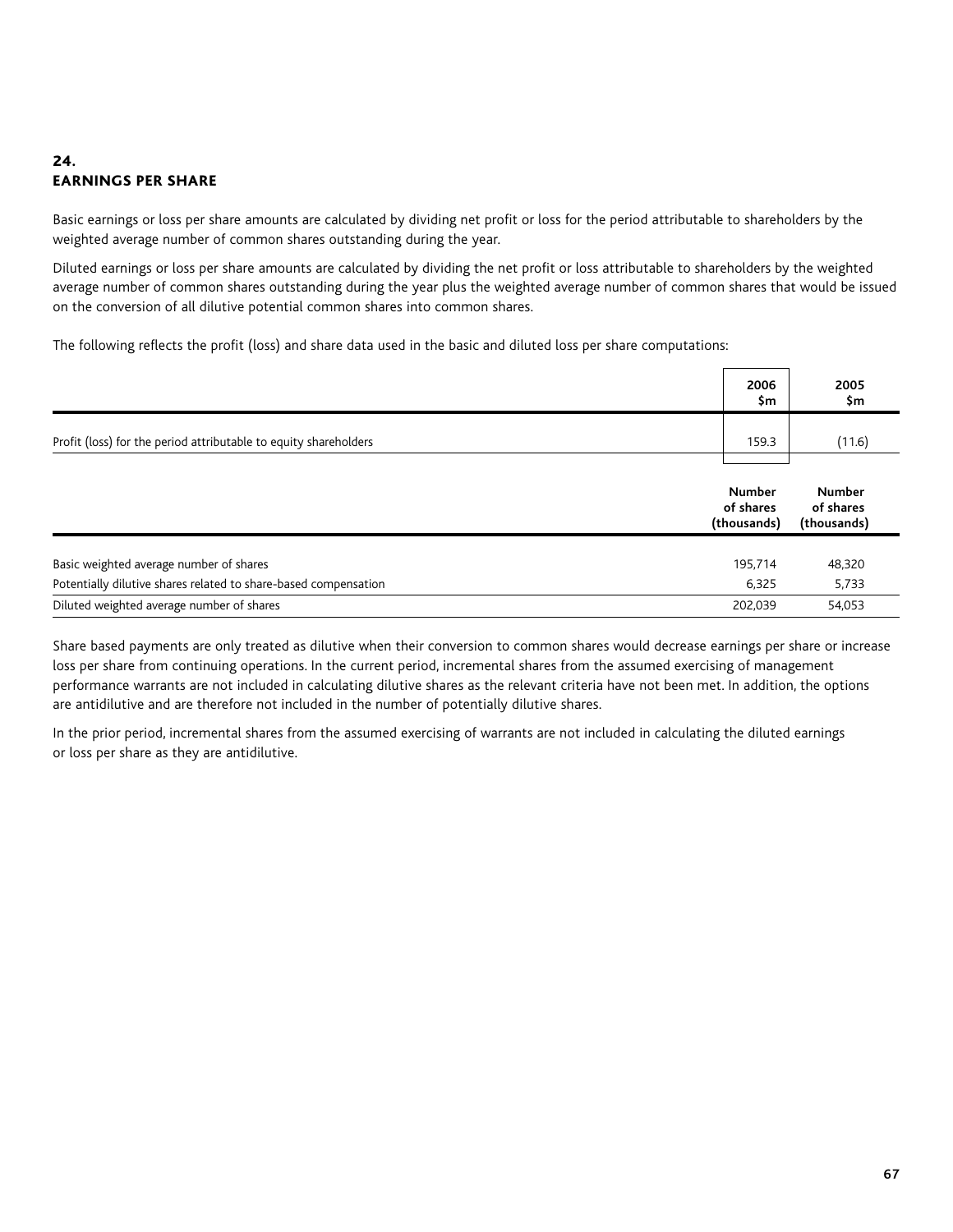## 24. EARNINGS PER SHARE

Basic earnings or loss per share amounts are calculated by dividing net profit or loss for the period attributable to shareholders by the weighted average number of common shares outstanding during the year.

Diluted earnings or loss per share amounts are calculated by dividing the net profit or loss attributable to shareholders by the weighted average number of common shares outstanding during the year plus the weighted average number of common shares that would be issued on the conversion of all dilutive potential common shares into common shares.

The following reflects the profit (loss) and share data used in the basic and diluted loss per share computations:

| | 2006 $m | 2005 $m |
|---|---|---|
| Profit (loss) for the period attributable to equity shareholders | 159.3 | (11.6) |

| | Number of shares (thousands) | Number of shares (thousands) |
|---|---|---|
| Basic weighted average number of shares | 195,714 | 48,320 |
| Potentially dilutive shares related to share-based compensation | 6,325 | 5,733 |
| Diluted weighted average number of shares | 202,039 | 54,053 |

Share based payments are only treated as dilutive when their conversion to common shares would decrease earnings per share or increase loss per share from continuing operations. In the current period, incremental shares from the assumed exercising of management performance warrants are not included in calculating dilutive shares as the relevant criteria have not been met. In addition, the options are antidilutive and are therefore not included in the number of potentially dilutive shares.

In the prior period, incremental shares from the assumed exercising of warrants are not included in calculating the diluted earnings or loss per share as they are antidilutive.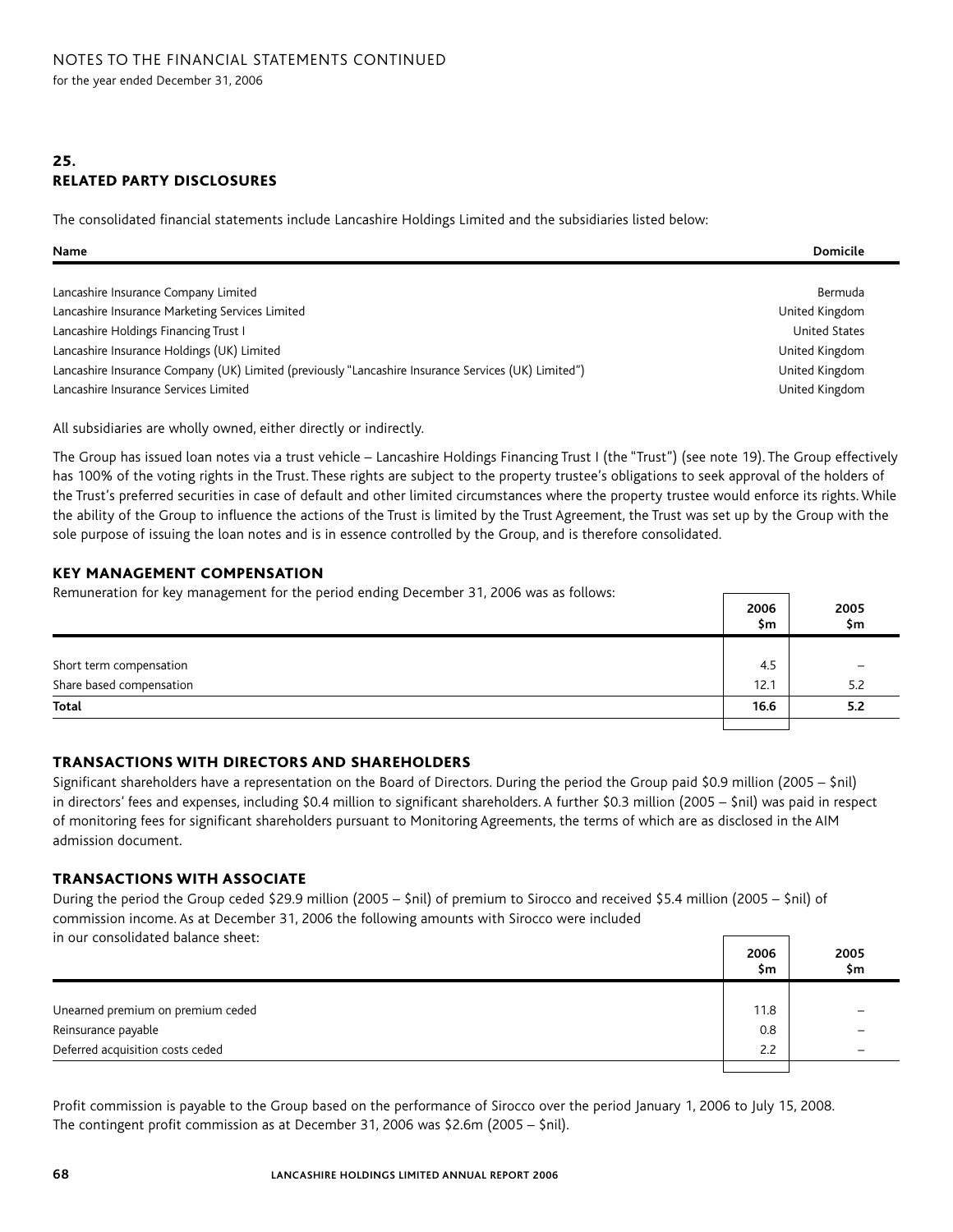## 25. RELATED PARTY DISCLOSURES

The consolidated financial statements include Lancashire Holdings Limited and the subsidiaries listed below:

| Name | Domicile |
|---|---|
| Lancashire Insurance Company Limited | Bermuda |
| Lancashire Insurance Marketing Services Limited | United Kingdom |
| Lancashire Holdings Financing Trust I | United States |
| Lancashire Insurance Holdings (UK) Limited | United Kingdom |
| Lancashire Insurance Company (UK) Limited (previously "Lancashire Insurance Services (UK) Limited") | United Kingdom |
| Lancashire Insurance Services Limited | United Kingdom |

All subsidiaries are wholly owned, either directly or indirectly.

The Group has issued loan notes via a trust vehicle – Lancashire Holdings Financing Trust I (the "Trust") (see note 19). The Group effectively has 100% of the voting rights in the Trust. These rights are subject to the property trustee's obligations to seek approval of the holders of the Trust's preferred securities in case of default and other limited circumstances where the property trustee would enforce its rights. While the ability of the Group to influence the actions of the Trust is limited by the Trust Agreement, the Trust was set up by the Group with the sole purpose of issuing the loan notes and is in essence controlled by the Group, and is therefore consolidated.

### KEY MANAGEMENT COMPENSATION

Remuneration for key management for the period ending December 31, 2006 was as follows:

| | 2006 $m | 2005 $m |
|---|---|---|
| Short term compensation | 4.5 | – |
| Share based compensation | 12.1 | 5.2 |
| **Total** | **16.6** | **5.2** |

### TRANSACTIONS WITH DIRECTORS AND SHAREHOLDERS

Significant shareholders have a representation on the Board of Directors. During the period the Group paid $0.9 million (2005 – $nil) in directors' fees and expenses, including $0.4 million to significant shareholders. A further $0.3 million (2005 – $nil) was paid in respect of monitoring fees for significant shareholders pursuant to Monitoring Agreements, the terms of which are as disclosed in the AIM admission document.

### TRANSACTIONS WITH ASSOCIATE

During the period the Group ceded $29.9 million (2005 – $nil) of premium to Sirocco and received $5.4 million (2005 – $nil) of commission income. As at December 31, 2006 the following amounts with Sirocco were included in our consolidated balance sheet:

| | 2006 $m | 2005 $m |
|---|---|---|
| Unearned premium on premium ceded | 11.8 | – |
| Reinsurance payable | 0.8 | – |
| Deferred acquisition costs ceded | 2.2 | – |

Profit commission is payable to the Group based on the performance of Sirocco over the period January 1, 2006 to July 15, 2008. The contingent profit commission as at December 31, 2006 was $2.6m (2005 – $nil).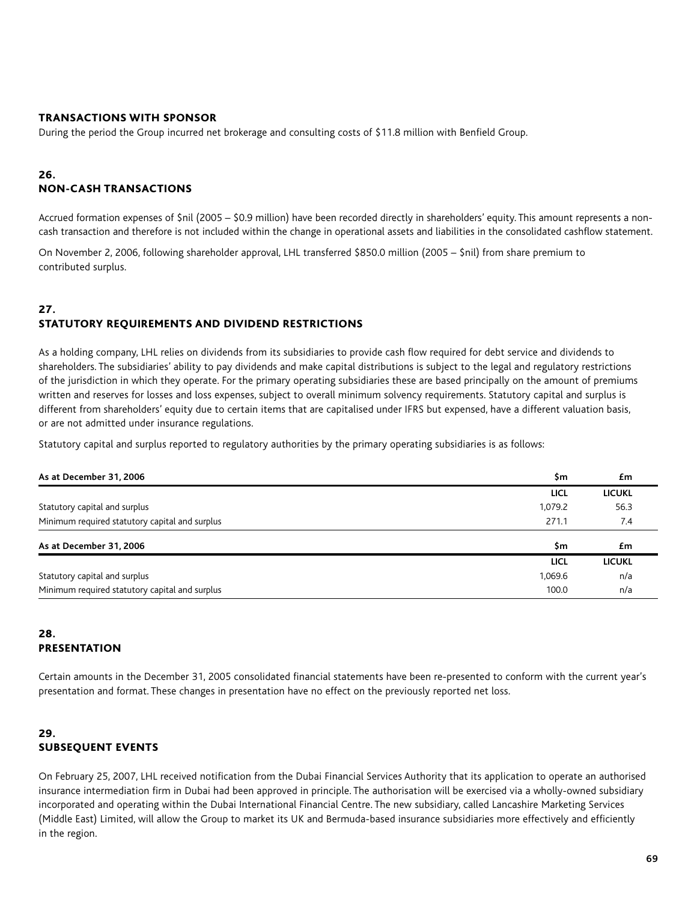### TRANSACTIONS WITH SPONSOR

During the period the Group incurred net brokerage and consulting costs of $11.8 million with Benfield Group.

## 26. NON-CASH TRANSACTIONS

Accrued formation expenses of $nil (2005 – $0.9 million) have been recorded directly in shareholders' equity. This amount represents a non-cash transaction and therefore is not included within the change in operational assets and liabilities in the consolidated cashflow statement.

On November 2, 2006, following shareholder approval, LHL transferred $850.0 million (2005 – $nil) from share premium to contributed surplus.

## 27. STATUTORY REQUIREMENTS AND DIVIDEND RESTRICTIONS

As a holding company, LHL relies on dividends from its subsidiaries to provide cash flow required for debt service and dividends to shareholders. The subsidiaries' ability to pay dividends and make capital distributions is subject to the legal and regulatory restrictions of the jurisdiction in which they operate. For the primary operating subsidiaries these are based principally on the amount of premiums written and reserves for losses and loss expenses, subject to overall minimum solvency requirements. Statutory capital and surplus is different from shareholders' equity due to certain items that are capitalised under IFRS but expensed, have a different valuation basis, or are not admitted under insurance regulations.

Statutory capital and surplus reported to regulatory authorities by the primary operating subsidiaries is as follows:

| As at December 31, 2006 | $m | £m |
|---|---|---|
| | LICL | LICUKL |
| Statutory capital and surplus | 1,079.2 | 56.3 |
| Minimum required statutory capital and surplus | 271.1 | 7.4 |

| As at December 31, 2006 | $m | £m |
|---|---|---|
| | LICL | LICUKL |
| Statutory capital and surplus | 1,069.6 | n/a |
| Minimum required statutory capital and surplus | 100.0 | n/a |

## 28. PRESENTATION

Certain amounts in the December 31, 2005 consolidated financial statements have been re-presented to conform with the current year's presentation and format. These changes in presentation have no effect on the previously reported net loss.

## 29. SUBSEQUENT EVENTS

On February 25, 2007, LHL received notification from the Dubai Financial Services Authority that its application to operate an authorised insurance intermediation firm in Dubai had been approved in principle. The authorisation will be exercised via a wholly-owned subsidiary incorporated and operating within the Dubai International Financial Centre. The new subsidiary, called Lancashire Marketing Services (Middle East) Limited, will allow the Group to market its UK and Bermuda-based insurance subsidiaries more effectively and efficiently in the region.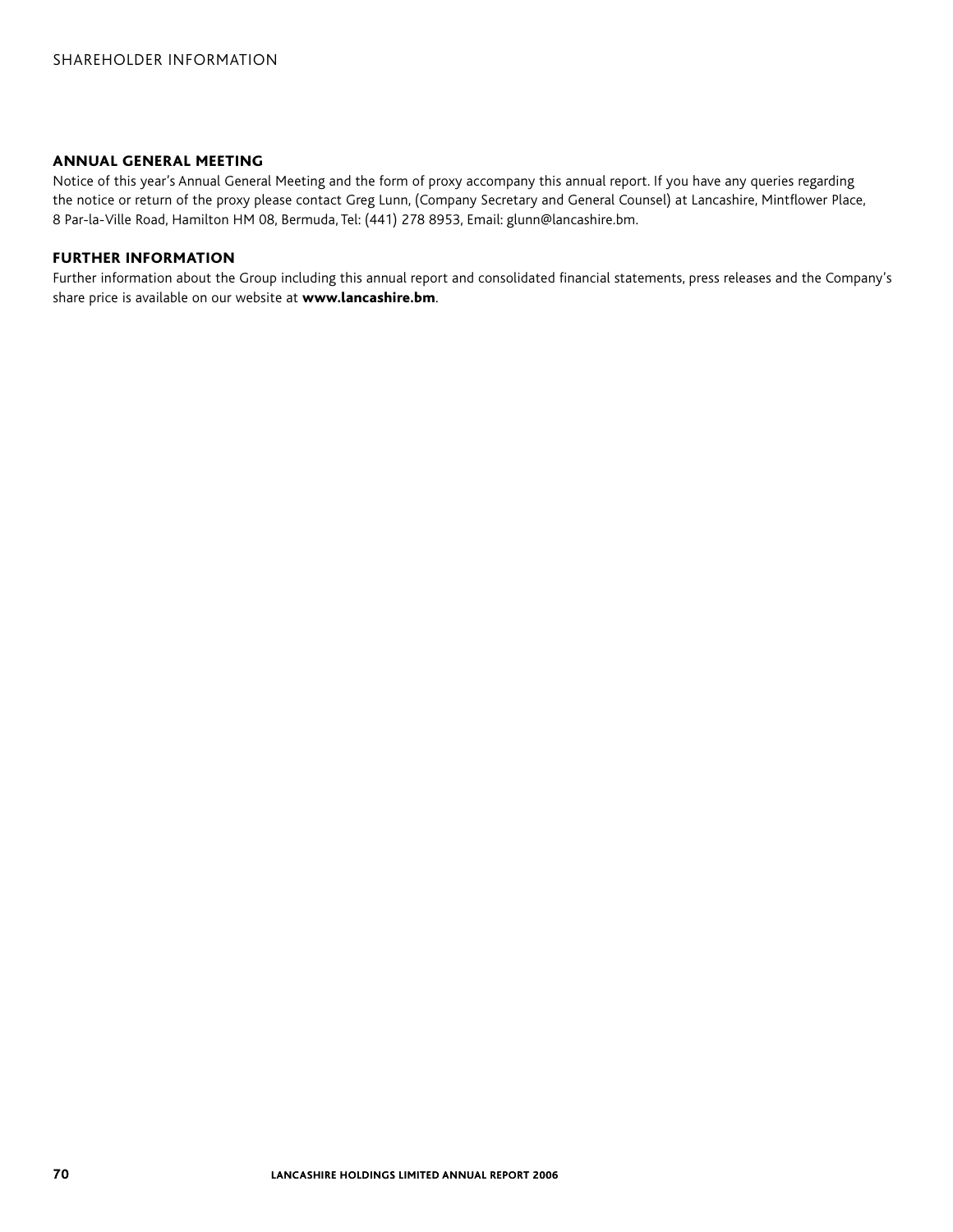## ANNUAL GENERAL MEETING

Notice of this year's Annual General Meeting and the form of proxy accompany this annual report. If you have any queries regarding the notice or return of the proxy please contact Greg Lunn, (Company Secretary and General Counsel) at Lancashire, Mintflower Place, 8 Par-la-Ville Road, Hamilton HM 08, Bermuda, Tel: (441) 278 8953, Email: glunn@lancashire.bm.

## FURTHER INFORMATION

Further information about the Group including this annual report and consolidated financial statements, press releases and the Company's share price is available on our website at **www.lancashire.bm**.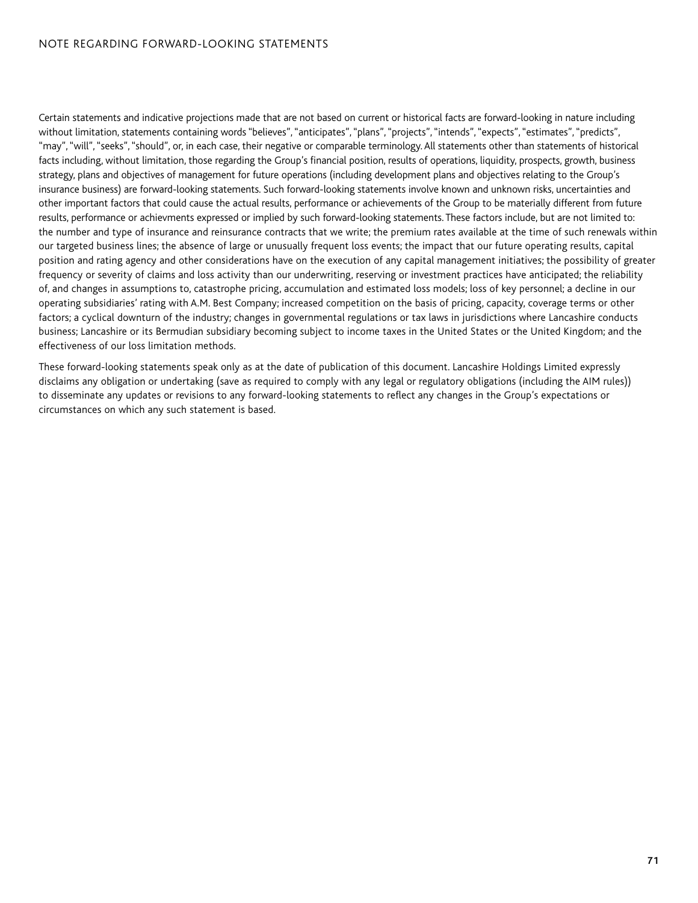# NOTE REGARDING FORWARD-LOOKING STATEMENTS

Certain statements and indicative projections made that are not based on current or historical facts are forward-looking in nature including without limitation, statements containing words "believes", "anticipates", "plans", "projects", "intends", "expects", "estimates", "predicts", "may", "will", "seeks", "should", or, in each case, their negative or comparable terminology. All statements other than statements of historical facts including, without limitation, those regarding the Group's financial position, results of operations, liquidity, prospects, growth, business strategy, plans and objectives of management for future operations (including development plans and objectives relating to the Group's insurance business) are forward-looking statements. Such forward-looking statements involve known and unknown risks, uncertainties and other important factors that could cause the actual results, performance or achievements of the Group to be materially different from future results, performance or achievments expressed or implied by such forward-looking statements. These factors include, but are not limited to: the number and type of insurance and reinsurance contracts that we write; the premium rates available at the time of such renewals within our targeted business lines; the absence of large or unusually frequent loss events; the impact that our future operating results, capital position and rating agency and other considerations have on the execution of any capital management initiatives; the possibility of greater frequency or severity of claims and loss activity than our underwriting, reserving or investment practices have anticipated; the reliability of, and changes in assumptions to, catastrophe pricing, accumulation and estimated loss models; loss of key personnel; a decline in our operating subsidiaries' rating with A.M. Best Company; increased competition on the basis of pricing, capacity, coverage terms or other factors; a cyclical downturn of the industry; changes in governmental regulations or tax laws in jurisdictions where Lancashire conducts business; Lancashire or its Bermudian subsidiary becoming subject to income taxes in the United States or the United Kingdom; and the effectiveness of our loss limitation methods.

These forward-looking statements speak only as at the date of publication of this document. Lancashire Holdings Limited expressly disclaims any obligation or undertaking (save as required to comply with any legal or regulatory obligations (including the AIM rules)) to disseminate any updates or revisions to any forward-looking statements to reflect any changes in the Group's expectations or circumstances on which any such statement is based.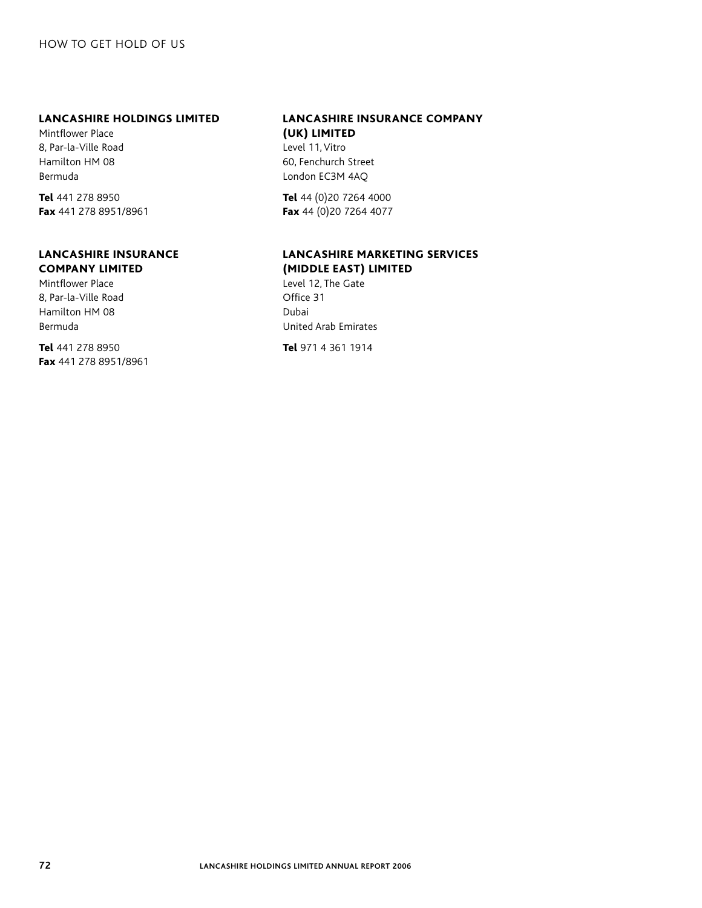# HOW TO GET HOLD OF US

## LANCASHIRE HOLDINGS LIMITED

Mintflower Place
8, Par-la-Ville Road
Hamilton HM 08
Bermuda

**Tel** 441 278 8950
**Fax** 441 278 8951/8961

## LANCASHIRE INSURANCE COMPANY LIMITED

Mintflower Place
8, Par-la-Ville Road
Hamilton HM 08
Bermuda

**Tel** 441 278 8950
**Fax** 441 278 8951/8961

## LANCASHIRE INSURANCE COMPANY (UK) LIMITED

Level 11, Vitro
60, Fenchurch Street
London EC3M 4AQ

**Tel** 44 (0)20 7264 4000
**Fax** 44 (0)20 7264 4077

## LANCASHIRE MARKETING SERVICES (MIDDLE EAST) LIMITED

Level 12, The Gate
Office 31
Dubai
United Arab Emirates

**Tel** 971 4 361 1914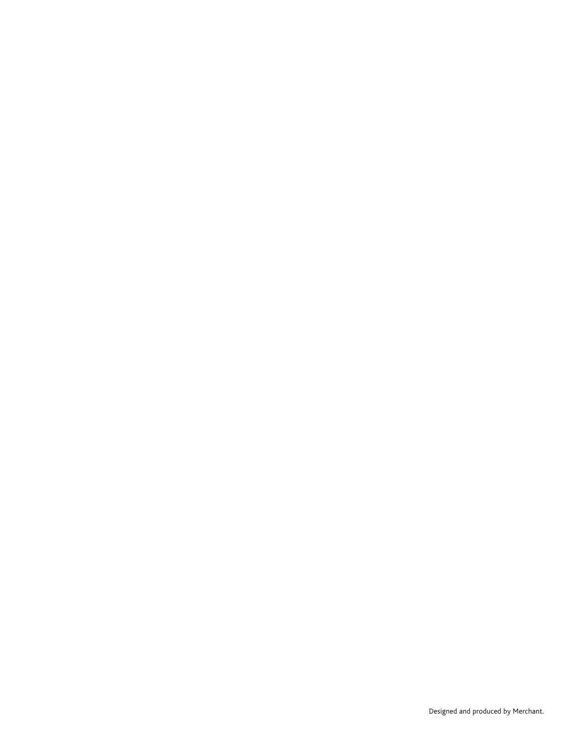Designed and produced by Merchant.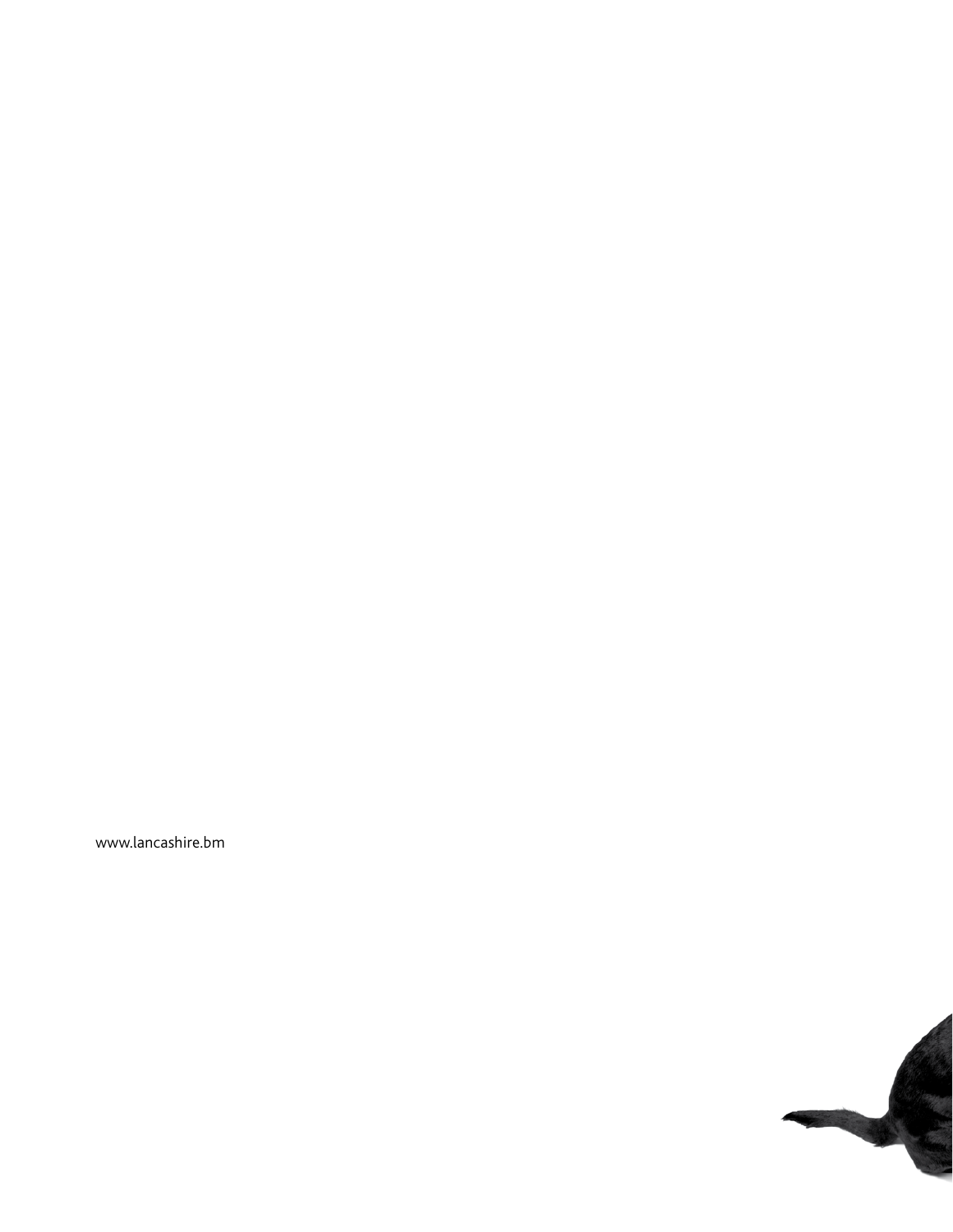www.lancashire.bm